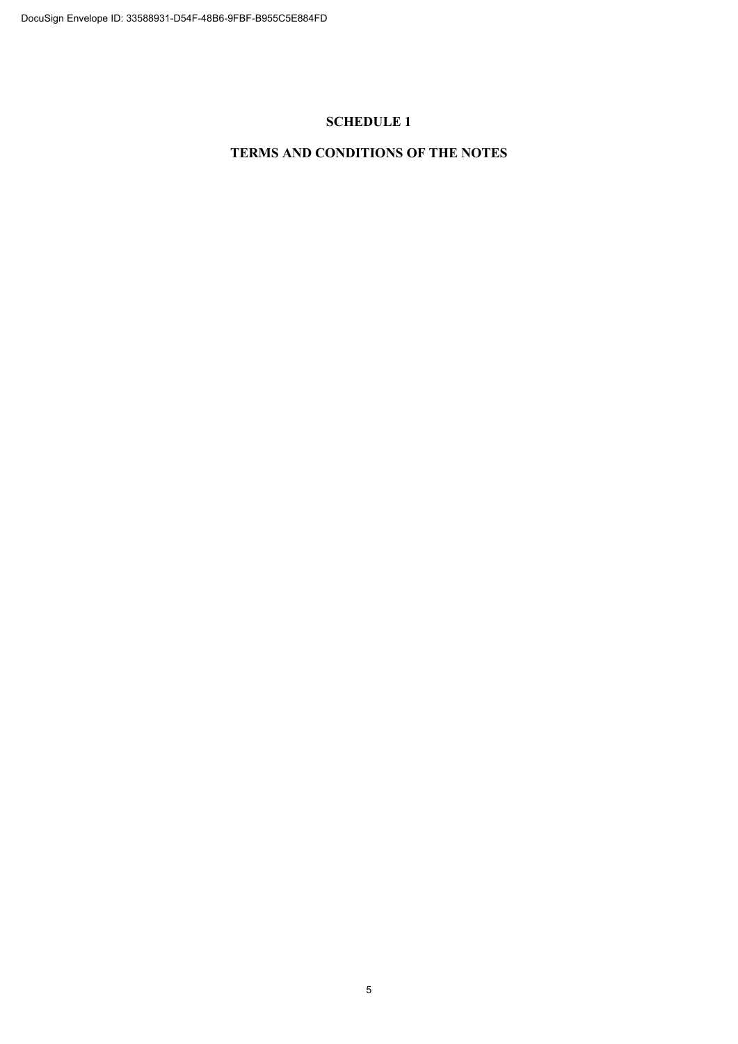# SCHEDULE 1

## TERMS AND CONDITIONS OF THE NOTES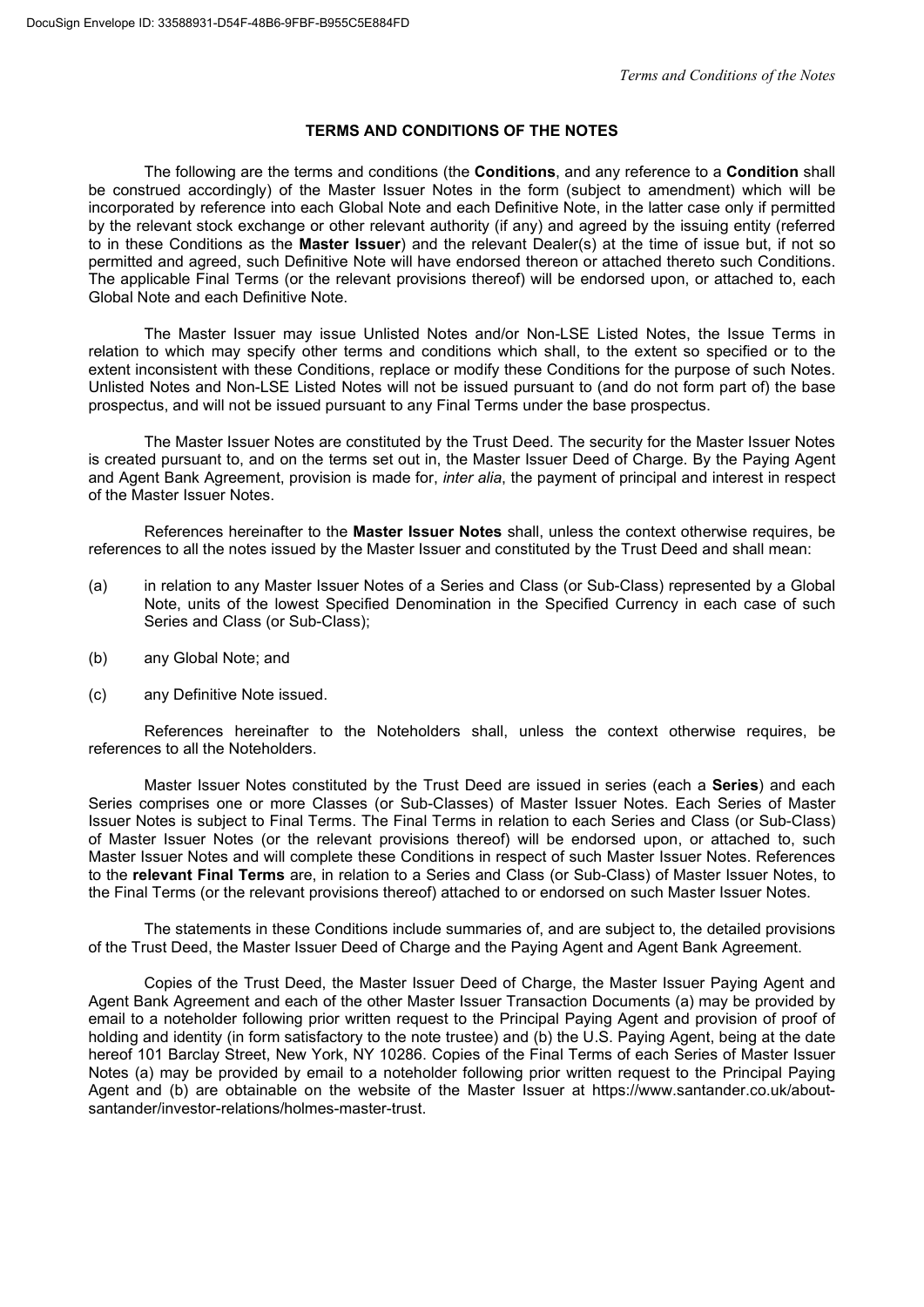## TERMS AND CONDITIONS OF THE NOTES

The following are the terms and conditions (the **Conditions**, and any reference to a **Condition** shall be construed accordingly) of the Master Issuer Notes in the form (subject to amendment) which will be incorporated by reference into each Global Note and each Definitive Note, in the latter case only if permitted by the relevant stock exchange or other relevant authority (if any) and agreed by the issuing entity (referred to in these Conditions as the **Master Issuer**) and the relevant Dealer(s) at the time of issue but, if not so permitted and agreed, such Definitive Note will have endorsed thereon or attached thereto such Conditions. The applicable Final Terms (or the relevant provisions thereof) will be endorsed upon, or attached to, each Global Note and each Definitive Note.

The Master Issuer may issue Unlisted Notes and/or Non-LSE Listed Notes, the Issue Terms in relation to which may specify other terms and conditions which shall, to the extent so specified or to the extent inconsistent with these Conditions, replace or modify these Conditions for the purpose of such Notes. Unlisted Notes and Non-LSE Listed Notes will not be issued pursuant to (and do not form part of) the base prospectus, and will not be issued pursuant to any Final Terms under the base prospectus.

The Master Issuer Notes are constituted by the Trust Deed. The security for the Master Issuer Notes is created pursuant to, and on the terms set out in, the Master Issuer Deed of Charge. By the Paying Agent and Agent Bank Agreement, provision is made for, *inter alia*, the payment of principal and interest in respect of the Master Issuer Notes.

References hereinafter to the **Master Issuer Notes** shall, unless the context otherwise requires, be references to all the notes issued by the Master Issuer and constituted by the Trust Deed and shall mean:

(a) in relation to any Master Issuer Notes of a Series and Class (or Sub-Class) represented by a Global Note, units of the lowest Specified Denomination in the Specified Currency in each case of such Series and Class (or Sub-Class);

(b) any Global Note; and

(c) any Definitive Note issued.

References hereinafter to the Noteholders shall, unless the context otherwise requires, be references to all the Noteholders.

Master Issuer Notes constituted by the Trust Deed are issued in series (each a **Series**) and each Series comprises one or more Classes (or Sub-Classes) of Master Issuer Notes. Each Series of Master Issuer Notes is subject to Final Terms. The Final Terms in relation to each Series and Class (or Sub-Class) of Master Issuer Notes (or the relevant provisions thereof) will be endorsed upon, or attached to, such Master Issuer Notes and will complete these Conditions in respect of such Master Issuer Notes. References to the **relevant Final Terms** are, in relation to a Series and Class (or Sub-Class) of Master Issuer Notes, to the Final Terms (or the relevant provisions thereof) attached to or endorsed on such Master Issuer Notes.

The statements in these Conditions include summaries of, and are subject to, the detailed provisions of the Trust Deed, the Master Issuer Deed of Charge and the Paying Agent and Agent Bank Agreement.

Copies of the Trust Deed, the Master Issuer Deed of Charge, the Master Issuer Paying Agent and Agent Bank Agreement and each of the other Master Issuer Transaction Documents (a) may be provided by email to a noteholder following prior written request to the Principal Paying Agent and provision of proof of holding and identity (in form satisfactory to the note trustee) and (b) the U.S. Paying Agent, being at the date hereof 101 Barclay Street, New York, NY 10286. Copies of the Final Terms of each Series of Master Issuer Notes (a) may be provided by email to a noteholder following prior written request to the Principal Paying Agent and (b) are obtainable on the website of the Master Issuer at https://www.santander.co.uk/about-santander/investor-relations/holmes-master-trust.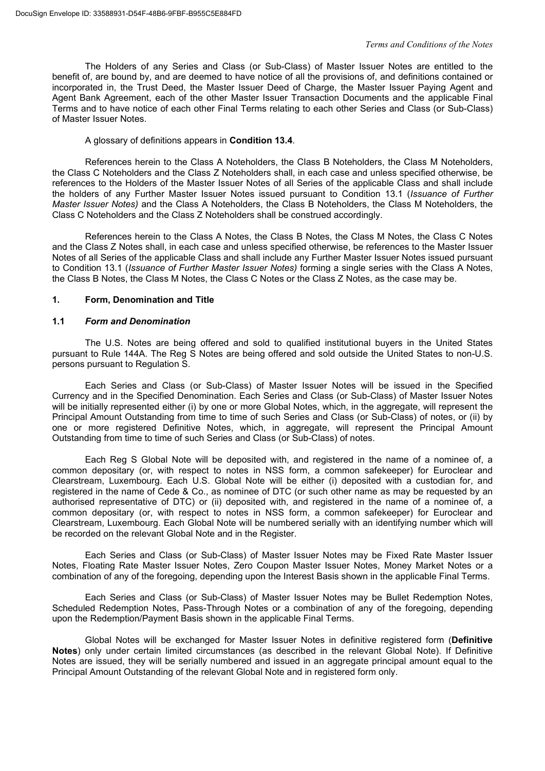The Holders of any Series and Class (or Sub-Class) of Master Issuer Notes are entitled to the benefit of, are bound by, and are deemed to have notice of all the provisions of, and definitions contained or incorporated in, the Trust Deed, the Master Issuer Deed of Charge, the Master Issuer Paying Agent and Agent Bank Agreement, each of the other Master Issuer Transaction Documents and the applicable Final Terms and to have notice of each other Final Terms relating to each other Series and Class (or Sub-Class) of Master Issuer Notes.

A glossary of definitions appears in **Condition 13.4**.

References herein to the Class A Noteholders, the Class B Noteholders, the Class M Noteholders, the Class C Noteholders and the Class Z Noteholders shall, in each case and unless specified otherwise, be references to the Holders of the Master Issuer Notes of all Series of the applicable Class and shall include the holders of any Further Master Issuer Notes issued pursuant to Condition 13.1 (*Issuance of Further Master Issuer Notes)* and the Class A Noteholders, the Class B Noteholders, the Class M Noteholders, the Class C Noteholders and the Class Z Noteholders shall be construed accordingly.

References herein to the Class A Notes, the Class B Notes, the Class M Notes, the Class C Notes and the Class Z Notes shall, in each case and unless specified otherwise, be references to the Master Issuer Notes of all Series of the applicable Class and shall include any Further Master Issuer Notes issued pursuant to Condition 13.1 (*Issuance of Further Master Issuer Notes)* forming a single series with the Class A Notes, the Class B Notes, the Class M Notes, the Class C Notes or the Class Z Notes, as the case may be.

## 1. Form, Denomination and Title

### 1.1 *Form and Denomination*

The U.S. Notes are being offered and sold to qualified institutional buyers in the United States pursuant to Rule 144A. The Reg S Notes are being offered and sold outside the United States to non-U.S. persons pursuant to Regulation S.

Each Series and Class (or Sub-Class) of Master Issuer Notes will be issued in the Specified Currency and in the Specified Denomination. Each Series and Class (or Sub-Class) of Master Issuer Notes will be initially represented either (i) by one or more Global Notes, which, in the aggregate, will represent the Principal Amount Outstanding from time to time of such Series and Class (or Sub-Class) of notes, or (ii) by one or more registered Definitive Notes, which, in aggregate, will represent the Principal Amount Outstanding from time to time of such Series and Class (or Sub-Class) of notes.

Each Reg S Global Note will be deposited with, and registered in the name of a nominee of, a common depositary (or, with respect to notes in NSS form, a common safekeeper) for Euroclear and Clearstream, Luxembourg. Each U.S. Global Note will be either (i) deposited with a custodian for, and registered in the name of Cede & Co., as nominee of DTC (or such other name as may be requested by an authorised representative of DTC) or (ii) deposited with, and registered in the name of a nominee of, a common depositary (or, with respect to notes in NSS form, a common safekeeper) for Euroclear and Clearstream, Luxembourg. Each Global Note will be numbered serially with an identifying number which will be recorded on the relevant Global Note and in the Register.

Each Series and Class (or Sub-Class) of Master Issuer Notes may be Fixed Rate Master Issuer Notes, Floating Rate Master Issuer Notes, Zero Coupon Master Issuer Notes, Money Market Notes or a combination of any of the foregoing, depending upon the Interest Basis shown in the applicable Final Terms.

Each Series and Class (or Sub-Class) of Master Issuer Notes may be Bullet Redemption Notes, Scheduled Redemption Notes, Pass-Through Notes or a combination of any of the foregoing, depending upon the Redemption/Payment Basis shown in the applicable Final Terms.

Global Notes will be exchanged for Master Issuer Notes in definitive registered form (**Definitive Notes**) only under certain limited circumstances (as described in the relevant Global Note). If Definitive Notes are issued, they will be serially numbered and issued in an aggregate principal amount equal to the Principal Amount Outstanding of the relevant Global Note and in registered form only.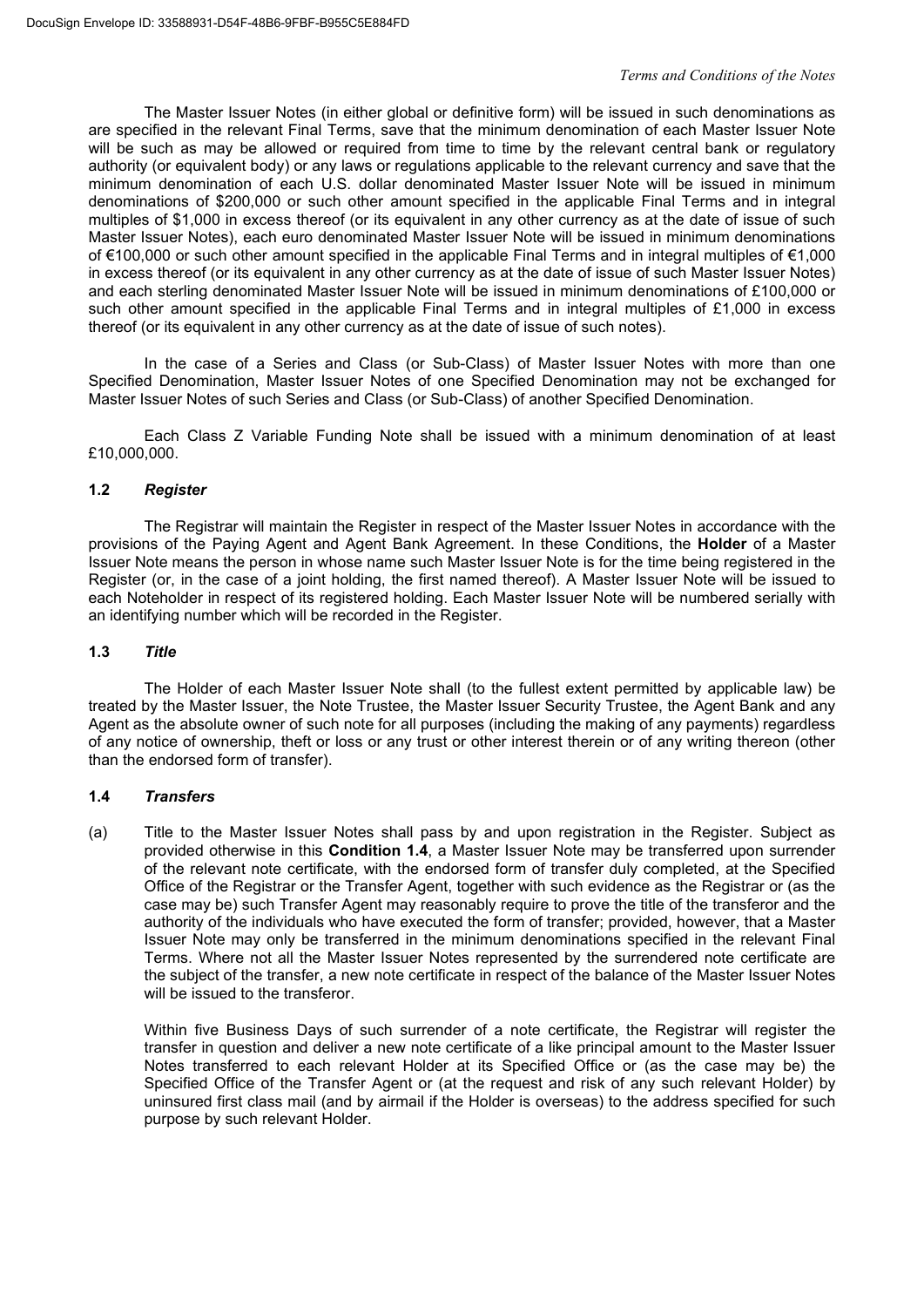The Master Issuer Notes (in either global or definitive form) will be issued in such denominations as are specified in the relevant Final Terms, save that the minimum denomination of each Master Issuer Note will be such as may be allowed or required from time to time by the relevant central bank or regulatory authority (or equivalent body) or any laws or regulations applicable to the relevant currency and save that the minimum denomination of each U.S. dollar denominated Master Issuer Note will be issued in minimum denominations of $200,000 or such other amount specified in the applicable Final Terms and in integral multiples of $1,000 in excess thereof (or its equivalent in any other currency as at the date of issue of such Master Issuer Notes), each euro denominated Master Issuer Note will be issued in minimum denominations of €100,000 or such other amount specified in the applicable Final Terms and in integral multiples of €1,000 in excess thereof (or its equivalent in any other currency as at the date of issue of such Master Issuer Notes) and each sterling denominated Master Issuer Note will be issued in minimum denominations of £100,000 or such other amount specified in the applicable Final Terms and in integral multiples of £1,000 in excess thereof (or its equivalent in any other currency as at the date of issue of such notes).

In the case of a Series and Class (or Sub-Class) of Master Issuer Notes with more than one Specified Denomination, Master Issuer Notes of one Specified Denomination may not be exchanged for Master Issuer Notes of such Series and Class (or Sub-Class) of another Specified Denomination.

Each Class Z Variable Funding Note shall be issued with a minimum denomination of at least £10,000,000.

### 1.2 *Register*

The Registrar will maintain the Register in respect of the Master Issuer Notes in accordance with the provisions of the Paying Agent and Agent Bank Agreement. In these Conditions, the **Holder** of a Master Issuer Note means the person in whose name such Master Issuer Note is for the time being registered in the Register (or, in the case of a joint holding, the first named thereof). A Master Issuer Note will be issued to each Noteholder in respect of its registered holding. Each Master Issuer Note will be numbered serially with an identifying number which will be recorded in the Register.

### 1.3 *Title*

The Holder of each Master Issuer Note shall (to the fullest extent permitted by applicable law) be treated by the Master Issuer, the Note Trustee, the Master Issuer Security Trustee, the Agent Bank and any Agent as the absolute owner of such note for all purposes (including the making of any payments) regardless of any notice of ownership, theft or loss or any trust or other interest therein or of any writing thereon (other than the endorsed form of transfer).

### 1.4 *Transfers*

(a) Title to the Master Issuer Notes shall pass by and upon registration in the Register. Subject as provided otherwise in this **Condition 1.4**, a Master Issuer Note may be transferred upon surrender of the relevant note certificate, with the endorsed form of transfer duly completed, at the Specified Office of the Registrar or the Transfer Agent, together with such evidence as the Registrar or (as the case may be) such Transfer Agent may reasonably require to prove the title of the transferor and the authority of the individuals who have executed the form of transfer; provided, however, that a Master Issuer Note may only be transferred in the minimum denominations specified in the relevant Final Terms. Where not all the Master Issuer Notes represented by the surrendered note certificate are the subject of the transfer, a new note certificate in respect of the balance of the Master Issuer Notes will be issued to the transferor.

Within five Business Days of such surrender of a note certificate, the Registrar will register the transfer in question and deliver a new note certificate of a like principal amount to the Master Issuer Notes transferred to each relevant Holder at its Specified Office or (as the case may be) the Specified Office of the Transfer Agent or (at the request and risk of any such relevant Holder) by uninsured first class mail (and by airmail if the Holder is overseas) to the address specified for such purpose by such relevant Holder.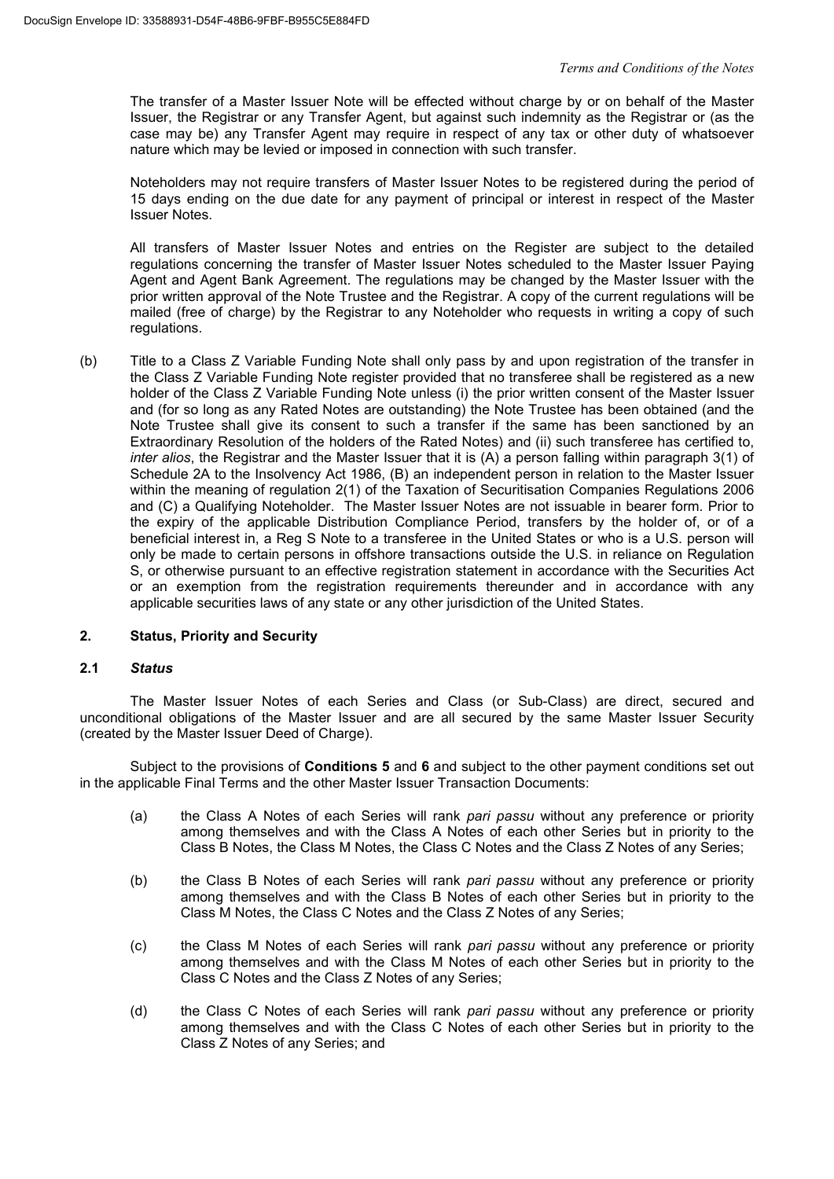The transfer of a Master Issuer Note will be effected without charge by or on behalf of the Master Issuer, the Registrar or any Transfer Agent, but against such indemnity as the Registrar or (as the case may be) any Transfer Agent may require in respect of any tax or other duty of whatsoever nature which may be levied or imposed in connection with such transfer.

Noteholders may not require transfers of Master Issuer Notes to be registered during the period of 15 days ending on the due date for any payment of principal or interest in respect of the Master Issuer Notes.

All transfers of Master Issuer Notes and entries on the Register are subject to the detailed regulations concerning the transfer of Master Issuer Notes scheduled to the Master Issuer Paying Agent and Agent Bank Agreement. The regulations may be changed by the Master Issuer with the prior written approval of the Note Trustee and the Registrar. A copy of the current regulations will be mailed (free of charge) by the Registrar to any Noteholder who requests in writing a copy of such regulations.

(b) Title to a Class Z Variable Funding Note shall only pass by and upon registration of the transfer in the Class Z Variable Funding Note register provided that no transferee shall be registered as a new holder of the Class Z Variable Funding Note unless (i) the prior written consent of the Master Issuer and (for so long as any Rated Notes are outstanding) the Note Trustee has been obtained (and the Note Trustee shall give its consent to such a transfer if the same has been sanctioned by an Extraordinary Resolution of the holders of the Rated Notes) and (ii) such transferee has certified to, *inter alios*, the Registrar and the Master Issuer that it is (A) a person falling within paragraph 3(1) of Schedule 2A to the Insolvency Act 1986, (B) an independent person in relation to the Master Issuer within the meaning of regulation 2(1) of the Taxation of Securitisation Companies Regulations 2006 and (C) a Qualifying Noteholder. The Master Issuer Notes are not issuable in bearer form. Prior to the expiry of the applicable Distribution Compliance Period, transfers by the holder of, or of a beneficial interest in, a Reg S Note to a transferee in the United States or who is a U.S. person will only be made to certain persons in offshore transactions outside the U.S. in reliance on Regulation S, or otherwise pursuant to an effective registration statement in accordance with the Securities Act or an exemption from the registration requirements thereunder and in accordance with any applicable securities laws of any state or any other jurisdiction of the United States.

## 2. Status, Priority and Security

### 2.1 *Status*

The Master Issuer Notes of each Series and Class (or Sub-Class) are direct, secured and unconditional obligations of the Master Issuer and are all secured by the same Master Issuer Security (created by the Master Issuer Deed of Charge).

Subject to the provisions of **Conditions 5** and **6** and subject to the other payment conditions set out in the applicable Final Terms and the other Master Issuer Transaction Documents:

(a) the Class A Notes of each Series will rank *pari passu* without any preference or priority among themselves and with the Class A Notes of each other Series but in priority to the Class B Notes, the Class M Notes, the Class C Notes and the Class Z Notes of any Series;

(b) the Class B Notes of each Series will rank *pari passu* without any preference or priority among themselves and with the Class B Notes of each other Series but in priority to the Class M Notes, the Class C Notes and the Class Z Notes of any Series;

(c) the Class M Notes of each Series will rank *pari passu* without any preference or priority among themselves and with the Class M Notes of each other Series but in priority to the Class C Notes and the Class Z Notes of any Series;

(d) the Class C Notes of each Series will rank *pari passu* without any preference or priority among themselves and with the Class C Notes of each other Series but in priority to the Class Z Notes of any Series; and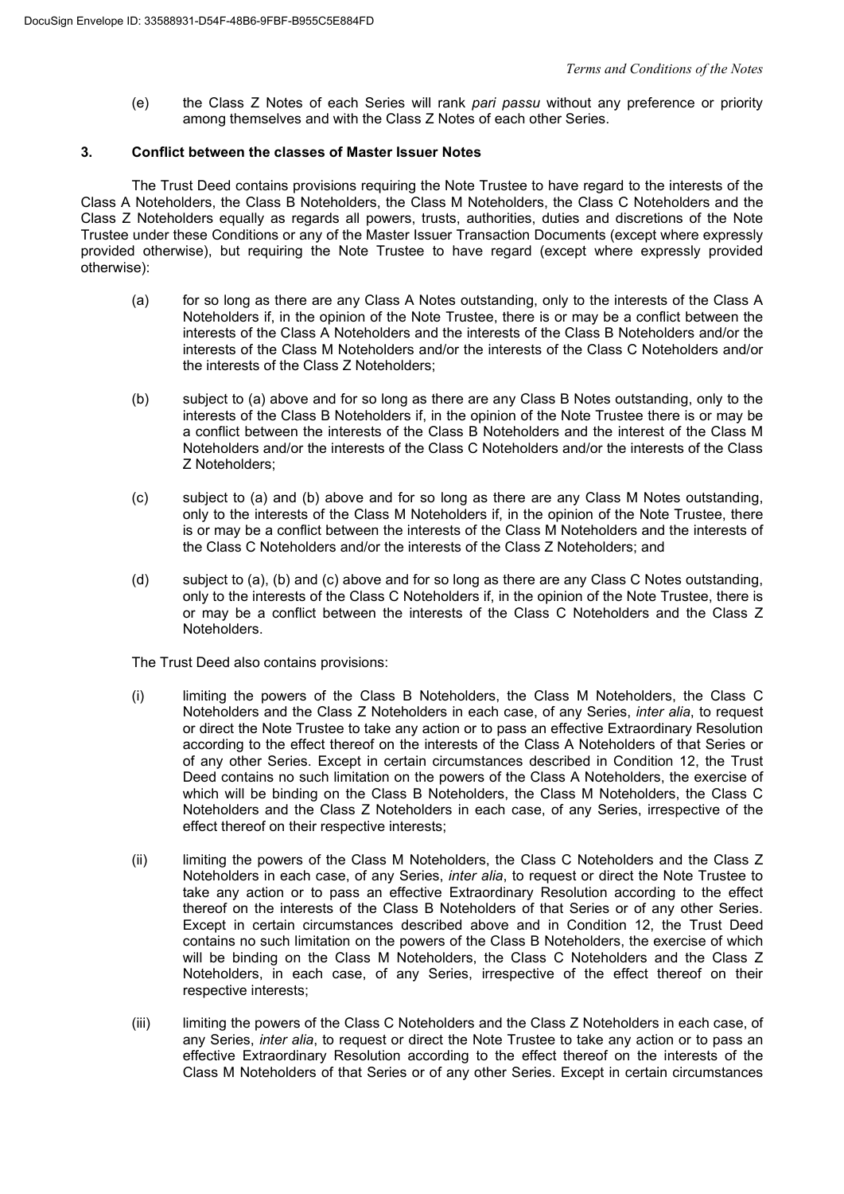(e) the Class Z Notes of each Series will rank *pari passu* without any preference or priority among themselves and with the Class Z Notes of each other Series.

## 3. Conflict between the classes of Master Issuer Notes

The Trust Deed contains provisions requiring the Note Trustee to have regard to the interests of the Class A Noteholders, the Class B Noteholders, the Class M Noteholders, the Class C Noteholders and the Class Z Noteholders equally as regards all powers, trusts, authorities, duties and discretions of the Note Trustee under these Conditions or any of the Master Issuer Transaction Documents (except where expressly provided otherwise), but requiring the Note Trustee to have regard (except where expressly provided otherwise):

(a) for so long as there are any Class A Notes outstanding, only to the interests of the Class A Noteholders if, in the opinion of the Note Trustee, there is or may be a conflict between the interests of the Class A Noteholders and the interests of the Class B Noteholders and/or the interests of the Class M Noteholders and/or the interests of the Class C Noteholders and/or the interests of the Class Z Noteholders;

(b) subject to (a) above and for so long as there are any Class B Notes outstanding, only to the interests of the Class B Noteholders if, in the opinion of the Note Trustee there is or may be a conflict between the interests of the Class B Noteholders and the interest of the Class M Noteholders and/or the interests of the Class C Noteholders and/or the interests of the Class Z Noteholders;

(c) subject to (a) and (b) above and for so long as there are any Class M Notes outstanding, only to the interests of the Class M Noteholders if, in the opinion of the Note Trustee, there is or may be a conflict between the interests of the Class M Noteholders and the interests of the Class C Noteholders and/or the interests of the Class Z Noteholders; and

(d) subject to (a), (b) and (c) above and for so long as there are any Class C Notes outstanding, only to the interests of the Class C Noteholders if, in the opinion of the Note Trustee, there is or may be a conflict between the interests of the Class C Noteholders and the Class Z Noteholders.

The Trust Deed also contains provisions:

(i) limiting the powers of the Class B Noteholders, the Class M Noteholders, the Class C Noteholders and the Class Z Noteholders in each case, of any Series, *inter alia*, to request or direct the Note Trustee to take any action or to pass an effective Extraordinary Resolution according to the effect thereof on the interests of the Class A Noteholders of that Series or of any other Series. Except in certain circumstances described in Condition 12, the Trust Deed contains no such limitation on the powers of the Class A Noteholders, the exercise of which will be binding on the Class B Noteholders, the Class M Noteholders, the Class C Noteholders and the Class Z Noteholders in each case, of any Series, irrespective of the effect thereof on their respective interests;

(ii) limiting the powers of the Class M Noteholders, the Class C Noteholders and the Class Z Noteholders in each case, of any Series, *inter alia*, to request or direct the Note Trustee to take any action or to pass an effective Extraordinary Resolution according to the effect thereof on the interests of the Class B Noteholders of that Series or of any other Series. Except in certain circumstances described above and in Condition 12, the Trust Deed contains no such limitation on the powers of the Class B Noteholders, the exercise of which will be binding on the Class M Noteholders, the Class C Noteholders and the Class Z Noteholders, in each case, of any Series, irrespective of the effect thereof on their respective interests;

(iii) limiting the powers of the Class C Noteholders and the Class Z Noteholders in each case, of any Series, *inter alia*, to request or direct the Note Trustee to take any action or to pass an effective Extraordinary Resolution according to the effect thereof on the interests of the Class M Noteholders of that Series or of any other Series. Except in certain circumstances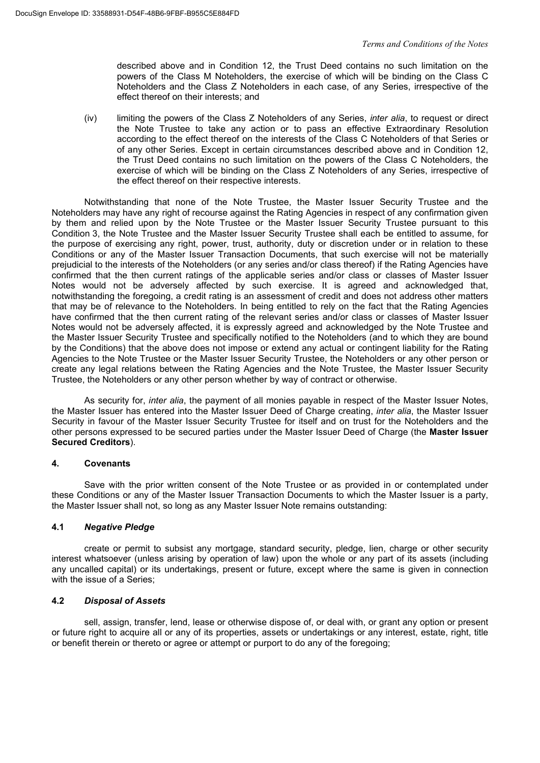described above and in Condition 12, the Trust Deed contains no such limitation on the powers of the Class M Noteholders, the exercise of which will be binding on the Class C Noteholders and the Class Z Noteholders in each case, of any Series, irrespective of the effect thereof on their interests; and

(iv) limiting the powers of the Class Z Noteholders of any Series, *inter alia*, to request or direct the Note Trustee to take any action or to pass an effective Extraordinary Resolution according to the effect thereof on the interests of the Class C Noteholders of that Series or of any other Series. Except in certain circumstances described above and in Condition 12, the Trust Deed contains no such limitation on the powers of the Class C Noteholders, the exercise of which will be binding on the Class Z Noteholders of any Series, irrespective of the effect thereof on their respective interests.

Notwithstanding that none of the Note Trustee, the Master Issuer Security Trustee and the Noteholders may have any right of recourse against the Rating Agencies in respect of any confirmation given by them and relied upon by the Note Trustee or the Master Issuer Security Trustee pursuant to this Condition 3, the Note Trustee and the Master Issuer Security Trustee shall each be entitled to assume, for the purpose of exercising any right, power, trust, authority, duty or discretion under or in relation to these Conditions or any of the Master Issuer Transaction Documents, that such exercise will not be materially prejudicial to the interests of the Noteholders (or any series and/or class thereof) if the Rating Agencies have confirmed that the then current ratings of the applicable series and/or class or classes of Master Issuer Notes would not be adversely affected by such exercise. It is agreed and acknowledged that, notwithstanding the foregoing, a credit rating is an assessment of credit and does not address other matters that may be of relevance to the Noteholders. In being entitled to rely on the fact that the Rating Agencies have confirmed that the then current rating of the relevant series and/or class or classes of Master Issuer Notes would not be adversely affected, it is expressly agreed and acknowledged by the Note Trustee and the Master Issuer Security Trustee and specifically notified to the Noteholders (and to which they are bound by the Conditions) that the above does not impose or extend any actual or contingent liability for the Rating Agencies to the Note Trustee or the Master Issuer Security Trustee, the Noteholders or any other person or create any legal relations between the Rating Agencies and the Note Trustee, the Master Issuer Security Trustee, the Noteholders or any other person whether by way of contract or otherwise.

As security for, *inter alia*, the payment of all monies payable in respect of the Master Issuer Notes, the Master Issuer has entered into the Master Issuer Deed of Charge creating, *inter alia*, the Master Issuer Security in favour of the Master Issuer Security Trustee for itself and on trust for the Noteholders and the other persons expressed to be secured parties under the Master Issuer Deed of Charge (the **Master Issuer Secured Creditors**).

## 4. Covenants

Save with the prior written consent of the Note Trustee or as provided in or contemplated under these Conditions or any of the Master Issuer Transaction Documents to which the Master Issuer is a party, the Master Issuer shall not, so long as any Master Issuer Note remains outstanding:

### 4.1 *Negative Pledge*

create or permit to subsist any mortgage, standard security, pledge, lien, charge or other security interest whatsoever (unless arising by operation of law) upon the whole or any part of its assets (including any uncalled capital) or its undertakings, present or future, except where the same is given in connection with the issue of a Series;

### 4.2 *Disposal of Assets*

sell, assign, transfer, lend, lease or otherwise dispose of, or deal with, or grant any option or present or future right to acquire all or any of its properties, assets or undertakings or any interest, estate, right, title or benefit therein or thereto or agree or attempt or purport to do any of the foregoing;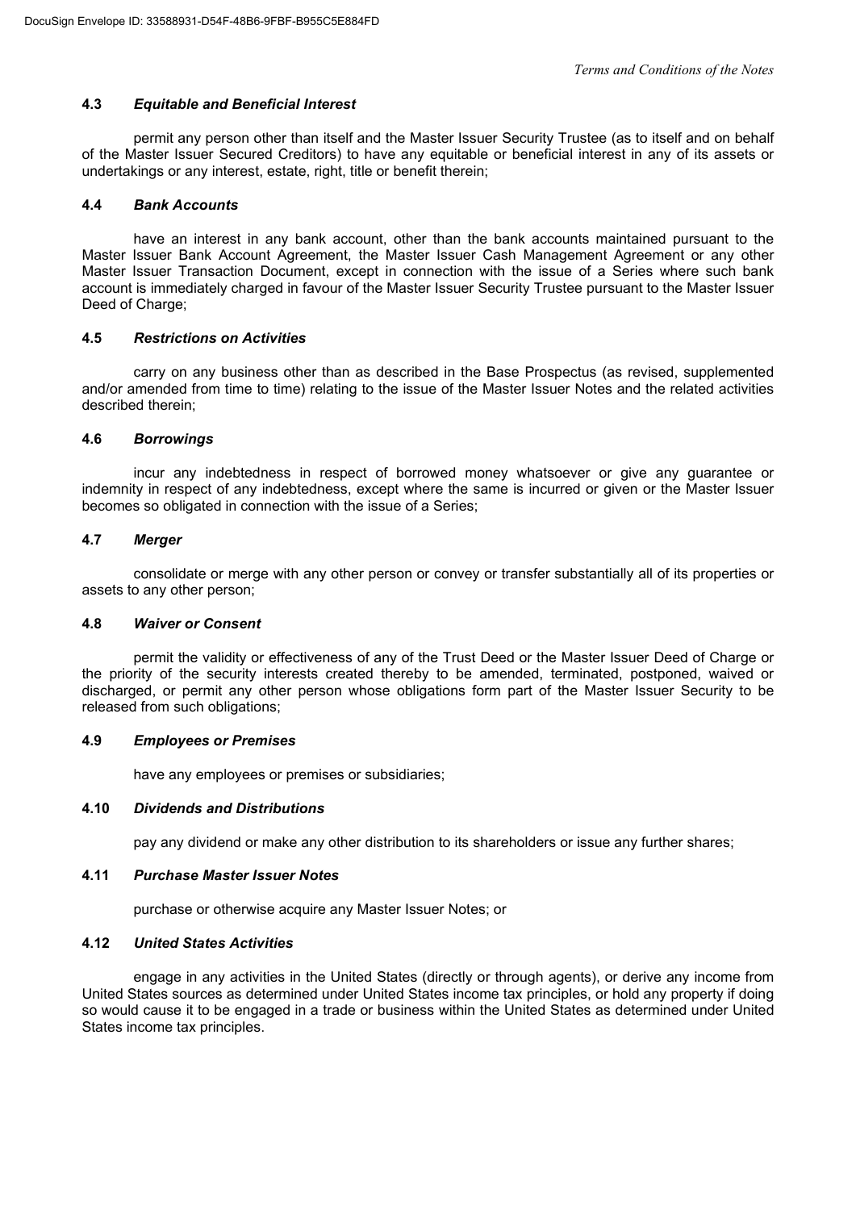### 4.3 *Equitable and Beneficial Interest*

permit any person other than itself and the Master Issuer Security Trustee (as to itself and on behalf of the Master Issuer Secured Creditors) to have any equitable or beneficial interest in any of its assets or undertakings or any interest, estate, right, title or benefit therein;

### 4.4 *Bank Accounts*

have an interest in any bank account, other than the bank accounts maintained pursuant to the Master Issuer Bank Account Agreement, the Master Issuer Cash Management Agreement or any other Master Issuer Transaction Document, except in connection with the issue of a Series where such bank account is immediately charged in favour of the Master Issuer Security Trustee pursuant to the Master Issuer Deed of Charge;

### 4.5 *Restrictions on Activities*

carry on any business other than as described in the Base Prospectus (as revised, supplemented and/or amended from time to time) relating to the issue of the Master Issuer Notes and the related activities described therein;

### 4.6 *Borrowings*

incur any indebtedness in respect of borrowed money whatsoever or give any guarantee or indemnity in respect of any indebtedness, except where the same is incurred or given or the Master Issuer becomes so obligated in connection with the issue of a Series;

### 4.7 *Merger*

consolidate or merge with any other person or convey or transfer substantially all of its properties or assets to any other person;

### 4.8 *Waiver or Consent*

permit the validity or effectiveness of any of the Trust Deed or the Master Issuer Deed of Charge or the priority of the security interests created thereby to be amended, terminated, postponed, waived or discharged, or permit any other person whose obligations form part of the Master Issuer Security to be released from such obligations;

### 4.9 *Employees or Premises*

have any employees or premises or subsidiaries;

### 4.10 *Dividends and Distributions*

pay any dividend or make any other distribution to its shareholders or issue any further shares;

### 4.11 *Purchase Master Issuer Notes*

purchase or otherwise acquire any Master Issuer Notes; or

### 4.12 *United States Activities*

engage in any activities in the United States (directly or through agents), or derive any income from United States sources as determined under United States income tax principles, or hold any property if doing so would cause it to be engaged in a trade or business within the United States as determined under United States income tax principles.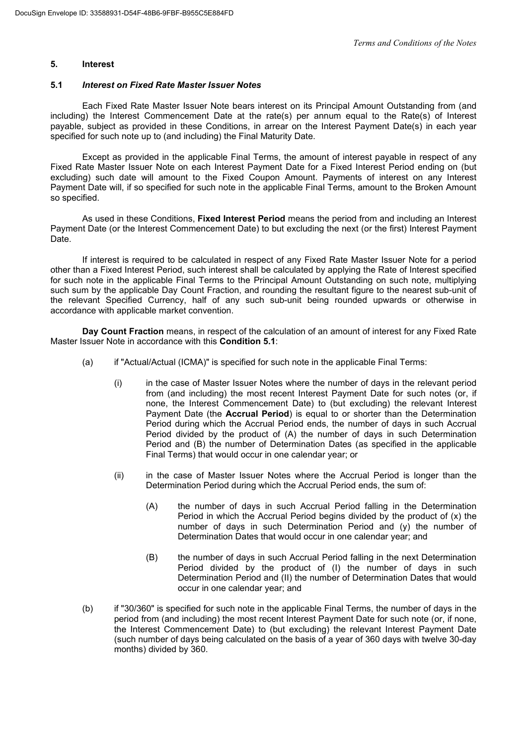## 5. Interest

### 5.1 *Interest on Fixed Rate Master Issuer Notes*

Each Fixed Rate Master Issuer Note bears interest on its Principal Amount Outstanding from (and including) the Interest Commencement Date at the rate(s) per annum equal to the Rate(s) of Interest payable, subject as provided in these Conditions, in arrear on the Interest Payment Date(s) in each year specified for such note up to (and including) the Final Maturity Date.

Except as provided in the applicable Final Terms, the amount of interest payable in respect of any Fixed Rate Master Issuer Note on each Interest Payment Date for a Fixed Interest Period ending on (but excluding) such date will amount to the Fixed Coupon Amount. Payments of interest on any Interest Payment Date will, if so specified for such note in the applicable Final Terms, amount to the Broken Amount so specified.

As used in these Conditions, **Fixed Interest Period** means the period from and including an Interest Payment Date (or the Interest Commencement Date) to but excluding the next (or the first) Interest Payment Date.

If interest is required to be calculated in respect of any Fixed Rate Master Issuer Note for a period other than a Fixed Interest Period, such interest shall be calculated by applying the Rate of Interest specified for such note in the applicable Final Terms to the Principal Amount Outstanding on such note, multiplying such sum by the applicable Day Count Fraction, and rounding the resultant figure to the nearest sub-unit of the relevant Specified Currency, half of any such sub-unit being rounded upwards or otherwise in accordance with applicable market convention.

**Day Count Fraction** means, in respect of the calculation of an amount of interest for any Fixed Rate Master Issuer Note in accordance with this **Condition 5.1**:

(a) if "Actual/Actual (ICMA)" is specified for such note in the applicable Final Terms:

  (i) in the case of Master Issuer Notes where the number of days in the relevant period from (and including) the most recent Interest Payment Date for such notes (or, if none, the Interest Commencement Date) to (but excluding) the relevant Interest Payment Date (the **Accrual Period**) is equal to or shorter than the Determination Period during which the Accrual Period ends, the number of days in such Accrual Period divided by the product of (A) the number of days in such Determination Period and (B) the number of Determination Dates (as specified in the applicable Final Terms) that would occur in one calendar year; or

  (ii) in the case of Master Issuer Notes where the Accrual Period is longer than the Determination Period during which the Accrual Period ends, the sum of:

    (A) the number of days in such Accrual Period falling in the Determination Period in which the Accrual Period begins divided by the product of (x) the number of days in such Determination Period and (y) the number of Determination Dates that would occur in one calendar year; and

    (B) the number of days in such Accrual Period falling in the next Determination Period divided by the product of (I) the number of days in such Determination Period and (II) the number of Determination Dates that would occur in one calendar year; and

(b) if "30/360" is specified for such note in the applicable Final Terms, the number of days in the period from (and including) the most recent Interest Payment Date for such note (or, if none, the Interest Commencement Date) to (but excluding) the relevant Interest Payment Date (such number of days being calculated on the basis of a year of 360 days with twelve 30-day months) divided by 360.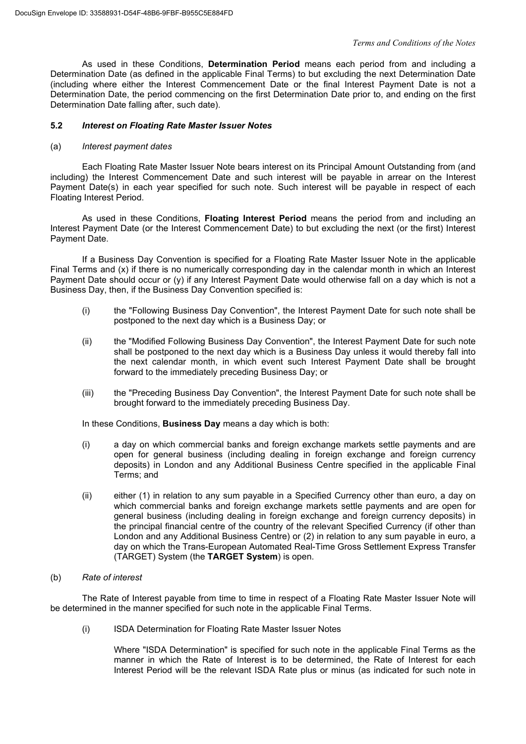As used in these Conditions, **Determination Period** means each period from and including a Determination Date (as defined in the applicable Final Terms) to but excluding the next Determination Date (including where either the Interest Commencement Date or the final Interest Payment Date is not a Determination Date, the period commencing on the first Determination Date prior to, and ending on the first Determination Date falling after, such date).

### 5.2 *Interest on Floating Rate Master Issuer Notes*

(a) *Interest payment dates*

Each Floating Rate Master Issuer Note bears interest on its Principal Amount Outstanding from (and including) the Interest Commencement Date and such interest will be payable in arrear on the Interest Payment Date(s) in each year specified for such note. Such interest will be payable in respect of each Floating Interest Period.

As used in these Conditions, **Floating Interest Period** means the period from and including an Interest Payment Date (or the Interest Commencement Date) to but excluding the next (or the first) Interest Payment Date.

If a Business Day Convention is specified for a Floating Rate Master Issuer Note in the applicable Final Terms and (x) if there is no numerically corresponding day in the calendar month in which an Interest Payment Date should occur or (y) if any Interest Payment Date would otherwise fall on a day which is not a Business Day, then, if the Business Day Convention specified is:

(i) the "Following Business Day Convention", the Interest Payment Date for such note shall be postponed to the next day which is a Business Day; or

(ii) the "Modified Following Business Day Convention", the Interest Payment Date for such note shall be postponed to the next day which is a Business Day unless it would thereby fall into the next calendar month, in which event such Interest Payment Date shall be brought forward to the immediately preceding Business Day; or

(iii) the "Preceding Business Day Convention", the Interest Payment Date for such note shall be brought forward to the immediately preceding Business Day.

In these Conditions, **Business Day** means a day which is both:

(i) a day on which commercial banks and foreign exchange markets settle payments and are open for general business (including dealing in foreign exchange and foreign currency deposits) in London and any Additional Business Centre specified in the applicable Final Terms; and

(ii) either (1) in relation to any sum payable in a Specified Currency other than euro, a day on which commercial banks and foreign exchange markets settle payments and are open for general business (including dealing in foreign exchange and foreign currency deposits) in the principal financial centre of the country of the relevant Specified Currency (if other than London and any Additional Business Centre) or (2) in relation to any sum payable in euro, a day on which the Trans-European Automated Real-Time Gross Settlement Express Transfer (TARGET) System (the **TARGET System**) is open.

(b) *Rate of interest*

The Rate of Interest payable from time to time in respect of a Floating Rate Master Issuer Note will be determined in the manner specified for such note in the applicable Final Terms.

(i) ISDA Determination for Floating Rate Master Issuer Notes

Where "ISDA Determination" is specified for such note in the applicable Final Terms as the manner in which the Rate of Interest is to be determined, the Rate of Interest for each Interest Period will be the relevant ISDA Rate plus or minus (as indicated for such note in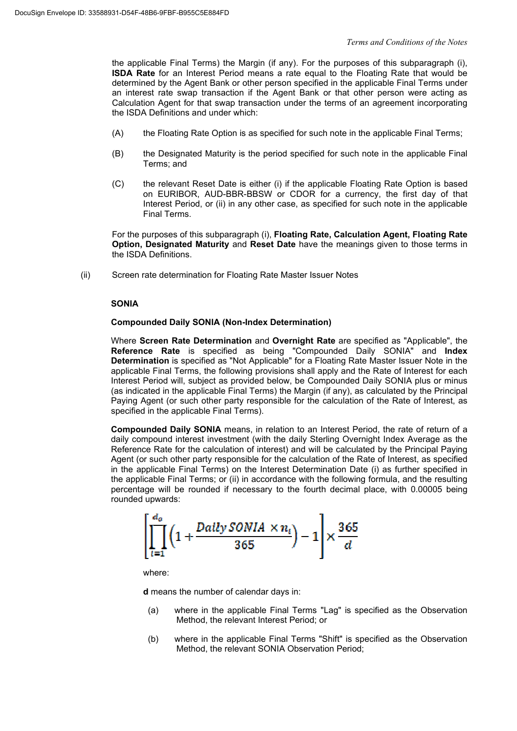the applicable Final Terms) the Margin (if any). For the purposes of this subparagraph (i), **ISDA Rate** for an Interest Period means a rate equal to the Floating Rate that would be determined by the Agent Bank or other person specified in the applicable Final Terms under an interest rate swap transaction if the Agent Bank or that other person were acting as Calculation Agent for that swap transaction under the terms of an agreement incorporating the ISDA Definitions and under which:

(A) the Floating Rate Option is as specified for such note in the applicable Final Terms;

(B) the Designated Maturity is the period specified for such note in the applicable Final Terms; and

(C) the relevant Reset Date is either (i) if the applicable Floating Rate Option is based on EURIBOR, AUD-BBR-BBSW or CDOR for a currency, the first day of that Interest Period, or (ii) in any other case, as specified for such note in the applicable Final Terms.

For the purposes of this subparagraph (i), **Floating Rate, Calculation Agent, Floating Rate Option, Designated Maturity** and **Reset Date** have the meanings given to those terms in the ISDA Definitions.

(ii) Screen rate determination for Floating Rate Master Issuer Notes

**SONIA**

**Compounded Daily SONIA (Non-Index Determination)**

Where **Screen Rate Determination** and **Overnight Rate** are specified as "Applicable", the **Reference Rate** is specified as being "Compounded Daily SONIA" and **Index Determination** is specified as "Not Applicable" for a Floating Rate Master Issuer Note in the applicable Final Terms, the following provisions shall apply and the Rate of Interest for each Interest Period will, subject as provided below, be Compounded Daily SONIA plus or minus (as indicated in the applicable Final Terms) the Margin (if any), as calculated by the Principal Paying Agent (or such other party responsible for the calculation of the Rate of Interest, as specified in the applicable Final Terms).

**Compounded Daily SONIA** means, in relation to an Interest Period, the rate of return of a daily compound interest investment (with the daily Sterling Overnight Index Average as the Reference Rate for the calculation of interest) and will be calculated by the Principal Paying Agent (or such other party responsible for the calculation of the Rate of Interest, as specified in the applicable Final Terms) on the Interest Determination Date (i) as further specified in the applicable Final Terms; or (ii) in accordance with the following formula, and the resulting percentage will be rounded if necessary to the fourth decimal place, with 0.00005 being rounded upwards:

$$\left[\prod_{i=1}^{d_o}\left(1+\frac{Daily\ SONIA\ \times n_i}{365}\right)-1\right]\times\frac{365}{d}$$

where:

**d** means the number of calendar days in:

(a) where in the applicable Final Terms "Lag" is specified as the Observation Method, the relevant Interest Period; or

(b) where in the applicable Final Terms "Shift" is specified as the Observation Method, the relevant SONIA Observation Period;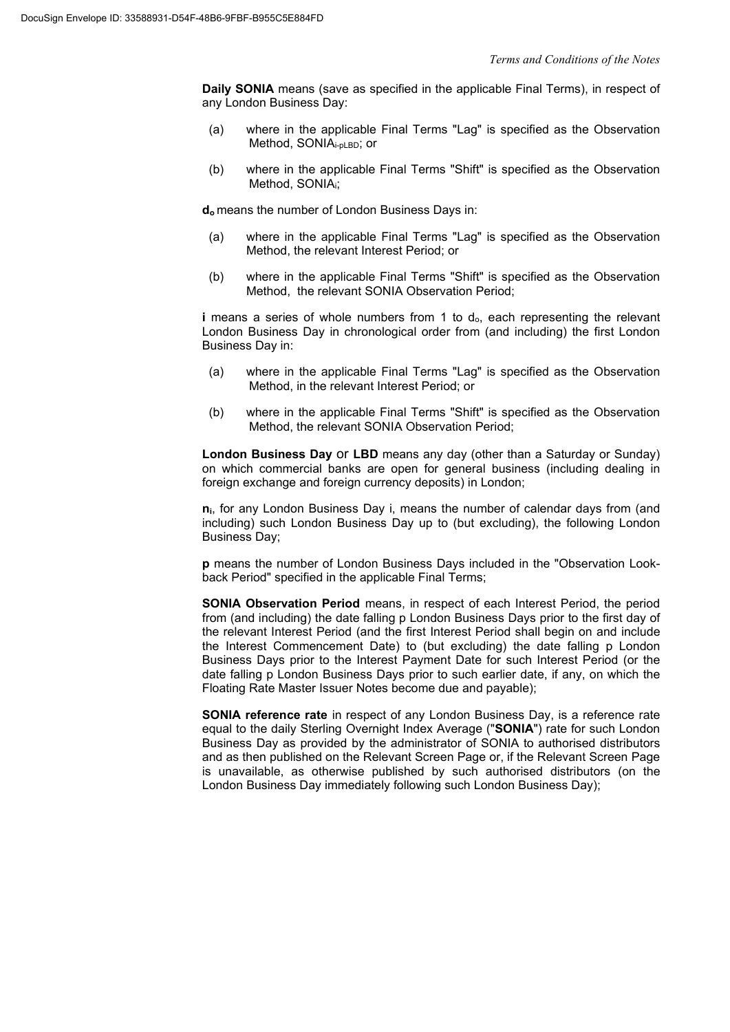**Daily SONIA** means (save as specified in the applicable Final Terms), in respect of any London Business Day:

(a) where in the applicable Final Terms "Lag" is specified as the Observation Method, $SONIA_{i-pLBD}$; or

(b) where in the applicable Final Terms "Shift" is specified as the Observation Method, $SONIA_i$;

$d_o$ means the number of London Business Days in:

(a) where in the applicable Final Terms "Lag" is specified as the Observation Method, the relevant Interest Period; or

(b) where in the applicable Final Terms "Shift" is specified as the Observation Method, the relevant SONIA Observation Period;

**i** means a series of whole numbers from 1 to $d_o$, each representing the relevant London Business Day in chronological order from (and including) the first London Business Day in:

(a) where in the applicable Final Terms "Lag" is specified as the Observation Method, in the relevant Interest Period; or

(b) where in the applicable Final Terms "Shift" is specified as the Observation Method, the relevant SONIA Observation Period;

**London Business Day** or **LBD** means any day (other than a Saturday or Sunday) on which commercial banks are open for general business (including dealing in foreign exchange and foreign currency deposits) in London;

$n_i$, for any London Business Day i, means the number of calendar days from (and including) such London Business Day up to (but excluding), the following London Business Day;

**p** means the number of London Business Days included in the "Observation Look-back Period" specified in the applicable Final Terms;

**SONIA Observation Period** means, in respect of each Interest Period, the period from (and including) the date falling p London Business Days prior to the first day of the relevant Interest Period (and the first Interest Period shall begin on and include the Interest Commencement Date) to (but excluding) the date falling p London Business Days prior to the Interest Payment Date for such Interest Period (or the date falling p London Business Days prior to such earlier date, if any, on which the Floating Rate Master Issuer Notes become due and payable);

**SONIA reference rate** in respect of any London Business Day, is a reference rate equal to the daily Sterling Overnight Index Average ("**SONIA**") rate for such London Business Day as provided by the administrator of SONIA to authorised distributors and as then published on the Relevant Screen Page or, if the Relevant Screen Page is unavailable, as otherwise published by such authorised distributors (on the London Business Day immediately following such London Business Day);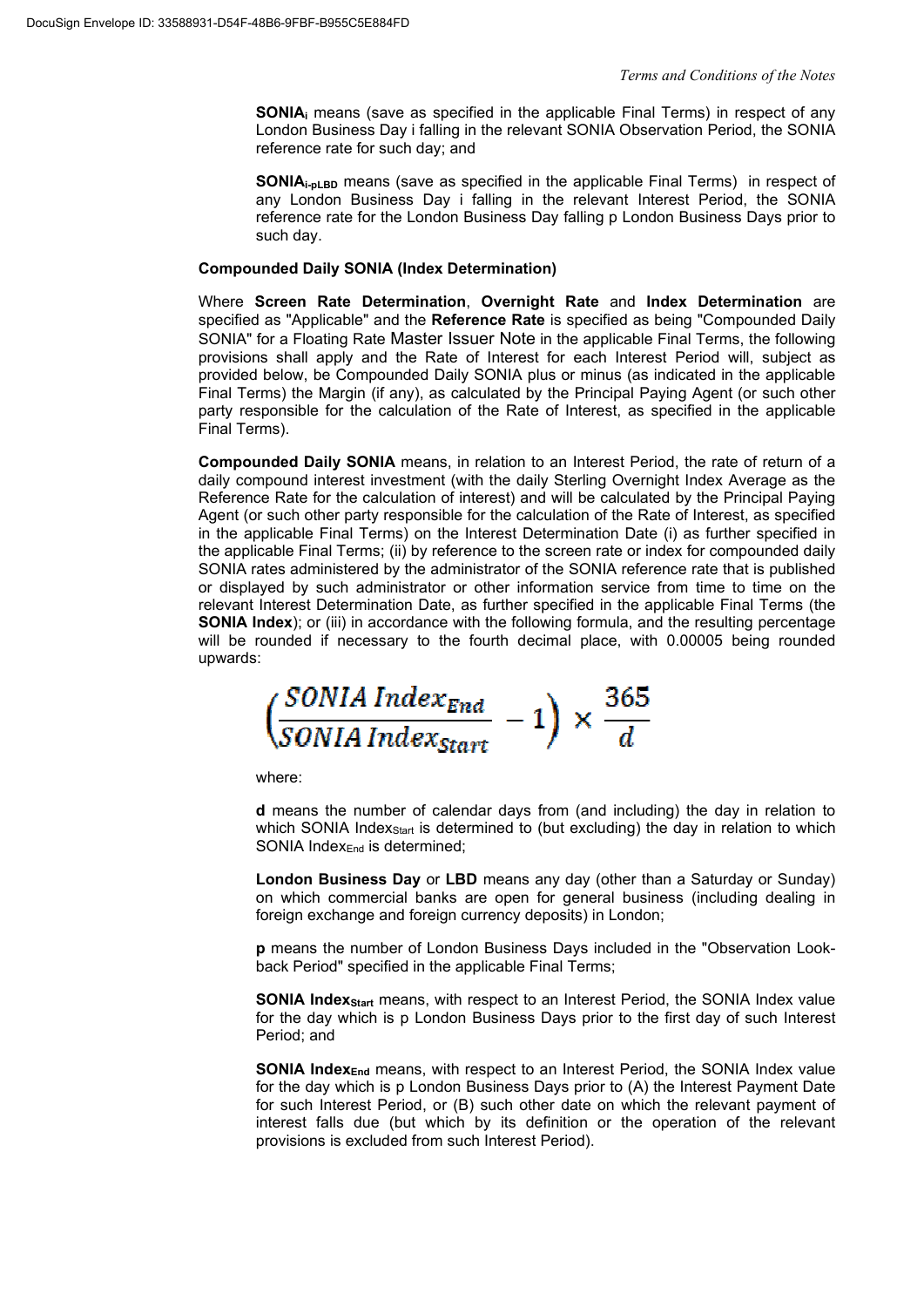**$SONIA_i$** means (save as specified in the applicable Final Terms) in respect of any London Business Day i falling in the relevant SONIA Observation Period, the SONIA reference rate for such day; and

**$SONIA_{i\text{-}pLBD}$** means (save as specified in the applicable Final Terms) in respect of any London Business Day i falling in the relevant Interest Period, the SONIA reference rate for the London Business Day falling p London Business Days prior to such day.

**Compounded Daily SONIA (Index Determination)**

Where **Screen Rate Determination**, **Overnight Rate** and **Index Determination** are specified as "Applicable" and the **Reference Rate** is specified as being "Compounded Daily SONIA" for a Floating Rate Master Issuer Note in the applicable Final Terms, the following provisions shall apply and the Rate of Interest for each Interest Period will, subject as provided below, be Compounded Daily SONIA plus or minus (as indicated in the applicable Final Terms) the Margin (if any), as calculated by the Principal Paying Agent (or such other party responsible for the calculation of the Rate of Interest, as specified in the applicable Final Terms).

**Compounded Daily SONIA** means, in relation to an Interest Period, the rate of return of a daily compound interest investment (with the daily Sterling Overnight Index Average as the Reference Rate for the calculation of interest) and will be calculated by the Principal Paying Agent (or such other party responsible for the calculation of the Rate of Interest, as specified in the applicable Final Terms) on the Interest Determination Date (i) as further specified in the applicable Final Terms; (ii) by reference to the screen rate or index for compounded daily SONIA rates administered by the administrator of the SONIA reference rate that is published or displayed by such administrator or other information service from time to time on the relevant Interest Determination Date, as further specified in the applicable Final Terms (the **SONIA Index**); or (iii) in accordance with the following formula, and the resulting percentage will be rounded if necessary to the fourth decimal place, with 0.00005 being rounded upwards:

$$\left(\frac{SONIA\ Index_{End}}{SONIA\ Index_{Start}} - 1\right) \times \frac{365}{d}$$

where:

**d** means the number of calendar days from (and including) the day in relation to which SONIA $Index_{Start}$ is determined to (but excluding) the day in relation to which SONIA $Index_{End}$ is determined;

**London Business Day** or **LBD** means any day (other than a Saturday or Sunday) on which commercial banks are open for general business (including dealing in foreign exchange and foreign currency deposits) in London;

**p** means the number of London Business Days included in the "Observation Look-back Period" specified in the applicable Final Terms;

**SONIA $Index_{Start}$** means, with respect to an Interest Period, the SONIA Index value for the day which is p London Business Days prior to the first day of such Interest Period; and

**SONIA $Index_{End}$** means, with respect to an Interest Period, the SONIA Index value for the day which is p London Business Days prior to (A) the Interest Payment Date for such Interest Period, or (B) such other date on which the relevant payment of interest falls due (but which by its definition or the operation of the relevant provisions is excluded from such Interest Period).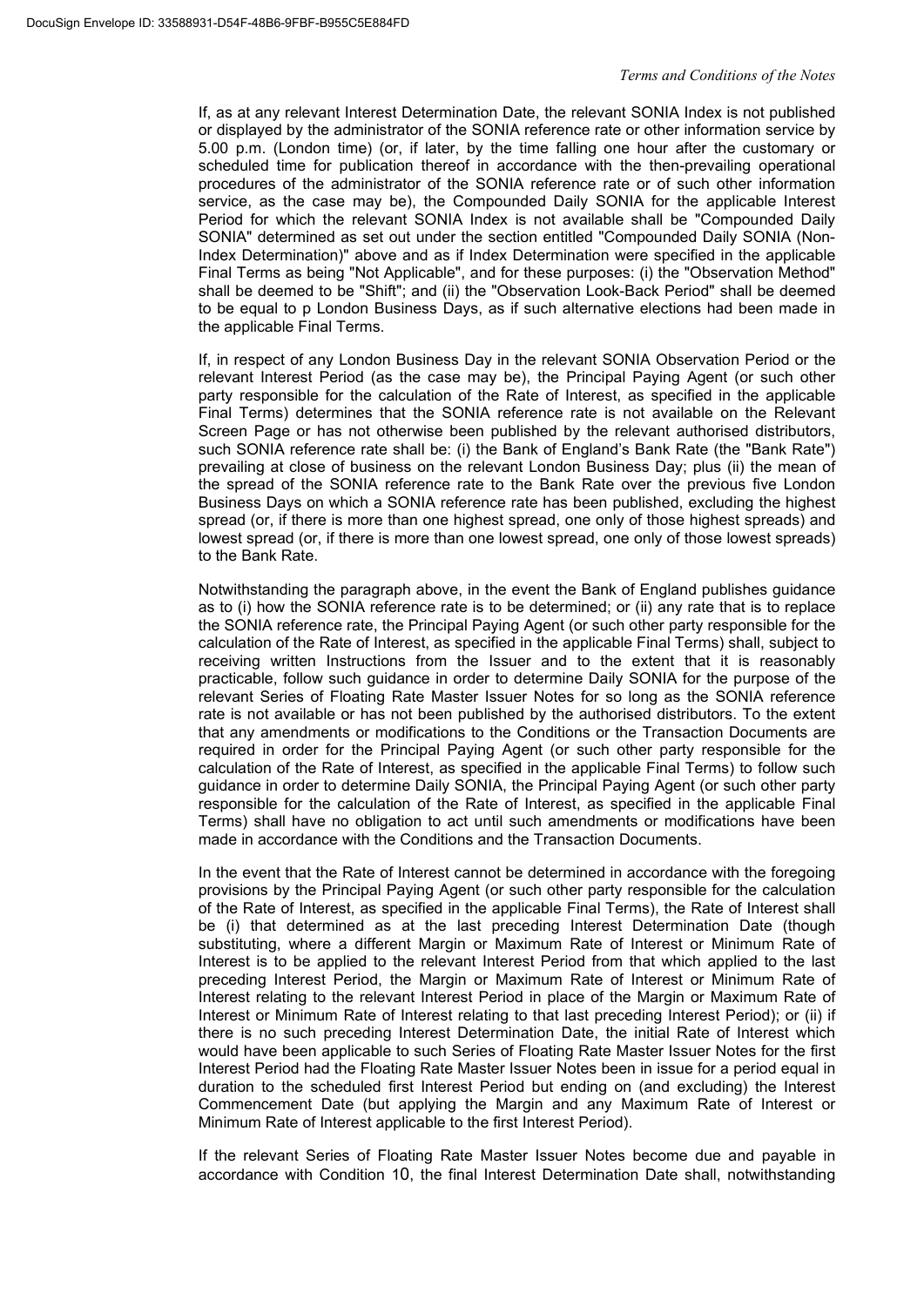If, as at any relevant Interest Determination Date, the relevant SONIA Index is not published or displayed by the administrator of the SONIA reference rate or other information service by 5.00 p.m. (London time) (or, if later, by the time falling one hour after the customary or scheduled time for publication thereof in accordance with the then-prevailing operational procedures of the administrator of the SONIA reference rate or of such other information service, as the case may be), the Compounded Daily SONIA for the applicable Interest Period for which the relevant SONIA Index is not available shall be "Compounded Daily SONIA" determined as set out under the section entitled "Compounded Daily SONIA (Non-Index Determination)" above and as if Index Determination were specified in the applicable Final Terms as being "Not Applicable", and for these purposes: (i) the "Observation Method" shall be deemed to be "Shift"; and (ii) the "Observation Look-Back Period" shall be deemed to be equal to p London Business Days, as if such alternative elections had been made in the applicable Final Terms.

If, in respect of any London Business Day in the relevant SONIA Observation Period or the relevant Interest Period (as the case may be), the Principal Paying Agent (or such other party responsible for the calculation of the Rate of Interest, as specified in the applicable Final Terms) determines that the SONIA reference rate is not available on the Relevant Screen Page or has not otherwise been published by the relevant authorised distributors, such SONIA reference rate shall be: (i) the Bank of England's Bank Rate (the "Bank Rate") prevailing at close of business on the relevant London Business Day; plus (ii) the mean of the spread of the SONIA reference rate to the Bank Rate over the previous five London Business Days on which a SONIA reference rate has been published, excluding the highest spread (or, if there is more than one highest spread, one only of those highest spreads) and lowest spread (or, if there is more than one lowest spread, one only of those lowest spreads) to the Bank Rate.

Notwithstanding the paragraph above, in the event the Bank of England publishes guidance as to (i) how the SONIA reference rate is to be determined; or (ii) any rate that is to replace the SONIA reference rate, the Principal Paying Agent (or such other party responsible for the calculation of the Rate of Interest, as specified in the applicable Final Terms) shall, subject to receiving written Instructions from the Issuer and to the extent that it is reasonably practicable, follow such guidance in order to determine Daily SONIA for the purpose of the relevant Series of Floating Rate Master Issuer Notes for so long as the SONIA reference rate is not available or has not been published by the authorised distributors. To the extent that any amendments or modifications to the Conditions or the Transaction Documents are required in order for the Principal Paying Agent (or such other party responsible for the calculation of the Rate of Interest, as specified in the applicable Final Terms) to follow such guidance in order to determine Daily SONIA, the Principal Paying Agent (or such other party responsible for the calculation of the Rate of Interest, as specified in the applicable Final Terms) shall have no obligation to act until such amendments or modifications have been made in accordance with the Conditions and the Transaction Documents.

In the event that the Rate of Interest cannot be determined in accordance with the foregoing provisions by the Principal Paying Agent (or such other party responsible for the calculation of the Rate of Interest, as specified in the applicable Final Terms), the Rate of Interest shall be (i) that determined as at the last preceding Interest Determination Date (though substituting, where a different Margin or Maximum Rate of Interest or Minimum Rate of Interest is to be applied to the relevant Interest Period from that which applied to the last preceding Interest Period, the Margin or Maximum Rate of Interest or Minimum Rate of Interest relating to the relevant Interest Period in place of the Margin or Maximum Rate of Interest or Minimum Rate of Interest relating to that last preceding Interest Period); or (ii) if there is no such preceding Interest Determination Date, the initial Rate of Interest which would have been applicable to such Series of Floating Rate Master Issuer Notes for the first Interest Period had the Floating Rate Master Issuer Notes been in issue for a period equal in duration to the scheduled first Interest Period but ending on (and excluding) the Interest Commencement Date (but applying the Margin and any Maximum Rate of Interest or Minimum Rate of Interest applicable to the first Interest Period).

If the relevant Series of Floating Rate Master Issuer Notes become due and payable in accordance with Condition 10, the final Interest Determination Date shall, notwithstanding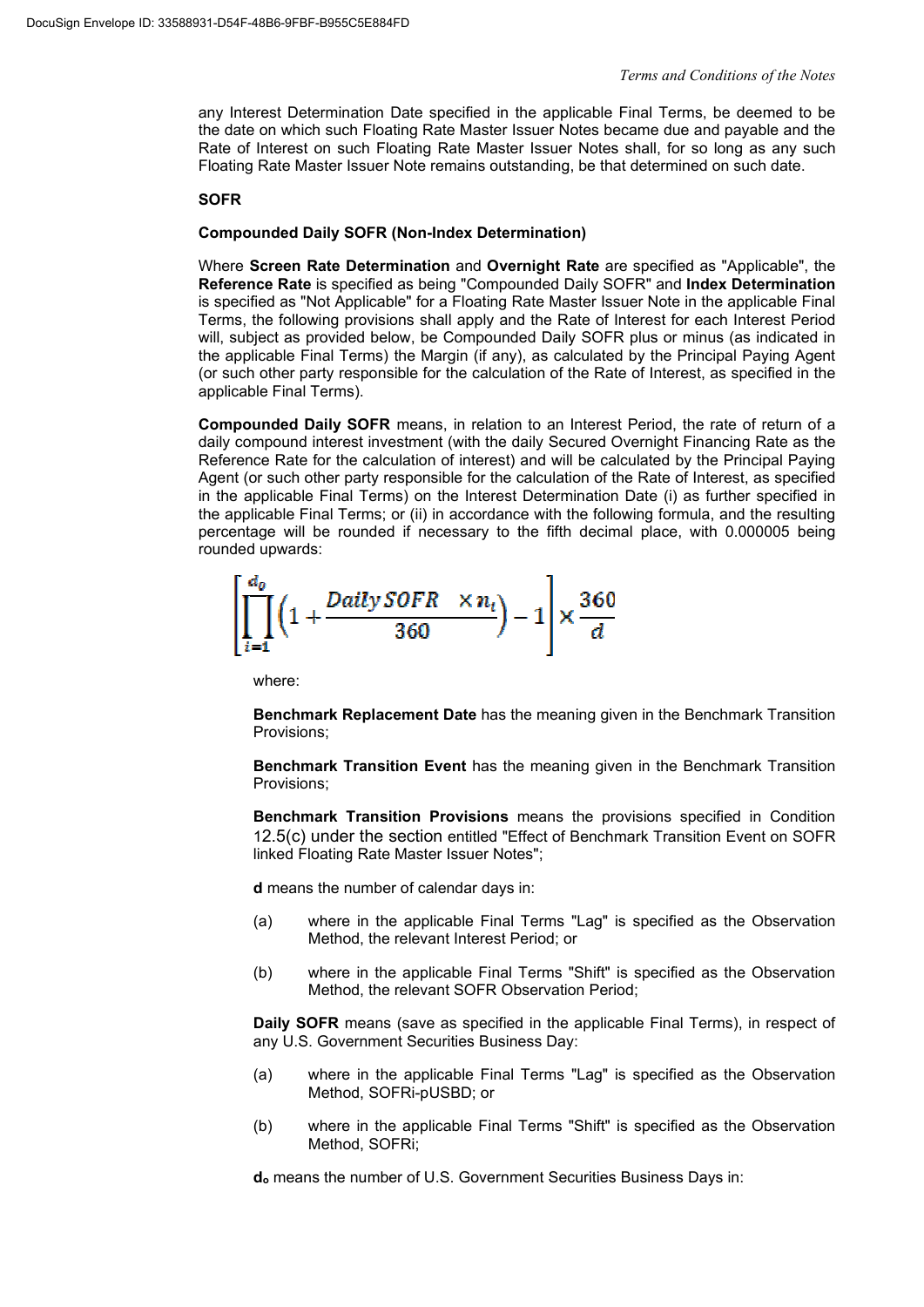any Interest Determination Date specified in the applicable Final Terms, be deemed to be the date on which such Floating Rate Master Issuer Notes became due and payable and the Rate of Interest on such Floating Rate Master Issuer Notes shall, for so long as any such Floating Rate Master Issuer Note remains outstanding, be that determined on such date.

**SOFR**

**Compounded Daily SOFR (Non-Index Determination)**

Where **Screen Rate Determination** and **Overnight Rate** are specified as "Applicable", the **Reference Rate** is specified as being "Compounded Daily SOFR" and **Index Determination** is specified as "Not Applicable" for a Floating Rate Master Issuer Note in the applicable Final Terms, the following provisions shall apply and the Rate of Interest for each Interest Period will, subject as provided below, be Compounded Daily SOFR plus or minus (as indicated in the applicable Final Terms) the Margin (if any), as calculated by the Principal Paying Agent (or such other party responsible for the calculation of the Rate of Interest, as specified in the applicable Final Terms).

**Compounded Daily SOFR** means, in relation to an Interest Period, the rate of return of a daily compound interest investment (with the daily Secured Overnight Financing Rate as the Reference Rate for the calculation of interest) and will be calculated by the Principal Paying Agent (or such other party responsible for the calculation of the Rate of Interest, as specified in the applicable Final Terms) on the Interest Determination Date (i) as further specified in the applicable Final Terms; or (ii) in accordance with the following formula, and the resulting percentage will be rounded if necessary to the fifth decimal place, with 0.000005 being rounded upwards:

$$\left[\prod_{i=1}^{d_0}\left(1+\frac{Daily\,SOFR \times n_i}{360}\right)-1\right]\times\frac{360}{d}$$

where:

**Benchmark Replacement Date** has the meaning given in the Benchmark Transition Provisions;

**Benchmark Transition Event** has the meaning given in the Benchmark Transition Provisions;

**Benchmark Transition Provisions** means the provisions specified in Condition 12.5(c) under the section entitled "Effect of Benchmark Transition Event on SOFR linked Floating Rate Master Issuer Notes";

**d** means the number of calendar days in:

(a) where in the applicable Final Terms "Lag" is specified as the Observation Method, the relevant Interest Period; or

(b) where in the applicable Final Terms "Shift" is specified as the Observation Method, the relevant SOFR Observation Period;

**Daily SOFR** means (save as specified in the applicable Final Terms), in respect of any U.S. Government Securities Business Day:

(a) where in the applicable Final Terms "Lag" is specified as the Observation Method, SOFRi-pUSBD; or

(b) where in the applicable Final Terms "Shift" is specified as the Observation Method, SOFRi;

**$d_o$** means the number of U.S. Government Securities Business Days in: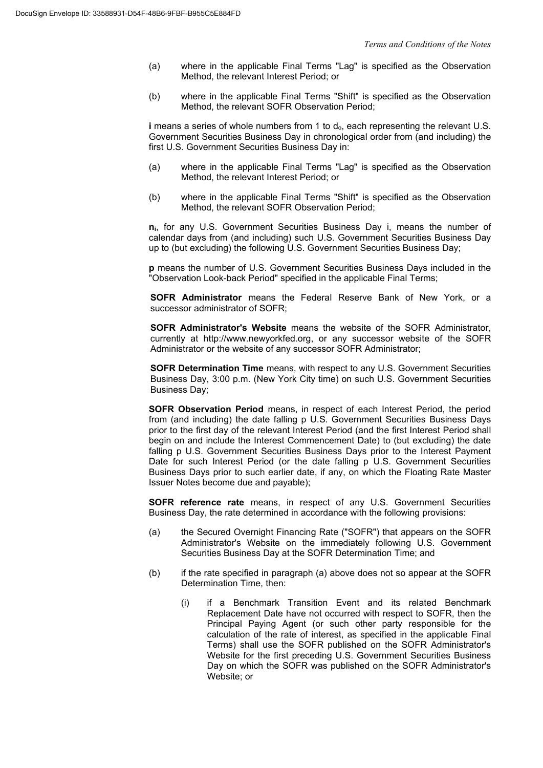(a) where in the applicable Final Terms "Lag" is specified as the Observation Method, the relevant Interest Period; or

(b) where in the applicable Final Terms "Shift" is specified as the Observation Method, the relevant SOFR Observation Period;

**i** means a series of whole numbers from 1 to $d_o$, each representing the relevant U.S. Government Securities Business Day in chronological order from (and including) the first U.S. Government Securities Business Day in:

(a) where in the applicable Final Terms "Lag" is specified as the Observation Method, the relevant Interest Period; or

(b) where in the applicable Final Terms "Shift" is specified as the Observation Method, the relevant SOFR Observation Period;

$\mathbf{n_i}$, for any U.S. Government Securities Business Day i, means the number of calendar days from (and including) such U.S. Government Securities Business Day up to (but excluding) the following U.S. Government Securities Business Day;

**p** means the number of U.S. Government Securities Business Days included in the "Observation Look-back Period" specified in the applicable Final Terms;

**SOFR Administrator** means the Federal Reserve Bank of New York, or a successor administrator of SOFR;

**SOFR Administrator's Website** means the website of the SOFR Administrator, currently at http://www.newyorkfed.org, or any successor website of the SOFR Administrator or the website of any successor SOFR Administrator;

**SOFR Determination Time** means, with respect to any U.S. Government Securities Business Day, 3:00 p.m. (New York City time) on such U.S. Government Securities Business Day;

**SOFR Observation Period** means, in respect of each Interest Period, the period from (and including) the date falling p U.S. Government Securities Business Days prior to the first day of the relevant Interest Period (and the first Interest Period shall begin on and include the Interest Commencement Date) to (but excluding) the date falling p U.S. Government Securities Business Days prior to the Interest Payment Date for such Interest Period (or the date falling p U.S. Government Securities Business Days prior to such earlier date, if any, on which the Floating Rate Master Issuer Notes become due and payable);

**SOFR reference rate** means, in respect of any U.S. Government Securities Business Day, the rate determined in accordance with the following provisions:

(a) the Secured Overnight Financing Rate ("SOFR") that appears on the SOFR Administrator's Website on the immediately following U.S. Government Securities Business Day at the SOFR Determination Time; and

(b) if the rate specified in paragraph (a) above does not so appear at the SOFR Determination Time, then:

(i) if a Benchmark Transition Event and its related Benchmark Replacement Date have not occurred with respect to SOFR, then the Principal Paying Agent (or such other party responsible for the calculation of the rate of interest, as specified in the applicable Final Terms) shall use the SOFR published on the SOFR Administrator's Website for the first preceding U.S. Government Securities Business Day on which the SOFR was published on the SOFR Administrator's Website; or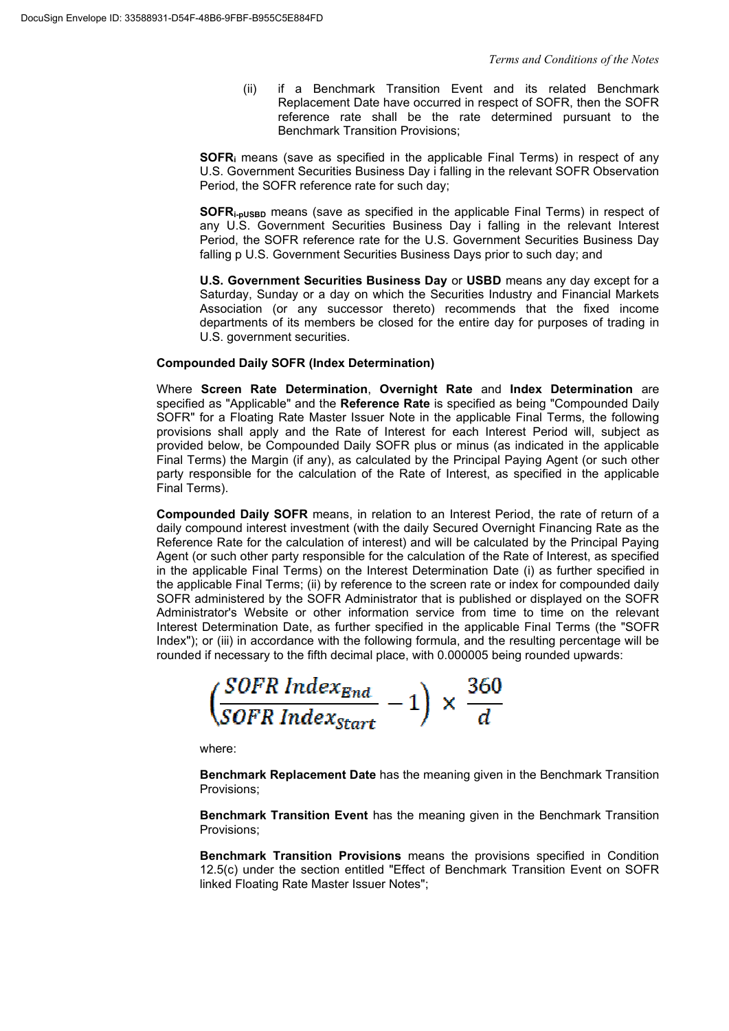(ii) if a Benchmark Transition Event and its related Benchmark Replacement Date have occurred in respect of SOFR, then the SOFR reference rate shall be the rate determined pursuant to the Benchmark Transition Provisions;

**$SOFR_i$** means (save as specified in the applicable Final Terms) in respect of any U.S. Government Securities Business Day i falling in the relevant SOFR Observation Period, the SOFR reference rate for such day;

**$SOFR_{i\text{-}pUSBD}$** means (save as specified in the applicable Final Terms) in respect of any U.S. Government Securities Business Day i falling in the relevant Interest Period, the SOFR reference rate for the U.S. Government Securities Business Day falling p U.S. Government Securities Business Days prior to such day; and

**U.S. Government Securities Business Day** or **USBD** means any day except for a Saturday, Sunday or a day on which the Securities Industry and Financial Markets Association (or any successor thereto) recommends that the fixed income departments of its members be closed for the entire day for purposes of trading in U.S. government securities.

**Compounded Daily SOFR (Index Determination)**

Where **Screen Rate Determination**, **Overnight Rate** and **Index Determination** are specified as "Applicable" and the **Reference Rate** is specified as being "Compounded Daily SOFR" for a Floating Rate Master Issuer Note in the applicable Final Terms, the following provisions shall apply and the Rate of Interest for each Interest Period will, subject as provided below, be Compounded Daily SOFR plus or minus (as indicated in the applicable Final Terms) the Margin (if any), as calculated by the Principal Paying Agent (or such other party responsible for the calculation of the Rate of Interest, as specified in the applicable Final Terms).

**Compounded Daily SOFR** means, in relation to an Interest Period, the rate of return of a daily compound interest investment (with the daily Secured Overnight Financing Rate as the Reference Rate for the calculation of interest) and will be calculated by the Principal Paying Agent (or such other party responsible for the calculation of the Rate of Interest, as specified in the applicable Final Terms) on the Interest Determination Date (i) as further specified in the applicable Final Terms; (ii) by reference to the screen rate or index for compounded daily SOFR administered by the SOFR Administrator that is published or displayed on the SOFR Administrator's Website or other information service from time to time on the relevant Interest Determination Date, as further specified in the applicable Final Terms (the "SOFR Index"); or (iii) in accordance with the following formula, and the resulting percentage will be rounded if necessary to the fifth decimal place, with 0.000005 being rounded upwards:

$$\left(\frac{SOFR\ Index_{End}}{SOFR\ Index_{Start}} - 1\right) \times \frac{360}{d}$$

where:

**Benchmark Replacement Date** has the meaning given in the Benchmark Transition Provisions;

**Benchmark Transition Event** has the meaning given in the Benchmark Transition Provisions;

**Benchmark Transition Provisions** means the provisions specified in Condition 12.5(c) under the section entitled "Effect of Benchmark Transition Event on SOFR linked Floating Rate Master Issuer Notes";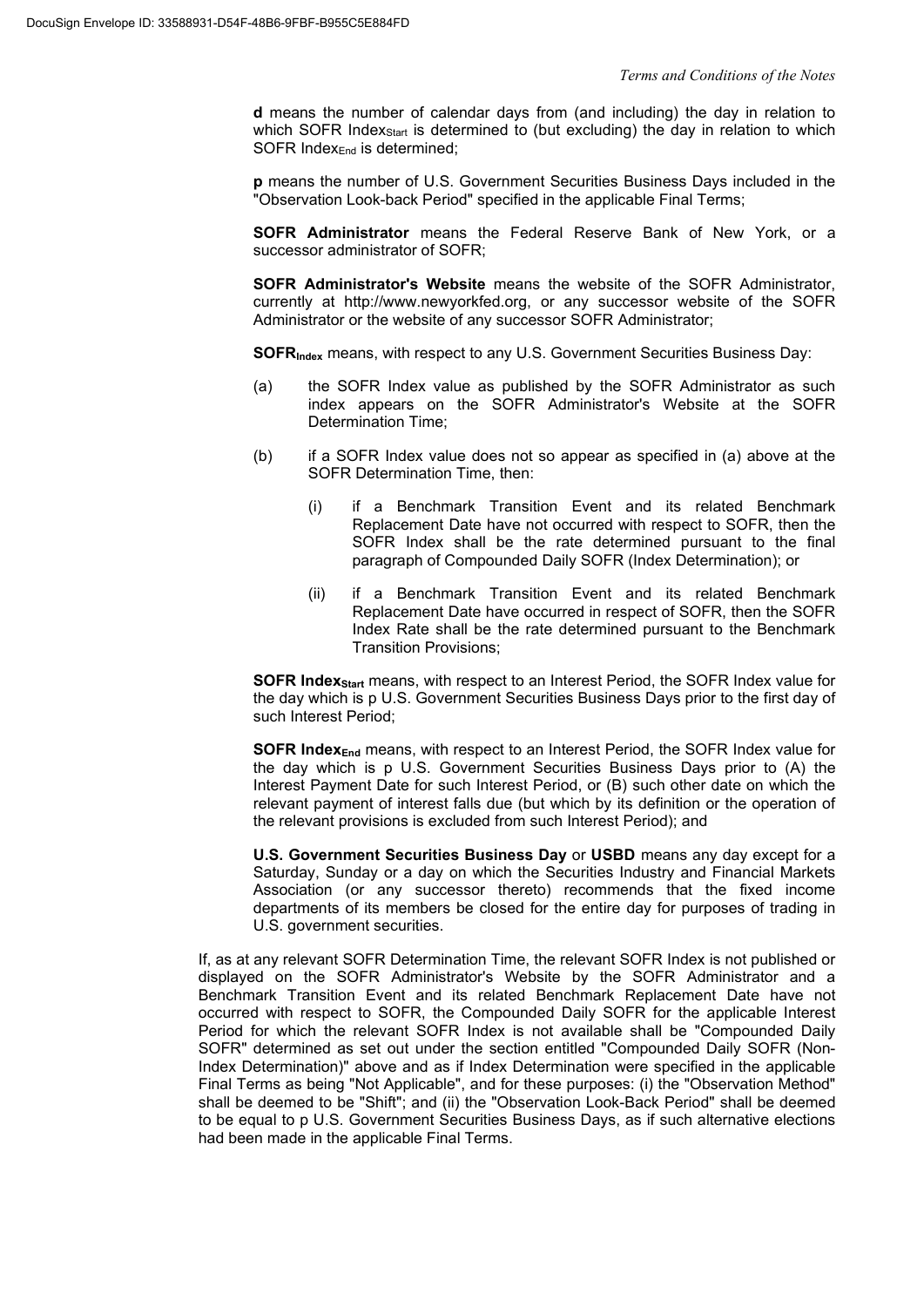**d** means the number of calendar days from (and including) the day in relation to which SOFR $Index_{Start}$ is determined to (but excluding) the day in relation to which SOFR $Index_{End}$ is determined;

**p** means the number of U.S. Government Securities Business Days included in the "Observation Look-back Period" specified in the applicable Final Terms;

**SOFR Administrator** means the Federal Reserve Bank of New York, or a successor administrator of SOFR;

**SOFR Administrator's Website** means the website of the SOFR Administrator, currently at http://www.newyorkfed.org, or any successor website of the SOFR Administrator or the website of any successor SOFR Administrator;

**$SOFR_{Index}$** means, with respect to any U.S. Government Securities Business Day:

(a) the SOFR Index value as published by the SOFR Administrator as such index appears on the SOFR Administrator's Website at the SOFR Determination Time;

(b) if a SOFR Index value does not so appear as specified in (a) above at the SOFR Determination Time, then:

(i) if a Benchmark Transition Event and its related Benchmark Replacement Date have not occurred with respect to SOFR, then the SOFR Index shall be the rate determined pursuant to the final paragraph of Compounded Daily SOFR (Index Determination); or

(ii) if a Benchmark Transition Event and its related Benchmark Replacement Date have occurred in respect of SOFR, then the SOFR Index Rate shall be the rate determined pursuant to the Benchmark Transition Provisions;

**SOFR $Index_{Start}$** means, with respect to an Interest Period, the SOFR Index value for the day which is p U.S. Government Securities Business Days prior to the first day of such Interest Period;

**SOFR $Index_{End}$** means, with respect to an Interest Period, the SOFR Index value for the day which is p U.S. Government Securities Business Days prior to (A) the Interest Payment Date for such Interest Period, or (B) such other date on which the relevant payment of interest falls due (but which by its definition or the operation of the relevant provisions is excluded from such Interest Period); and

**U.S. Government Securities Business Day** or **USBD** means any day except for a Saturday, Sunday or a day on which the Securities Industry and Financial Markets Association (or any successor thereto) recommends that the fixed income departments of its members be closed for the entire day for purposes of trading in U.S. government securities.

If, as at any relevant SOFR Determination Time, the relevant SOFR Index is not published or displayed on the SOFR Administrator's Website by the SOFR Administrator and a Benchmark Transition Event and its related Benchmark Replacement Date have not occurred with respect to SOFR, the Compounded Daily SOFR for the applicable Interest Period for which the relevant SOFR Index is not available shall be "Compounded Daily SOFR" determined as set out under the section entitled "Compounded Daily SOFR (Non-Index Determination)" above and as if Index Determination were specified in the applicable Final Terms as being "Not Applicable", and for these purposes: (i) the "Observation Method" shall be deemed to be "Shift"; and (ii) the "Observation Look-Back Period" shall be deemed to be equal to p U.S. Government Securities Business Days, as if such alternative elections had been made in the applicable Final Terms.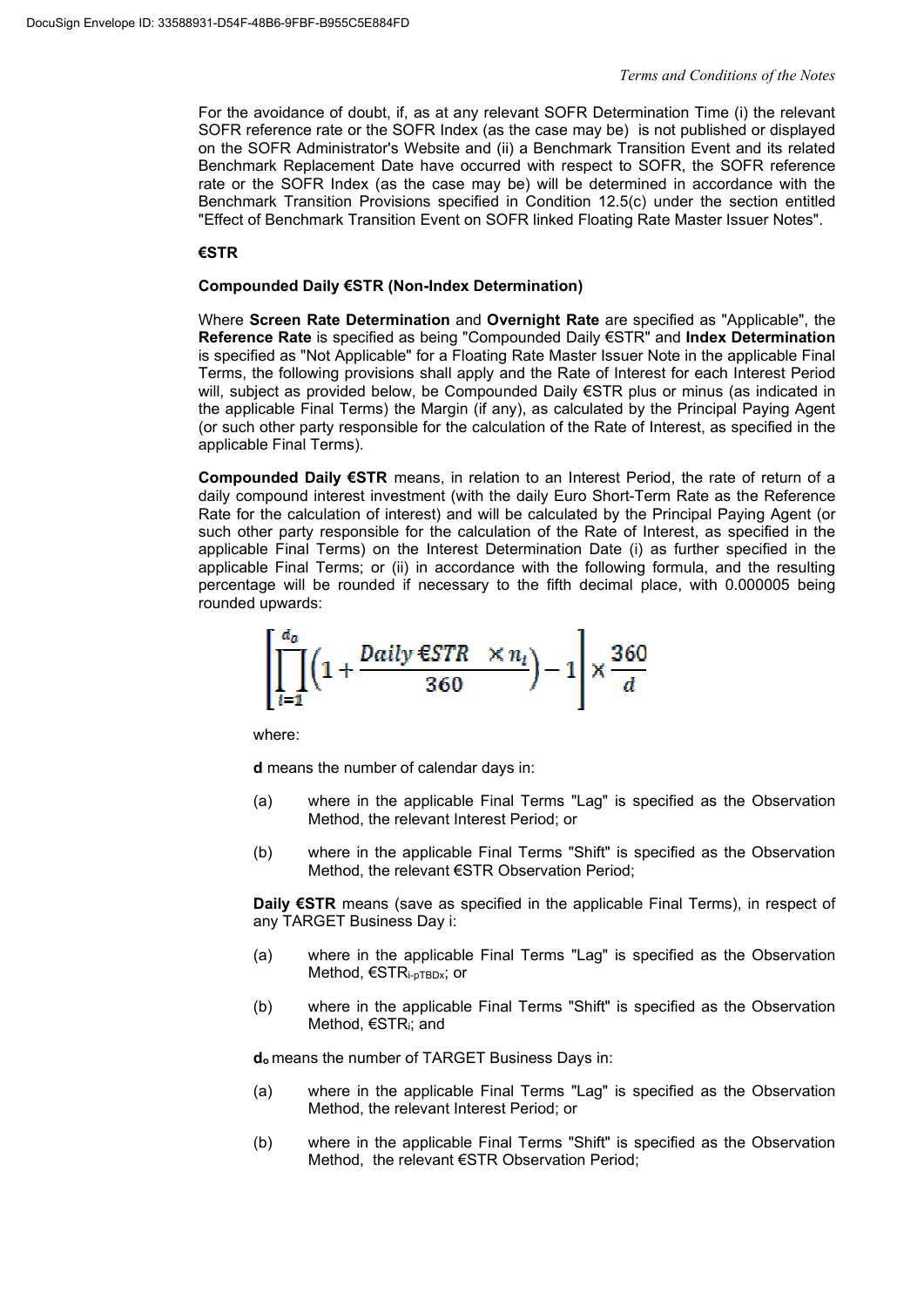For the avoidance of doubt, if, as at any relevant SOFR Determination Time (i) the relevant SOFR reference rate or the SOFR Index (as the case may be) is not published or displayed on the SOFR Administrator's Website and (ii) a Benchmark Transition Event and its related Benchmark Replacement Date have occurred with respect to SOFR, the SOFR reference rate or the SOFR Index (as the case may be) will be determined in accordance with the Benchmark Transition Provisions specified in Condition 12.5(c) under the section entitled "Effect of Benchmark Transition Event on SOFR linked Floating Rate Master Issuer Notes".

**€STR**

**Compounded Daily €STR (Non-Index Determination)**

Where **Screen Rate Determination** and **Overnight Rate** are specified as "Applicable", the **Reference Rate** is specified as being "Compounded Daily €STR" and **Index Determination** is specified as "Not Applicable" for a Floating Rate Master Issuer Note in the applicable Final Terms, the following provisions shall apply and the Rate of Interest for each Interest Period will, subject as provided below, be Compounded Daily €STR plus or minus (as indicated in the applicable Final Terms) the Margin (if any), as calculated by the Principal Paying Agent (or such other party responsible for the calculation of the Rate of Interest, as specified in the applicable Final Terms).

**Compounded Daily €STR** means, in relation to an Interest Period, the rate of return of a daily compound interest investment (with the daily Euro Short-Term Rate as the Reference Rate for the calculation of interest) and will be calculated by the Principal Paying Agent (or such other party responsible for the calculation of the Rate of Interest, as specified in the applicable Final Terms) on the Interest Determination Date (i) as further specified in the applicable Final Terms; or (ii) in accordance with the following formula, and the resulting percentage will be rounded if necessary to the fifth decimal place, with 0.000005 being rounded upwards:

$$\left[\prod_{i=1}^{d_o}\left(1+\frac{\text{Daily €STR} \times n_i}{360}\right)-1\right]\times\frac{360}{d}$$

where:

**d** means the number of calendar days in:

(a) where in the applicable Final Terms "Lag" is specified as the Observation Method, the relevant Interest Period; or

(b) where in the applicable Final Terms "Shift" is specified as the Observation Method, the relevant €STR Observation Period;

**Daily €STR** means (save as specified in the applicable Final Terms), in respect of any TARGET Business Day i:

(a) where in the applicable Final Terms "Lag" is specified as the Observation Method, $€STR_{i\text{-}pTBDx}$; or

(b) where in the applicable Final Terms "Shift" is specified as the Observation Method, $€STR_i$; and

$d_o$ means the number of TARGET Business Days in:

(a) where in the applicable Final Terms "Lag" is specified as the Observation Method, the relevant Interest Period; or

(b) where in the applicable Final Terms "Shift" is specified as the Observation Method, the relevant €STR Observation Period;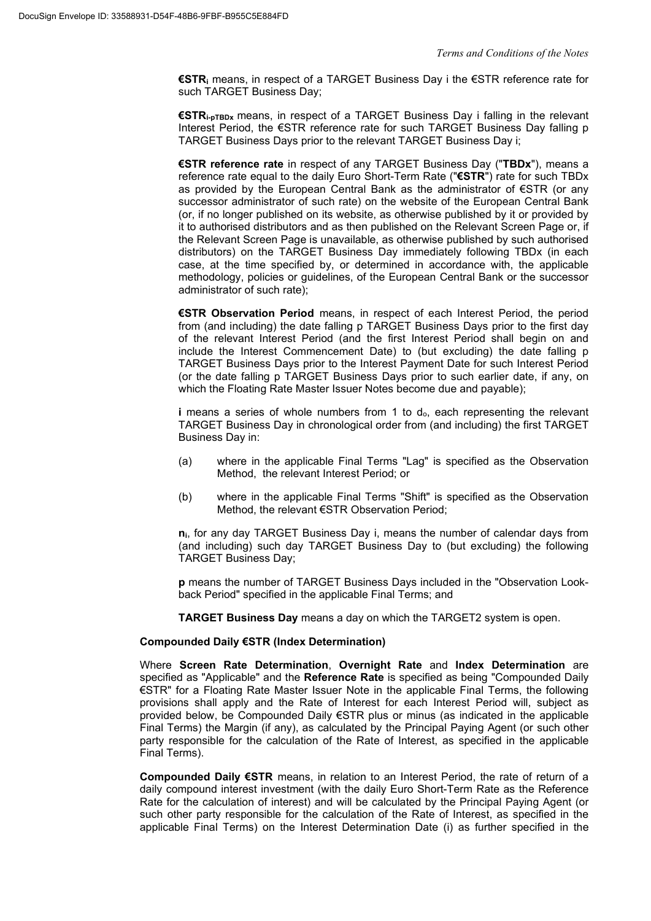**$€STR_i$** means, in respect of a TARGET Business Day i the €STR reference rate for such TARGET Business Day;

**$€STR_{i-pTBDx}$** means, in respect of a TARGET Business Day i falling in the relevant Interest Period, the €STR reference rate for such TARGET Business Day falling p TARGET Business Days prior to the relevant TARGET Business Day i;

**€STR reference rate** in respect of any TARGET Business Day ("**TBDx**"), means a reference rate equal to the daily Euro Short-Term Rate ("**€STR**") rate for such TBDx as provided by the European Central Bank as the administrator of €STR (or any successor administrator of such rate) on the website of the European Central Bank (or, if no longer published on its website, as otherwise published by it or provided by it to authorised distributors and as then published on the Relevant Screen Page or, if the Relevant Screen Page is unavailable, as otherwise published by such authorised distributors) on the TARGET Business Day immediately following TBDx (in each case, at the time specified by, or determined in accordance with, the applicable methodology, policies or guidelines, of the European Central Bank or the successor administrator of such rate);

**€STR Observation Period** means, in respect of each Interest Period, the period from (and including) the date falling p TARGET Business Days prior to the first day of the relevant Interest Period (and the first Interest Period shall begin on and include the Interest Commencement Date) to (but excluding) the date falling p TARGET Business Days prior to the Interest Payment Date for such Interest Period (or the date falling p TARGET Business Days prior to such earlier date, if any, on which the Floating Rate Master Issuer Notes become due and payable);

**i** means a series of whole numbers from 1 to $d_o$, each representing the relevant TARGET Business Day in chronological order from (and including) the first TARGET Business Day in:

(a) where in the applicable Final Terms "Lag" is specified as the Observation Method, the relevant Interest Period; or

(b) where in the applicable Final Terms "Shift" is specified as the Observation Method, the relevant €STR Observation Period;

**$n_i$**, for any day TARGET Business Day i, means the number of calendar days from (and including) such day TARGET Business Day to (but excluding) the following TARGET Business Day;

**p** means the number of TARGET Business Days included in the "Observation Look-back Period" specified in the applicable Final Terms; and

**TARGET Business Day** means a day on which the TARGET2 system is open.

**Compounded Daily €STR (Index Determination)**

Where **Screen Rate Determination**, **Overnight Rate** and **Index Determination** are specified as "Applicable" and the **Reference Rate** is specified as being "Compounded Daily €STR" for a Floating Rate Master Issuer Note in the applicable Final Terms, the following provisions shall apply and the Rate of Interest for each Interest Period will, subject as provided below, be Compounded Daily €STR plus or minus (as indicated in the applicable Final Terms) the Margin (if any), as calculated by the Principal Paying Agent (or such other party responsible for the calculation of the Rate of Interest, as specified in the applicable Final Terms).

**Compounded Daily €STR** means, in relation to an Interest Period, the rate of return of a daily compound interest investment (with the daily Euro Short-Term Rate as the Reference Rate for the calculation of interest) and will be calculated by the Principal Paying Agent (or such other party responsible for the calculation of the Rate of Interest, as specified in the applicable Final Terms) on the Interest Determination Date (i) as further specified in the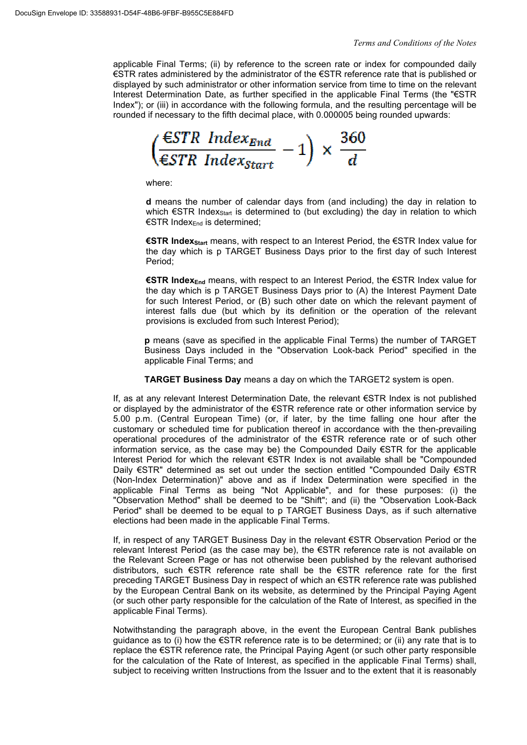applicable Final Terms; (ii) by reference to the screen rate or index for compounded daily €STR rates administered by the administrator of the €STR reference rate that is published or displayed by such administrator or other information service from time to time on the relevant Interest Determination Date, as further specified in the applicable Final Terms (the "€STR Index"); or (iii) in accordance with the following formula, and the resulting percentage will be rounded if necessary to the fifth decimal place, with 0.000005 being rounded upwards:

$$\left(\frac{€STR\ Index_{End}}{€STR\ Index_{Start}} - 1\right) \times \frac{360}{d}$$

where:

**d** means the number of calendar days from (and including) the day in relation to which €STR $Index_{Start}$ is determined to (but excluding) the day in relation to which €STR $Index_{End}$ is determined;

**€STR $Index_{Start}$** means, with respect to an Interest Period, the €STR Index value for the day which is p TARGET Business Days prior to the first day of such Interest Period;

**€STR $Index_{End}$** means, with respect to an Interest Period, the €STR Index value for the day which is p TARGET Business Days prior to (A) the Interest Payment Date for such Interest Period, or (B) such other date on which the relevant payment of interest falls due (but which by its definition or the operation of the relevant provisions is excluded from such Interest Period);

**p** means (save as specified in the applicable Final Terms) the number of TARGET Business Days included in the "Observation Look-back Period" specified in the applicable Final Terms; and

**TARGET Business Day** means a day on which the TARGET2 system is open.

If, as at any relevant Interest Determination Date, the relevant €STR Index is not published or displayed by the administrator of the €STR reference rate or other information service by 5.00 p.m. (Central European Time) (or, if later, by the time falling one hour after the customary or scheduled time for publication thereof in accordance with the then-prevailing operational procedures of the administrator of the €STR reference rate or of such other information service, as the case may be) the Compounded Daily €STR for the applicable Interest Period for which the relevant €STR Index is not available shall be "Compounded Daily €STR" determined as set out under the section entitled "Compounded Daily €STR (Non-Index Determination)" above and as if Index Determination were specified in the applicable Final Terms as being "Not Applicable", and for these purposes: (i) the "Observation Method" shall be deemed to be "Shift"; and (ii) the "Observation Look-Back Period" shall be deemed to be equal to p TARGET Business Days, as if such alternative elections had been made in the applicable Final Terms.

If, in respect of any TARGET Business Day in the relevant €STR Observation Period or the relevant Interest Period (as the case may be), the €STR reference rate is not available on the Relevant Screen Page or has not otherwise been published by the relevant authorised distributors, such €STR reference rate shall be the €STR reference rate for the first preceding TARGET Business Day in respect of which an €STR reference rate was published by the European Central Bank on its website, as determined by the Principal Paying Agent (or such other party responsible for the calculation of the Rate of Interest, as specified in the applicable Final Terms).

Notwithstanding the paragraph above, in the event the European Central Bank publishes guidance as to (i) how the €STR reference rate is to be determined; or (ii) any rate that is to replace the €STR reference rate, the Principal Paying Agent (or such other party responsible for the calculation of the Rate of Interest, as specified in the applicable Final Terms) shall, subject to receiving written Instructions from the Issuer and to the extent that it is reasonably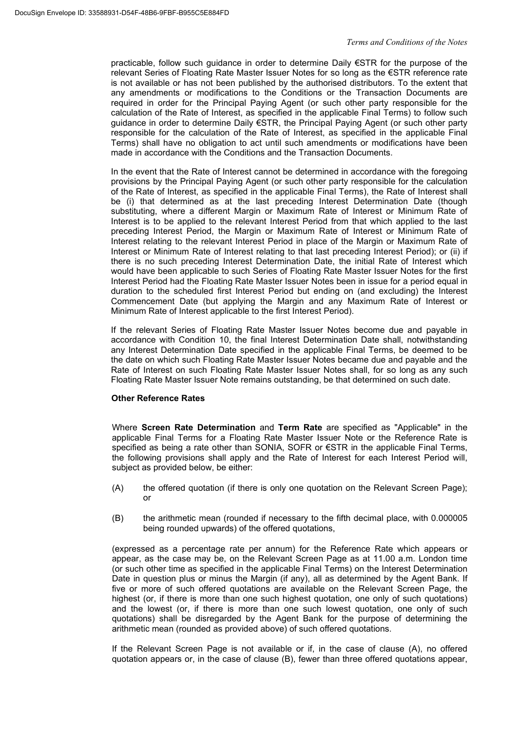practicable, follow such guidance in order to determine Daily €STR for the purpose of the relevant Series of Floating Rate Master Issuer Notes for so long as the €STR reference rate is not available or has not been published by the authorised distributors. To the extent that any amendments or modifications to the Conditions or the Transaction Documents are required in order for the Principal Paying Agent (or such other party responsible for the calculation of the Rate of Interest, as specified in the applicable Final Terms) to follow such guidance in order to determine Daily €STR, the Principal Paying Agent (or such other party responsible for the calculation of the Rate of Interest, as specified in the applicable Final Terms) shall have no obligation to act until such amendments or modifications have been made in accordance with the Conditions and the Transaction Documents.

In the event that the Rate of Interest cannot be determined in accordance with the foregoing provisions by the Principal Paying Agent (or such other party responsible for the calculation of the Rate of Interest, as specified in the applicable Final Terms), the Rate of Interest shall be (i) that determined as at the last preceding Interest Determination Date (though substituting, where a different Margin or Maximum Rate of Interest or Minimum Rate of Interest is to be applied to the relevant Interest Period from that which applied to the last preceding Interest Period, the Margin or Maximum Rate of Interest or Minimum Rate of Interest relating to the relevant Interest Period in place of the Margin or Maximum Rate of Interest or Minimum Rate of Interest relating to that last preceding Interest Period); or (ii) if there is no such preceding Interest Determination Date, the initial Rate of Interest which would have been applicable to such Series of Floating Rate Master Issuer Notes for the first Interest Period had the Floating Rate Master Issuer Notes been in issue for a period equal in duration to the scheduled first Interest Period but ending on (and excluding) the Interest Commencement Date (but applying the Margin and any Maximum Rate of Interest or Minimum Rate of Interest applicable to the first Interest Period).

If the relevant Series of Floating Rate Master Issuer Notes become due and payable in accordance with Condition 10, the final Interest Determination Date shall, notwithstanding any Interest Determination Date specified in the applicable Final Terms, be deemed to be the date on which such Floating Rate Master Issuer Notes became due and payable and the Rate of Interest on such Floating Rate Master Issuer Notes shall, for so long as any such Floating Rate Master Issuer Note remains outstanding, be that determined on such date.

**Other Reference Rates**

Where **Screen Rate Determination** and **Term Rate** are specified as "Applicable" in the applicable Final Terms for a Floating Rate Master Issuer Note or the Reference Rate is specified as being a rate other than SONIA, SOFR or €STR in the applicable Final Terms, the following provisions shall apply and the Rate of Interest for each Interest Period will, subject as provided below, be either:

(A) the offered quotation (if there is only one quotation on the Relevant Screen Page); or

(B) the arithmetic mean (rounded if necessary to the fifth decimal place, with 0.000005 being rounded upwards) of the offered quotations,

(expressed as a percentage rate per annum) for the Reference Rate which appears or appear, as the case may be, on the Relevant Screen Page as at 11.00 a.m. London time (or such other time as specified in the applicable Final Terms) on the Interest Determination Date in question plus or minus the Margin (if any), all as determined by the Agent Bank. If five or more of such offered quotations are available on the Relevant Screen Page, the highest (or, if there is more than one such highest quotation, one only of such quotations) and the lowest (or, if there is more than one such lowest quotation, one only of such quotations) shall be disregarded by the Agent Bank for the purpose of determining the arithmetic mean (rounded as provided above) of such offered quotations.

If the Relevant Screen Page is not available or if, in the case of clause (A), no offered quotation appears or, in the case of clause (B), fewer than three offered quotations appear,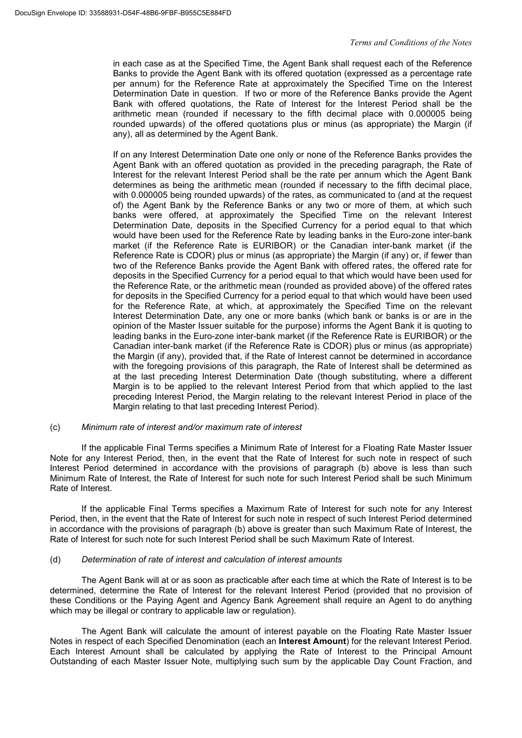in each case as at the Specified Time, the Agent Bank shall request each of the Reference Banks to provide the Agent Bank with its offered quotation (expressed as a percentage rate per annum) for the Reference Rate at approximately the Specified Time on the Interest Determination Date in question. If two or more of the Reference Banks provide the Agent Bank with offered quotations, the Rate of Interest for the Interest Period shall be the arithmetic mean (rounded if necessary to the fifth decimal place with 0.000005 being rounded upwards) of the offered quotations plus or minus (as appropriate) the Margin (if any), all as determined by the Agent Bank.

If on any Interest Determination Date one only or none of the Reference Banks provides the Agent Bank with an offered quotation as provided in the preceding paragraph, the Rate of Interest for the relevant Interest Period shall be the rate per annum which the Agent Bank determines as being the arithmetic mean (rounded if necessary to the fifth decimal place, with 0.000005 being rounded upwards) of the rates, as communicated to (and at the request of) the Agent Bank by the Reference Banks or any two or more of them, at which such banks were offered, at approximately the Specified Time on the relevant Interest Determination Date, deposits in the Specified Currency for a period equal to that which would have been used for the Reference Rate by leading banks in the Euro-zone inter-bank market (if the Reference Rate is EURIBOR) or the Canadian inter-bank market (if the Reference Rate is CDOR) plus or minus (as appropriate) the Margin (if any) or, if fewer than two of the Reference Banks provide the Agent Bank with offered rates, the offered rate for deposits in the Specified Currency for a period equal to that which would have been used for the Reference Rate, or the arithmetic mean (rounded as provided above) of the offered rates for deposits in the Specified Currency for a period equal to that which would have been used for the Reference Rate, at which, at approximately the Specified Time on the relevant Interest Determination Date, any one or more banks (which bank or banks is or are in the opinion of the Master Issuer suitable for the purpose) informs the Agent Bank it is quoting to leading banks in the Euro-zone inter-bank market (if the Reference Rate is EURIBOR) or the Canadian inter-bank market (if the Reference Rate is CDOR) plus or minus (as appropriate) the Margin (if any), provided that, if the Rate of Interest cannot be determined in accordance with the foregoing provisions of this paragraph, the Rate of Interest shall be determined as at the last preceding Interest Determination Date (though substituting, where a different Margin is to be applied to the relevant Interest Period from that which applied to the last preceding Interest Period, the Margin relating to the relevant Interest Period in place of the Margin relating to that last preceding Interest Period).

(c) *Minimum rate of interest and/or maximum rate of interest*

If the applicable Final Terms specifies a Minimum Rate of Interest for a Floating Rate Master Issuer Note for any Interest Period, then, in the event that the Rate of Interest for such note in respect of such Interest Period determined in accordance with the provisions of paragraph (b) above is less than such Minimum Rate of Interest, the Rate of Interest for such note for such Interest Period shall be such Minimum Rate of Interest.

If the applicable Final Terms specifies a Maximum Rate of Interest for such note for any Interest Period, then, in the event that the Rate of Interest for such note in respect of such Interest Period determined in accordance with the provisions of paragraph (b) above is greater than such Maximum Rate of Interest, the Rate of Interest for such note for such Interest Period shall be such Maximum Rate of Interest.

(d) *Determination of rate of interest and calculation of interest amounts*

The Agent Bank will at or as soon as practicable after each time at which the Rate of Interest is to be determined, determine the Rate of Interest for the relevant Interest Period (provided that no provision of these Conditions or the Paying Agent and Agency Bank Agreement shall require an Agent to do anything which may be illegal or contrary to applicable law or regulation).

The Agent Bank will calculate the amount of interest payable on the Floating Rate Master Issuer Notes in respect of each Specified Denomination (each an **Interest Amount**) for the relevant Interest Period. Each Interest Amount shall be calculated by applying the Rate of Interest to the Principal Amount Outstanding of each Master Issuer Note, multiplying such sum by the applicable Day Count Fraction, and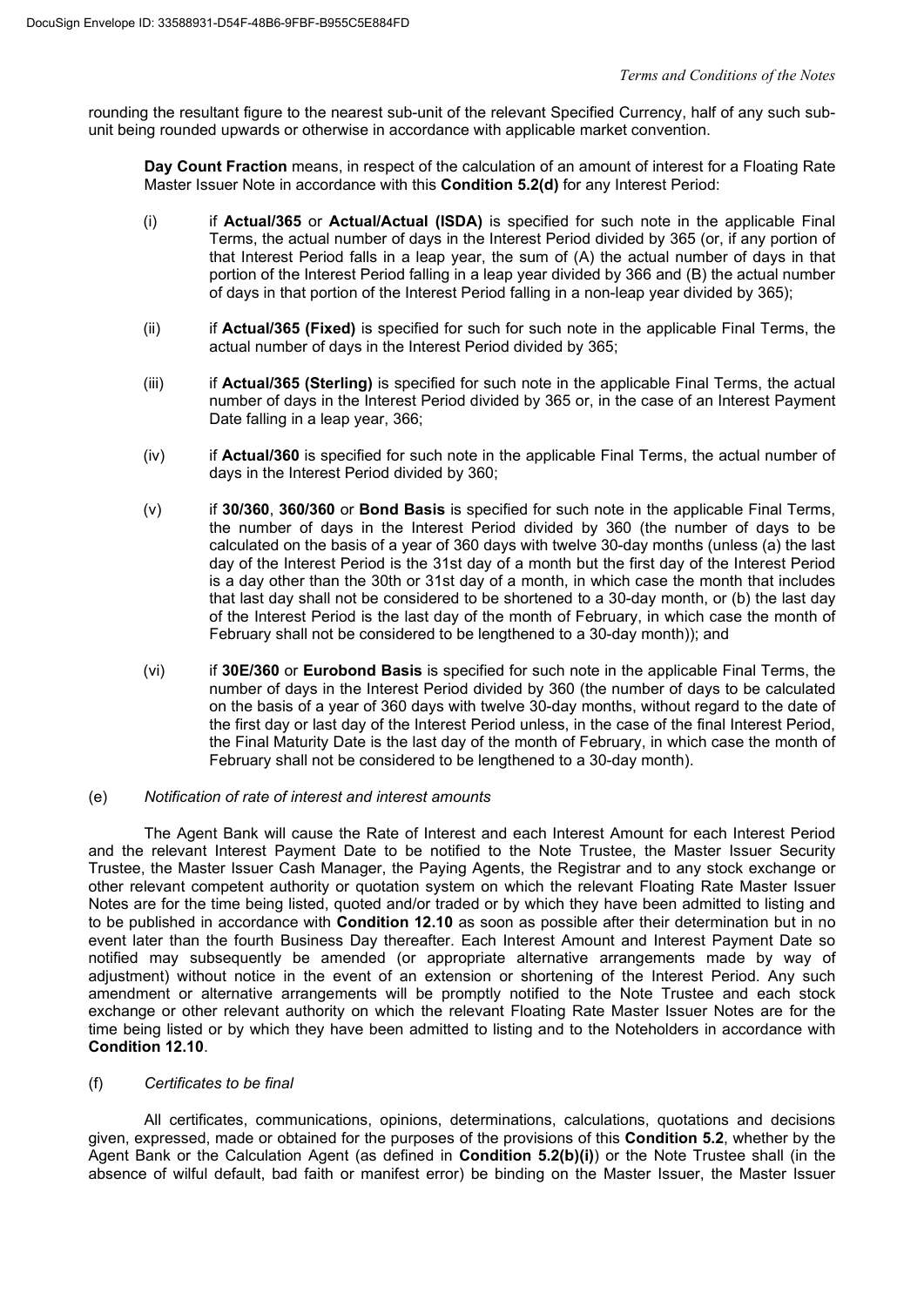rounding the resultant figure to the nearest sub-unit of the relevant Specified Currency, half of any such sub-unit being rounded upwards or otherwise in accordance with applicable market convention.

**Day Count Fraction** means, in respect of the calculation of an amount of interest for a Floating Rate Master Issuer Note in accordance with this **Condition 5.2(d)** for any Interest Period:

(i) if **Actual/365** or **Actual/Actual (ISDA)** is specified for such note in the applicable Final Terms, the actual number of days in the Interest Period divided by 365 (or, if any portion of that Interest Period falls in a leap year, the sum of (A) the actual number of days in that portion of the Interest Period falling in a leap year divided by 366 and (B) the actual number of days in that portion of the Interest Period falling in a non-leap year divided by 365);

(ii) if **Actual/365 (Fixed)** is specified for such for such note in the applicable Final Terms, the actual number of days in the Interest Period divided by 365;

(iii) if **Actual/365 (Sterling)** is specified for such note in the applicable Final Terms, the actual number of days in the Interest Period divided by 365 or, in the case of an Interest Payment Date falling in a leap year, 366;

(iv) if **Actual/360** is specified for such note in the applicable Final Terms, the actual number of days in the Interest Period divided by 360;

(v) if **30/360**, **360/360** or **Bond Basis** is specified for such note in the applicable Final Terms, the number of days in the Interest Period divided by 360 (the number of days to be calculated on the basis of a year of 360 days with twelve 30-day months (unless (a) the last day of the Interest Period is the 31st day of a month but the first day of the Interest Period is a day other than the 30th or 31st day of a month, in which case the month that includes that last day shall not be considered to be shortened to a 30-day month, or (b) the last day of the Interest Period is the last day of the month of February, in which case the month of February shall not be considered to be lengthened to a 30-day month)); and

(vi) if **30E/360** or **Eurobond Basis** is specified for such note in the applicable Final Terms, the number of days in the Interest Period divided by 360 (the number of days to be calculated on the basis of a year of 360 days with twelve 30-day months, without regard to the date of the first day or last day of the Interest Period unless, in the case of the final Interest Period, the Final Maturity Date is the last day of the month of February, in which case the month of February shall not be considered to be lengthened to a 30-day month).

(e) *Notification of rate of interest and interest amounts*

The Agent Bank will cause the Rate of Interest and each Interest Amount for each Interest Period and the relevant Interest Payment Date to be notified to the Note Trustee, the Master Issuer Security Trustee, the Master Issuer Cash Manager, the Paying Agents, the Registrar and to any stock exchange or other relevant competent authority or quotation system on which the relevant Floating Rate Master Issuer Notes are for the time being listed, quoted and/or traded or by which they have been admitted to listing and to be published in accordance with **Condition 12.10** as soon as possible after their determination but in no event later than the fourth Business Day thereafter. Each Interest Amount and Interest Payment Date so notified may subsequently be amended (or appropriate alternative arrangements made by way of adjustment) without notice in the event of an extension or shortening of the Interest Period. Any such amendment or alternative arrangements will be promptly notified to the Note Trustee and each stock exchange or other relevant authority on which the relevant Floating Rate Master Issuer Notes are for the time being listed or by which they have been admitted to listing and to the Noteholders in accordance with **Condition 12.10**.

(f) *Certificates to be final*

All certificates, communications, opinions, determinations, calculations, quotations and decisions given, expressed, made or obtained for the purposes of the provisions of this **Condition 5.2**, whether by the Agent Bank or the Calculation Agent (as defined in **Condition 5.2(b)(i)**) or the Note Trustee shall (in the absence of wilful default, bad faith or manifest error) be binding on the Master Issuer, the Master Issuer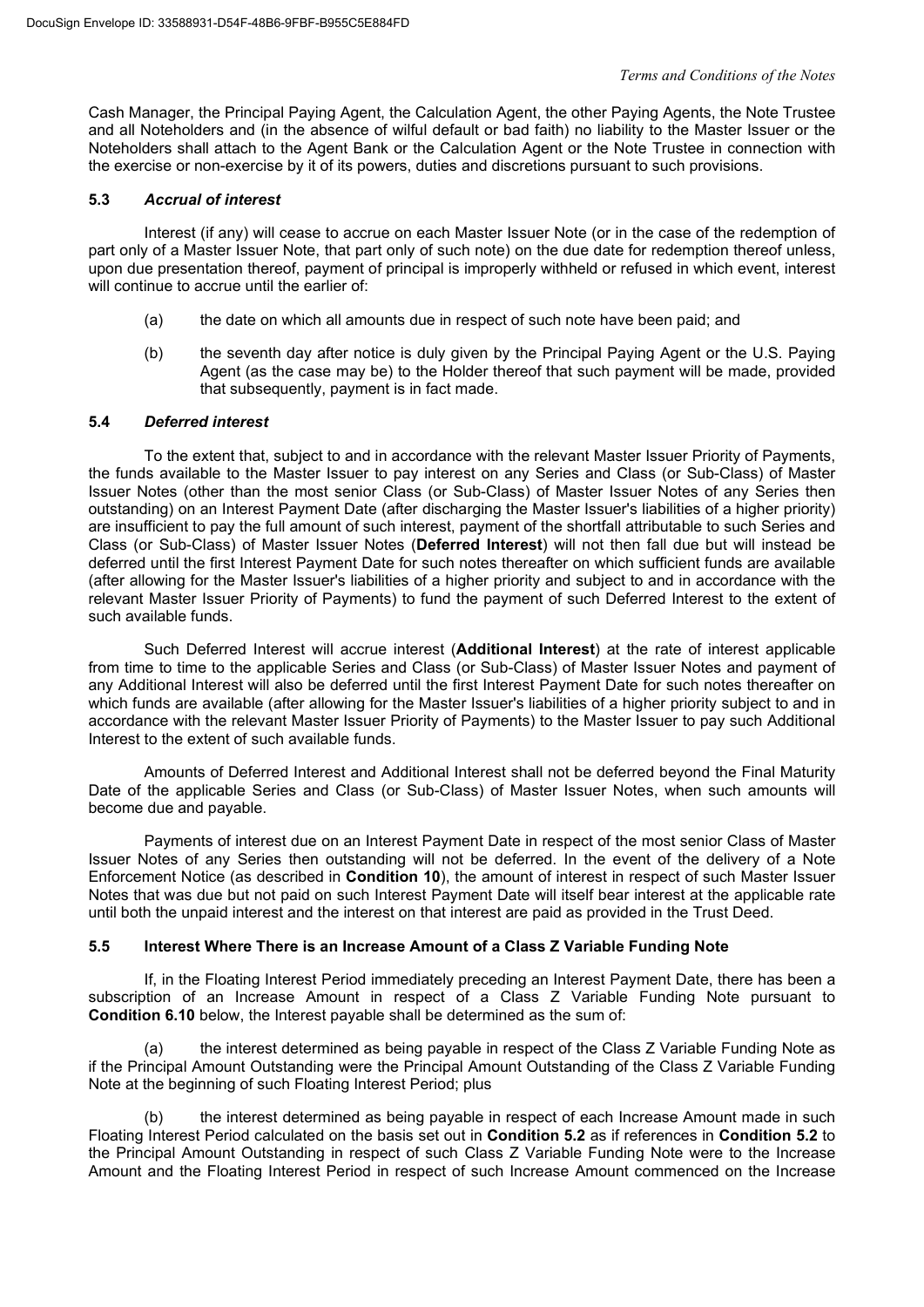Cash Manager, the Principal Paying Agent, the Calculation Agent, the other Paying Agents, the Note Trustee and all Noteholders and (in the absence of wilful default or bad faith) no liability to the Master Issuer or the Noteholders shall attach to the Agent Bank or the Calculation Agent or the Note Trustee in connection with the exercise or non-exercise by it of its powers, duties and discretions pursuant to such provisions.

### 5.3 *Accrual of interest*

Interest (if any) will cease to accrue on each Master Issuer Note (or in the case of the redemption of part only of a Master Issuer Note, that part only of such note) on the due date for redemption thereof unless, upon due presentation thereof, payment of principal is improperly withheld or refused in which event, interest will continue to accrue until the earlier of:

(a) the date on which all amounts due in respect of such note have been paid; and

(b) the seventh day after notice is duly given by the Principal Paying Agent or the U.S. Paying Agent (as the case may be) to the Holder thereof that such payment will be made, provided that subsequently, payment is in fact made.

### 5.4 *Deferred interest*

To the extent that, subject to and in accordance with the relevant Master Issuer Priority of Payments, the funds available to the Master Issuer to pay interest on any Series and Class (or Sub-Class) of Master Issuer Notes (other than the most senior Class (or Sub-Class) of Master Issuer Notes of any Series then outstanding) on an Interest Payment Date (after discharging the Master Issuer's liabilities of a higher priority) are insufficient to pay the full amount of such interest, payment of the shortfall attributable to such Series and Class (or Sub-Class) of Master Issuer Notes (**Deferred Interest**) will not then fall due but will instead be deferred until the first Interest Payment Date for such notes thereafter on which sufficient funds are available (after allowing for the Master Issuer's liabilities of a higher priority and subject to and in accordance with the relevant Master Issuer Priority of Payments) to fund the payment of such Deferred Interest to the extent of such available funds.

Such Deferred Interest will accrue interest (**Additional Interest**) at the rate of interest applicable from time to time to the applicable Series and Class (or Sub-Class) of Master Issuer Notes and payment of any Additional Interest will also be deferred until the first Interest Payment Date for such notes thereafter on which funds are available (after allowing for the Master Issuer's liabilities of a higher priority subject to and in accordance with the relevant Master Issuer Priority of Payments) to the Master Issuer to pay such Additional Interest to the extent of such available funds.

Amounts of Deferred Interest and Additional Interest shall not be deferred beyond the Final Maturity Date of the applicable Series and Class (or Sub-Class) of Master Issuer Notes, when such amounts will become due and payable.

Payments of interest due on an Interest Payment Date in respect of the most senior Class of Master Issuer Notes of any Series then outstanding will not be deferred. In the event of the delivery of a Note Enforcement Notice (as described in **Condition 10**), the amount of interest in respect of such Master Issuer Notes that was due but not paid on such Interest Payment Date will itself bear interest at the applicable rate until both the unpaid interest and the interest on that interest are paid as provided in the Trust Deed.

### 5.5 Interest Where There is an Increase Amount of a Class Z Variable Funding Note

If, in the Floating Interest Period immediately preceding an Interest Payment Date, there has been a subscription of an Increase Amount in respect of a Class Z Variable Funding Note pursuant to **Condition 6.10** below, the Interest payable shall be determined as the sum of:

(a) the interest determined as being payable in respect of the Class Z Variable Funding Note as if the Principal Amount Outstanding were the Principal Amount Outstanding of the Class Z Variable Funding Note at the beginning of such Floating Interest Period; plus

(b) the interest determined as being payable in respect of each Increase Amount made in such Floating Interest Period calculated on the basis set out in **Condition 5.2** as if references in **Condition 5.2** to the Principal Amount Outstanding in respect of such Class Z Variable Funding Note were to the Increase Amount and the Floating Interest Period in respect of such Increase Amount commenced on the Increase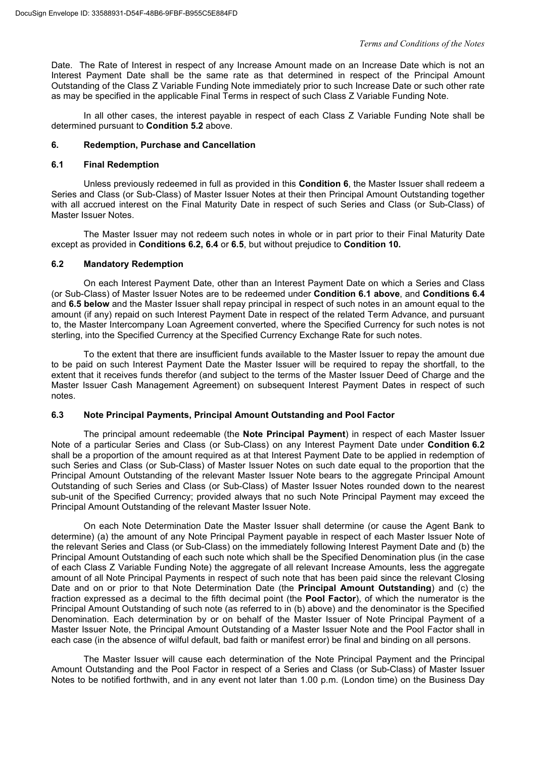Date. The Rate of Interest in respect of any Increase Amount made on an Increase Date which is not an Interest Payment Date shall be the same rate as that determined in respect of the Principal Amount Outstanding of the Class Z Variable Funding Note immediately prior to such Increase Date or such other rate as may be specified in the applicable Final Terms in respect of such Class Z Variable Funding Note.

In all other cases, the interest payable in respect of each Class Z Variable Funding Note shall be determined pursuant to **Condition 5.2** above.

## 6. Redemption, Purchase and Cancellation

### 6.1 Final Redemption

Unless previously redeemed in full as provided in this **Condition 6**, the Master Issuer shall redeem a Series and Class (or Sub-Class) of Master Issuer Notes at their then Principal Amount Outstanding together with all accrued interest on the Final Maturity Date in respect of such Series and Class (or Sub-Class) of Master Issuer Notes.

The Master Issuer may not redeem such notes in whole or in part prior to their Final Maturity Date except as provided in **Conditions 6.2, 6.4** or **6.5**, but without prejudice to **Condition 10.**

### 6.2 Mandatory Redemption

On each Interest Payment Date, other than an Interest Payment Date on which a Series and Class (or Sub-Class) of Master Issuer Notes are to be redeemed under **Condition 6.1 above**, and **Conditions 6.4** and **6.5 below** and the Master Issuer shall repay principal in respect of such notes in an amount equal to the amount (if any) repaid on such Interest Payment Date in respect of the related Term Advance, and pursuant to, the Master Intercompany Loan Agreement converted, where the Specified Currency for such notes is not sterling, into the Specified Currency at the Specified Currency Exchange Rate for such notes.

To the extent that there are insufficient funds available to the Master Issuer to repay the amount due to be paid on such Interest Payment Date the Master Issuer will be required to repay the shortfall, to the extent that it receives funds therefor (and subject to the terms of the Master Issuer Deed of Charge and the Master Issuer Cash Management Agreement) on subsequent Interest Payment Dates in respect of such notes.

### 6.3 Note Principal Payments, Principal Amount Outstanding and Pool Factor

The principal amount redeemable (the **Note Principal Payment**) in respect of each Master Issuer Note of a particular Series and Class (or Sub-Class) on any Interest Payment Date under **Condition 6.2** shall be a proportion of the amount required as at that Interest Payment Date to be applied in redemption of such Series and Class (or Sub-Class) of Master Issuer Notes on such date equal to the proportion that the Principal Amount Outstanding of the relevant Master Issuer Note bears to the aggregate Principal Amount Outstanding of such Series and Class (or Sub-Class) of Master Issuer Notes rounded down to the nearest sub-unit of the Specified Currency; provided always that no such Note Principal Payment may exceed the Principal Amount Outstanding of the relevant Master Issuer Note.

On each Note Determination Date the Master Issuer shall determine (or cause the Agent Bank to determine) (a) the amount of any Note Principal Payment payable in respect of each Master Issuer Note of the relevant Series and Class (or Sub-Class) on the immediately following Interest Payment Date and (b) the Principal Amount Outstanding of each such note which shall be the Specified Denomination plus (in the case of each Class Z Variable Funding Note) the aggregate of all relevant Increase Amounts, less the aggregate amount of all Note Principal Payments in respect of such note that has been paid since the relevant Closing Date and on or prior to that Note Determination Date (the **Principal Amount Outstanding**) and (c) the fraction expressed as a decimal to the fifth decimal point (the **Pool Factor**), of which the numerator is the Principal Amount Outstanding of such note (as referred to in (b) above) and the denominator is the Specified Denomination. Each determination by or on behalf of the Master Issuer of Note Principal Payment of a Master Issuer Note, the Principal Amount Outstanding of a Master Issuer Note and the Pool Factor shall in each case (in the absence of wilful default, bad faith or manifest error) be final and binding on all persons.

The Master Issuer will cause each determination of the Note Principal Payment and the Principal Amount Outstanding and the Pool Factor in respect of a Series and Class (or Sub-Class) of Master Issuer Notes to be notified forthwith, and in any event not later than 1.00 p.m. (London time) on the Business Day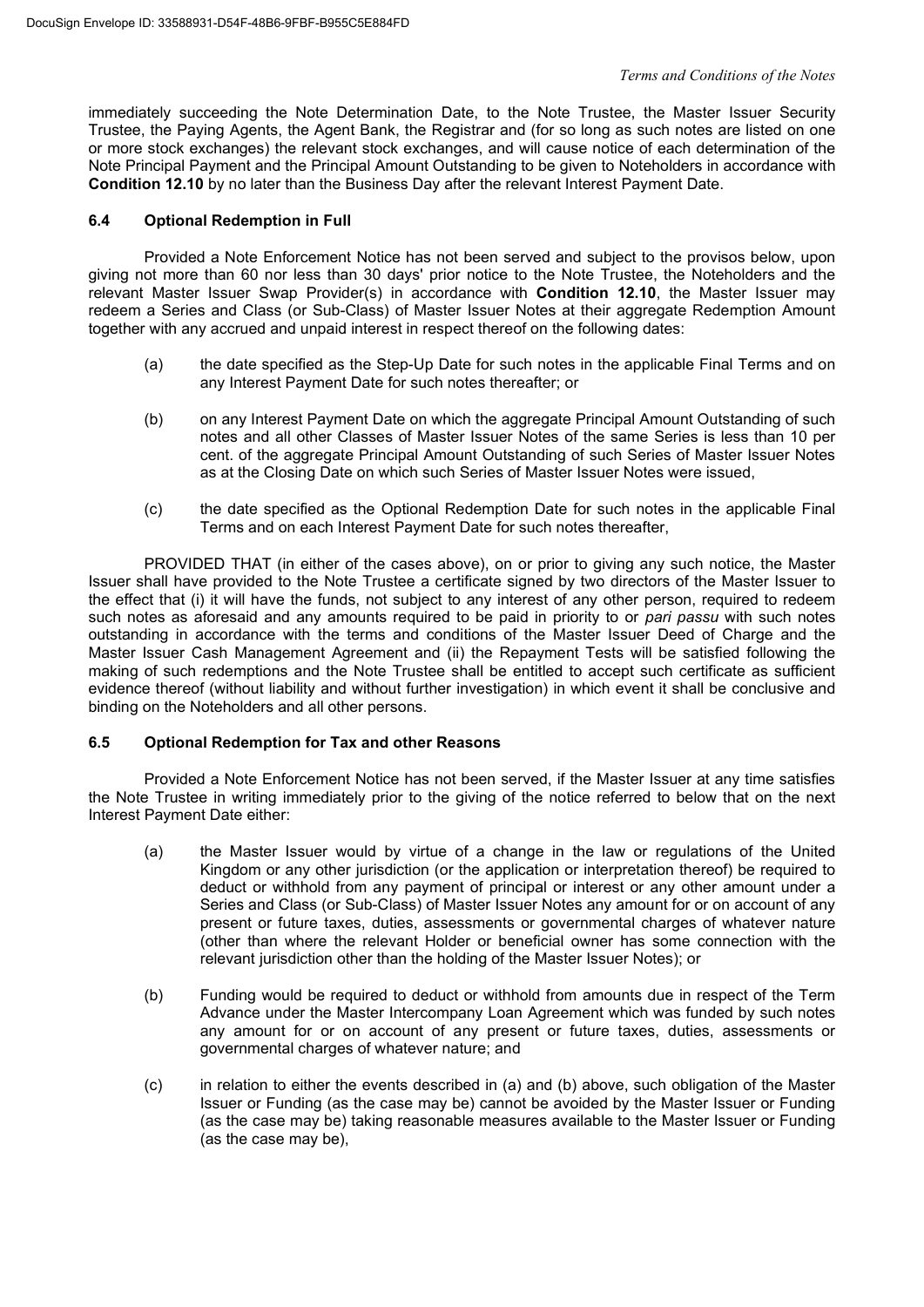immediately succeeding the Note Determination Date, to the Note Trustee, the Master Issuer Security Trustee, the Paying Agents, the Agent Bank, the Registrar and (for so long as such notes are listed on one or more stock exchanges) the relevant stock exchanges, and will cause notice of each determination of the Note Principal Payment and the Principal Amount Outstanding to be given to Noteholders in accordance with **Condition 12.10** by no later than the Business Day after the relevant Interest Payment Date.

### 6.4 Optional Redemption in Full

Provided a Note Enforcement Notice has not been served and subject to the provisos below, upon giving not more than 60 nor less than 30 days' prior notice to the Note Trustee, the Noteholders and the relevant Master Issuer Swap Provider(s) in accordance with **Condition 12.10**, the Master Issuer may redeem a Series and Class (or Sub-Class) of Master Issuer Notes at their aggregate Redemption Amount together with any accrued and unpaid interest in respect thereof on the following dates:

(a) the date specified as the Step-Up Date for such notes in the applicable Final Terms and on any Interest Payment Date for such notes thereafter; or

(b) on any Interest Payment Date on which the aggregate Principal Amount Outstanding of such notes and all other Classes of Master Issuer Notes of the same Series is less than 10 per cent. of the aggregate Principal Amount Outstanding of such Series of Master Issuer Notes as at the Closing Date on which such Series of Master Issuer Notes were issued,

(c) the date specified as the Optional Redemption Date for such notes in the applicable Final Terms and on each Interest Payment Date for such notes thereafter,

PROVIDED THAT (in either of the cases above), on or prior to giving any such notice, the Master Issuer shall have provided to the Note Trustee a certificate signed by two directors of the Master Issuer to the effect that (i) it will have the funds, not subject to any interest of any other person, required to redeem such notes as aforesaid and any amounts required to be paid in priority to or *pari passu* with such notes outstanding in accordance with the terms and conditions of the Master Issuer Deed of Charge and the Master Issuer Cash Management Agreement and (ii) the Repayment Tests will be satisfied following the making of such redemptions and the Note Trustee shall be entitled to accept such certificate as sufficient evidence thereof (without liability and without further investigation) in which event it shall be conclusive and binding on the Noteholders and all other persons.

### 6.5 Optional Redemption for Tax and other Reasons

Provided a Note Enforcement Notice has not been served, if the Master Issuer at any time satisfies the Note Trustee in writing immediately prior to the giving of the notice referred to below that on the next Interest Payment Date either:

(a) the Master Issuer would by virtue of a change in the law or regulations of the United Kingdom or any other jurisdiction (or the application or interpretation thereof) be required to deduct or withhold from any payment of principal or interest or any other amount under a Series and Class (or Sub-Class) of Master Issuer Notes any amount for or on account of any present or future taxes, duties, assessments or governmental charges of whatever nature (other than where the relevant Holder or beneficial owner has some connection with the relevant jurisdiction other than the holding of the Master Issuer Notes); or

(b) Funding would be required to deduct or withhold from amounts due in respect of the Term Advance under the Master Intercompany Loan Agreement which was funded by such notes any amount for or on account of any present or future taxes, duties, assessments or governmental charges of whatever nature; and

(c) in relation to either the events described in (a) and (b) above, such obligation of the Master Issuer or Funding (as the case may be) cannot be avoided by the Master Issuer or Funding (as the case may be) taking reasonable measures available to the Master Issuer or Funding (as the case may be),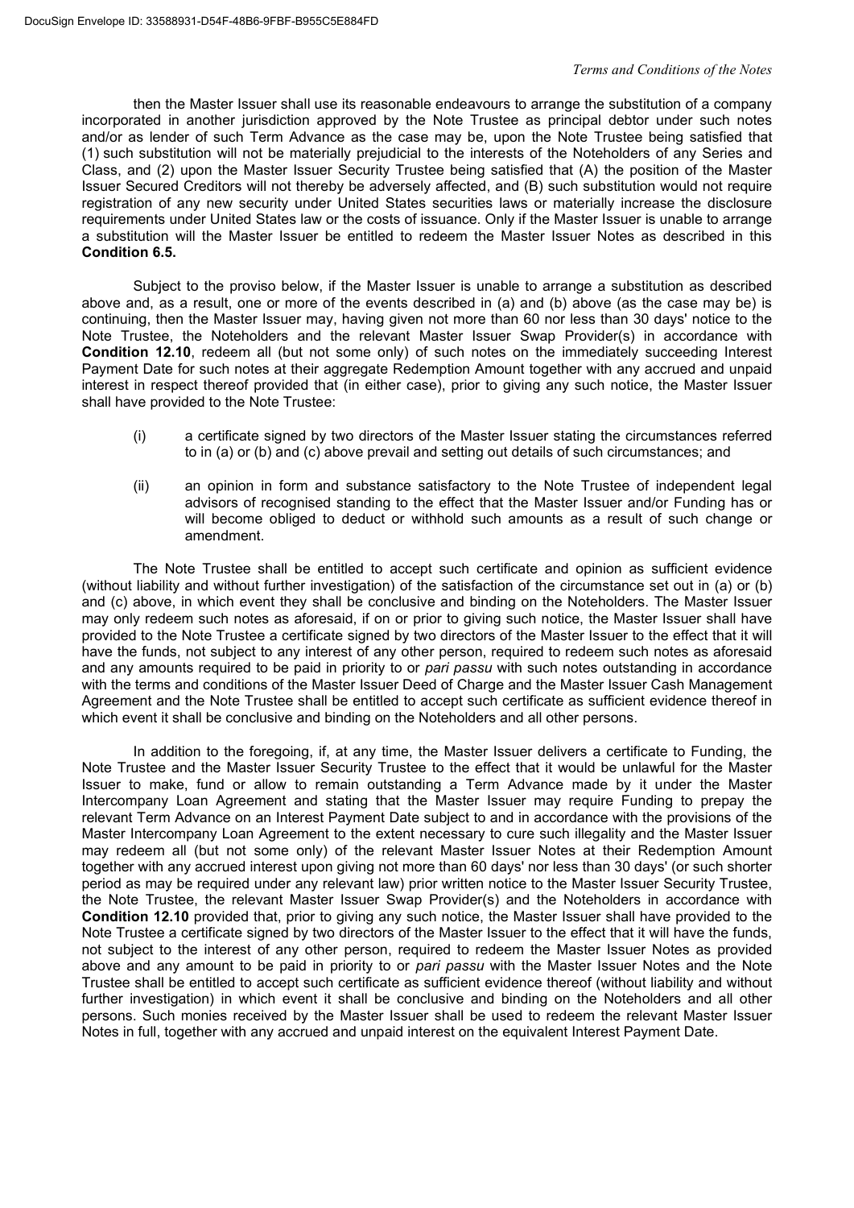then the Master Issuer shall use its reasonable endeavours to arrange the substitution of a company incorporated in another jurisdiction approved by the Note Trustee as principal debtor under such notes and/or as lender of such Term Advance as the case may be, upon the Note Trustee being satisfied that (1) such substitution will not be materially prejudicial to the interests of the Noteholders of any Series and Class, and (2) upon the Master Issuer Security Trustee being satisfied that (A) the position of the Master Issuer Secured Creditors will not thereby be adversely affected, and (B) such substitution would not require registration of any new security under United States securities laws or materially increase the disclosure requirements under United States law or the costs of issuance. Only if the Master Issuer is unable to arrange a substitution will the Master Issuer be entitled to redeem the Master Issuer Notes as described in this **Condition 6.5.**

Subject to the proviso below, if the Master Issuer is unable to arrange a substitution as described above and, as a result, one or more of the events described in (a) and (b) above (as the case may be) is continuing, then the Master Issuer may, having given not more than 60 nor less than 30 days' notice to the Note Trustee, the Noteholders and the relevant Master Issuer Swap Provider(s) in accordance with **Condition 12.10**, redeem all (but not some only) of such notes on the immediately succeeding Interest Payment Date for such notes at their aggregate Redemption Amount together with any accrued and unpaid interest in respect thereof provided that (in either case), prior to giving any such notice, the Master Issuer shall have provided to the Note Trustee:

(i) a certificate signed by two directors of the Master Issuer stating the circumstances referred to in (a) or (b) and (c) above prevail and setting out details of such circumstances; and

(ii) an opinion in form and substance satisfactory to the Note Trustee of independent legal advisors of recognised standing to the effect that the Master Issuer and/or Funding has or will become obliged to deduct or withhold such amounts as a result of such change or amendment.

The Note Trustee shall be entitled to accept such certificate and opinion as sufficient evidence (without liability and without further investigation) of the satisfaction of the circumstance set out in (a) or (b) and (c) above, in which event they shall be conclusive and binding on the Noteholders. The Master Issuer may only redeem such notes as aforesaid, if on or prior to giving such notice, the Master Issuer shall have provided to the Note Trustee a certificate signed by two directors of the Master Issuer to the effect that it will have the funds, not subject to any interest of any other person, required to redeem such notes as aforesaid and any amounts required to be paid in priority to or *pari passu* with such notes outstanding in accordance with the terms and conditions of the Master Issuer Deed of Charge and the Master Issuer Cash Management Agreement and the Note Trustee shall be entitled to accept such certificate as sufficient evidence thereof in which event it shall be conclusive and binding on the Noteholders and all other persons.

In addition to the foregoing, if, at any time, the Master Issuer delivers a certificate to Funding, the Note Trustee and the Master Issuer Security Trustee to the effect that it would be unlawful for the Master Issuer to make, fund or allow to remain outstanding a Term Advance made by it under the Master Intercompany Loan Agreement and stating that the Master Issuer may require Funding to prepay the relevant Term Advance on an Interest Payment Date subject to and in accordance with the provisions of the Master Intercompany Loan Agreement to the extent necessary to cure such illegality and the Master Issuer may redeem all (but not some only) of the relevant Master Issuer Notes at their Redemption Amount together with any accrued interest upon giving not more than 60 days' nor less than 30 days' (or such shorter period as may be required under any relevant law) prior written notice to the Master Issuer Security Trustee, the Note Trustee, the relevant Master Issuer Swap Provider(s) and the Noteholders in accordance with **Condition 12.10** provided that, prior to giving any such notice, the Master Issuer shall have provided to the Note Trustee a certificate signed by two directors of the Master Issuer to the effect that it will have the funds, not subject to the interest of any other person, required to redeem the Master Issuer Notes as provided above and any amount to be paid in priority to or *pari passu* with the Master Issuer Notes and the Note Trustee shall be entitled to accept such certificate as sufficient evidence thereof (without liability and without further investigation) in which event it shall be conclusive and binding on the Noteholders and all other persons. Such monies received by the Master Issuer shall be used to redeem the relevant Master Issuer Notes in full, together with any accrued and unpaid interest on the equivalent Interest Payment Date.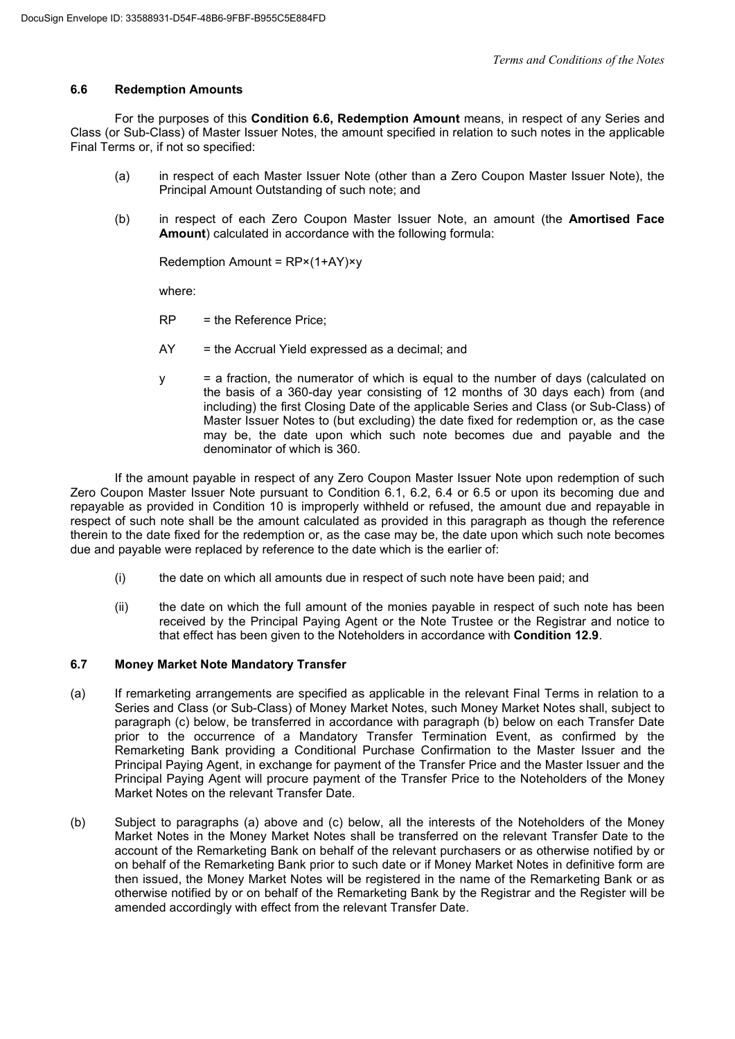### 6.6 Redemption Amounts

For the purposes of this **Condition 6.6, Redemption Amount** means, in respect of any Series and Class (or Sub-Class) of Master Issuer Notes, the amount specified in relation to such notes in the applicable Final Terms or, if not so specified:

(a) in respect of each Master Issuer Note (other than a Zero Coupon Master Issuer Note), the Principal Amount Outstanding of such note; and

(b) in respect of each Zero Coupon Master Issuer Note, an amount (the **Amortised Face Amount**) calculated in accordance with the following formula:

$$\text{Redemption Amount} = RP \times (1+AY) \times y$$

where:

RP = the Reference Price;

AY = the Accrual Yield expressed as a decimal; and

y = a fraction, the numerator of which is equal to the number of days (calculated on the basis of a 360-day year consisting of 12 months of 30 days each) from (and including) the first Closing Date of the applicable Series and Class (or Sub-Class) of Master Issuer Notes to (but excluding) the date fixed for redemption or, as the case may be, the date upon which such note becomes due and payable and the denominator of which is 360.

If the amount payable in respect of any Zero Coupon Master Issuer Note upon redemption of such Zero Coupon Master Issuer Note pursuant to Condition 6.1, 6.2, 6.4 or 6.5 or upon its becoming due and repayable as provided in Condition 10 is improperly withheld or refused, the amount due and repayable in respect of such note shall be the amount calculated as provided in this paragraph as though the reference therein to the date fixed for the redemption or, as the case may be, the date upon which such note becomes due and payable were replaced by reference to the date which is the earlier of:

(i) the date on which all amounts due in respect of such note have been paid; and

(ii) the date on which the full amount of the monies payable in respect of such note has been received by the Principal Paying Agent or the Note Trustee or the Registrar and notice to that effect has been given to the Noteholders in accordance with **Condition 12.9**.

### 6.7 Money Market Note Mandatory Transfer

(a) If remarketing arrangements are specified as applicable in the relevant Final Terms in relation to a Series and Class (or Sub-Class) of Money Market Notes, such Money Market Notes shall, subject to paragraph (c) below, be transferred in accordance with paragraph (b) below on each Transfer Date prior to the occurrence of a Mandatory Transfer Termination Event, as confirmed by the Remarketing Bank providing a Conditional Purchase Confirmation to the Master Issuer and the Principal Paying Agent, in exchange for payment of the Transfer Price and the Master Issuer and the Principal Paying Agent will procure payment of the Transfer Price to the Noteholders of the Money Market Notes on the relevant Transfer Date.

(b) Subject to paragraphs (a) above and (c) below, all the interests of the Noteholders of the Money Market Notes in the Money Market Notes shall be transferred on the relevant Transfer Date to the account of the Remarketing Bank on behalf of the relevant purchasers or as otherwise notified by or on behalf of the Remarketing Bank prior to such date or if Money Market Notes in definitive form are then issued, the Money Market Notes will be registered in the name of the Remarketing Bank or as otherwise notified by or on behalf of the Remarketing Bank by the Registrar and the Register will be amended accordingly with effect from the relevant Transfer Date.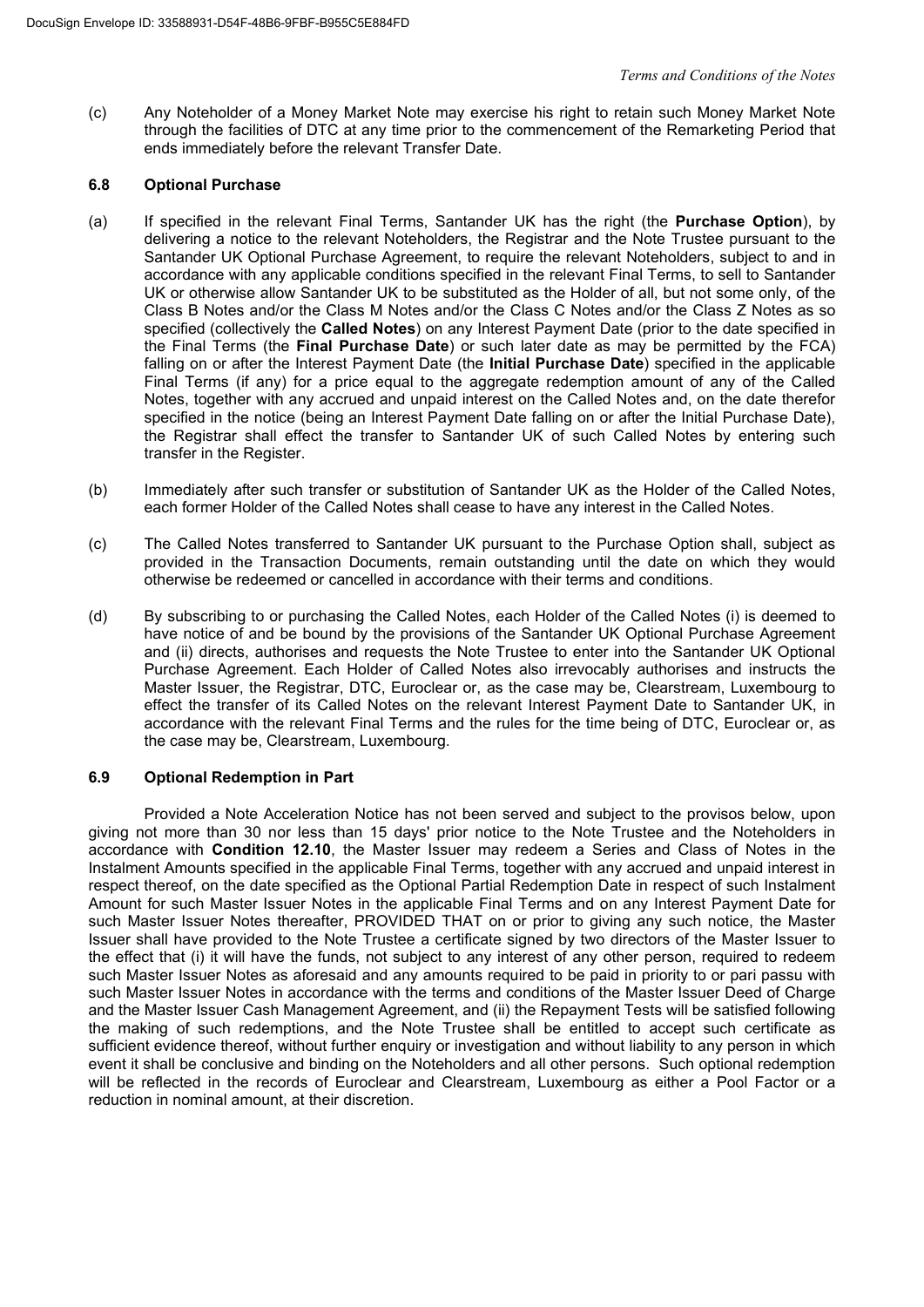(c) Any Noteholder of a Money Market Note may exercise his right to retain such Money Market Note through the facilities of DTC at any time prior to the commencement of the Remarketing Period that ends immediately before the relevant Transfer Date.

### 6.8 Optional Purchase

(a) If specified in the relevant Final Terms, Santander UK has the right (the **Purchase Option**), by delivering a notice to the relevant Noteholders, the Registrar and the Note Trustee pursuant to the Santander UK Optional Purchase Agreement, to require the relevant Noteholders, subject to and in accordance with any applicable conditions specified in the relevant Final Terms, to sell to Santander UK or otherwise allow Santander UK to be substituted as the Holder of all, but not some only, of the Class B Notes and/or the Class M Notes and/or the Class C Notes and/or the Class Z Notes as so specified (collectively the **Called Notes**) on any Interest Payment Date (prior to the date specified in the Final Terms (the **Final Purchase Date**) or such later date as may be permitted by the FCA) falling on or after the Interest Payment Date (the **Initial Purchase Date**) specified in the applicable Final Terms (if any) for a price equal to the aggregate redemption amount of any of the Called Notes, together with any accrued and unpaid interest on the Called Notes and, on the date therefor specified in the notice (being an Interest Payment Date falling on or after the Initial Purchase Date), the Registrar shall effect the transfer to Santander UK of such Called Notes by entering such transfer in the Register.

(b) Immediately after such transfer or substitution of Santander UK as the Holder of the Called Notes, each former Holder of the Called Notes shall cease to have any interest in the Called Notes.

(c) The Called Notes transferred to Santander UK pursuant to the Purchase Option shall, subject as provided in the Transaction Documents, remain outstanding until the date on which they would otherwise be redeemed or cancelled in accordance with their terms and conditions.

(d) By subscribing to or purchasing the Called Notes, each Holder of the Called Notes (i) is deemed to have notice of and be bound by the provisions of the Santander UK Optional Purchase Agreement and (ii) directs, authorises and requests the Note Trustee to enter into the Santander UK Optional Purchase Agreement. Each Holder of Called Notes also irrevocably authorises and instructs the Master Issuer, the Registrar, DTC, Euroclear or, as the case may be, Clearstream, Luxembourg to effect the transfer of its Called Notes on the relevant Interest Payment Date to Santander UK, in accordance with the relevant Final Terms and the rules for the time being of DTC, Euroclear or, as the case may be, Clearstream, Luxembourg.

### 6.9 Optional Redemption in Part

Provided a Note Acceleration Notice has not been served and subject to the provisos below, upon giving not more than 30 nor less than 15 days' prior notice to the Note Trustee and the Noteholders in accordance with **Condition 12.10**, the Master Issuer may redeem a Series and Class of Notes in the Instalment Amounts specified in the applicable Final Terms, together with any accrued and unpaid interest in respect thereof, on the date specified as the Optional Partial Redemption Date in respect of such Instalment Amount for such Master Issuer Notes in the applicable Final Terms and on any Interest Payment Date for such Master Issuer Notes thereafter, PROVIDED THAT on or prior to giving any such notice, the Master Issuer shall have provided to the Note Trustee a certificate signed by two directors of the Master Issuer to the effect that (i) it will have the funds, not subject to any interest of any other person, required to redeem such Master Issuer Notes as aforesaid and any amounts required to be paid in priority to or pari passu with such Master Issuer Notes in accordance with the terms and conditions of the Master Issuer Deed of Charge and the Master Issuer Cash Management Agreement, and (ii) the Repayment Tests will be satisfied following the making of such redemptions, and the Note Trustee shall be entitled to accept such certificate as sufficient evidence thereof, without further enquiry or investigation and without liability to any person in which event it shall be conclusive and binding on the Noteholders and all other persons. Such optional redemption will be reflected in the records of Euroclear and Clearstream, Luxembourg as either a Pool Factor or a reduction in nominal amount, at their discretion.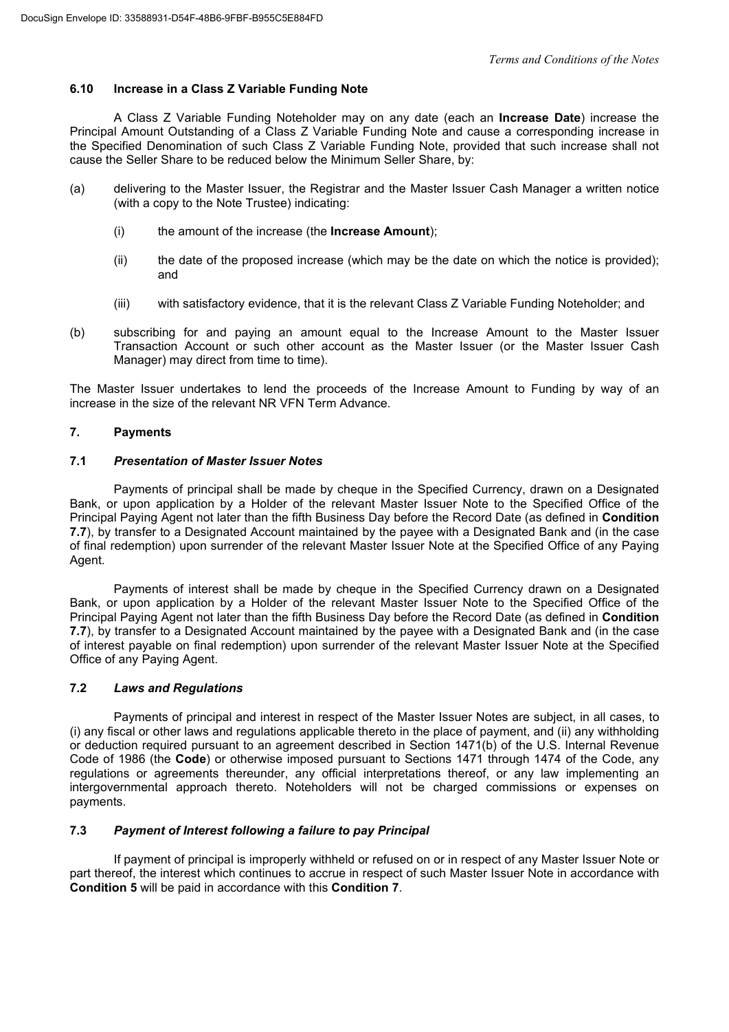### 6.10 Increase in a Class Z Variable Funding Note

A Class Z Variable Funding Noteholder may on any date (each an **Increase Date**) increase the Principal Amount Outstanding of a Class Z Variable Funding Note and cause a corresponding increase in the Specified Denomination of such Class Z Variable Funding Note, provided that such increase shall not cause the Seller Share to be reduced below the Minimum Seller Share, by:

(a) delivering to the Master Issuer, the Registrar and the Master Issuer Cash Manager a written notice (with a copy to the Note Trustee) indicating:

 (i) the amount of the increase (the **Increase Amount**);

 (ii) the date of the proposed increase (which may be the date on which the notice is provided); and

 (iii) with satisfactory evidence, that it is the relevant Class Z Variable Funding Noteholder; and

(b) subscribing for and paying an amount equal to the Increase Amount to the Master Issuer Transaction Account or such other account as the Master Issuer (or the Master Issuer Cash Manager) may direct from time to time).

The Master Issuer undertakes to lend the proceeds of the Increase Amount to Funding by way of an increase in the size of the relevant NR VFN Term Advance.

## 7. Payments

### 7.1 *Presentation of Master Issuer Notes*

Payments of principal shall be made by cheque in the Specified Currency, drawn on a Designated Bank, or upon application by a Holder of the relevant Master Issuer Note to the Specified Office of the Principal Paying Agent not later than the fifth Business Day before the Record Date (as defined in **Condition 7.7**), by transfer to a Designated Account maintained by the payee with a Designated Bank and (in the case of final redemption) upon surrender of the relevant Master Issuer Note at the Specified Office of any Paying Agent.

Payments of interest shall be made by cheque in the Specified Currency drawn on a Designated Bank, or upon application by a Holder of the relevant Master Issuer Note to the Specified Office of the Principal Paying Agent not later than the fifth Business Day before the Record Date (as defined in **Condition 7.7**), by transfer to a Designated Account maintained by the payee with a Designated Bank and (in the case of interest payable on final redemption) upon surrender of the relevant Master Issuer Note at the Specified Office of any Paying Agent.

### 7.2 *Laws and Regulations*

Payments of principal and interest in respect of the Master Issuer Notes are subject, in all cases, to (i) any fiscal or other laws and regulations applicable thereto in the place of payment, and (ii) any withholding or deduction required pursuant to an agreement described in Section 1471(b) of the U.S. Internal Revenue Code of 1986 (the **Code**) or otherwise imposed pursuant to Sections 1471 through 1474 of the Code, any regulations or agreements thereunder, any official interpretations thereof, or any law implementing an intergovernmental approach thereto. Noteholders will not be charged commissions or expenses on payments.

### 7.3 *Payment of Interest following a failure to pay Principal*

If payment of principal is improperly withheld or refused on or in respect of any Master Issuer Note or part thereof, the interest which continues to accrue in respect of such Master Issuer Note in accordance with **Condition 5** will be paid in accordance with this **Condition 7**.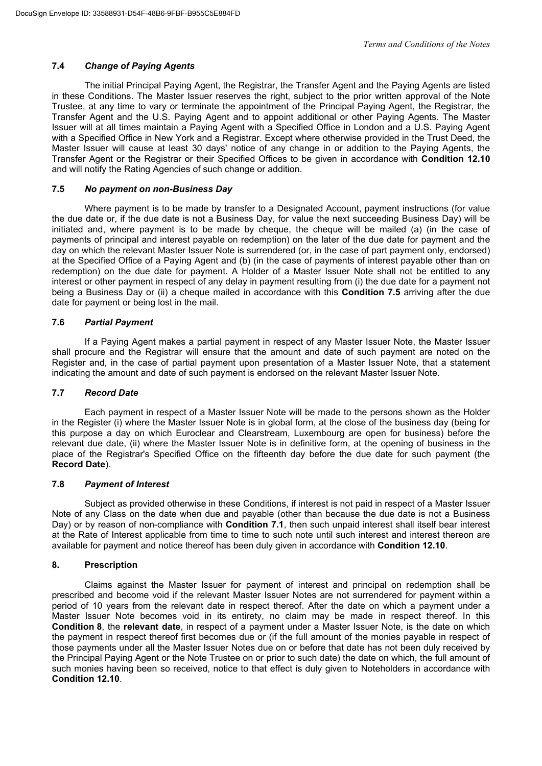### 7.4 *Change of Paying Agents*

The initial Principal Paying Agent, the Registrar, the Transfer Agent and the Paying Agents are listed in these Conditions. The Master Issuer reserves the right, subject to the prior written approval of the Note Trustee, at any time to vary or terminate the appointment of the Principal Paying Agent, the Registrar, the Transfer Agent and the U.S. Paying Agent and to appoint additional or other Paying Agents. The Master Issuer will at all times maintain a Paying Agent with a Specified Office in London and a U.S. Paying Agent with a Specified Office in New York and a Registrar. Except where otherwise provided in the Trust Deed, the Master Issuer will cause at least 30 days' notice of any change in or addition to the Paying Agents, the Transfer Agent or the Registrar or their Specified Offices to be given in accordance with **Condition 12.10** and will notify the Rating Agencies of such change or addition.

### 7.5 *No payment on non-Business Day*

Where payment is to be made by transfer to a Designated Account, payment instructions (for value the due date or, if the due date is not a Business Day, for value the next succeeding Business Day) will be initiated and, where payment is to be made by cheque, the cheque will be mailed (a) (in the case of payments of principal and interest payable on redemption) on the later of the due date for payment and the day on which the relevant Master Issuer Note is surrendered (or, in the case of part payment only, endorsed) at the Specified Office of a Paying Agent and (b) (in the case of payments of interest payable other than on redemption) on the due date for payment. A Holder of a Master Issuer Note shall not be entitled to any interest or other payment in respect of any delay in payment resulting from (i) the due date for a payment not being a Business Day or (ii) a cheque mailed in accordance with this **Condition 7.5** arriving after the due date for payment or being lost in the mail.

### 7.6 *Partial Payment*

If a Paying Agent makes a partial payment in respect of any Master Issuer Note, the Master Issuer shall procure and the Registrar will ensure that the amount and date of such payment are noted on the Register and, in the case of partial payment upon presentation of a Master Issuer Note, that a statement indicating the amount and date of such payment is endorsed on the relevant Master Issuer Note.

### 7.7 *Record Date*

Each payment in respect of a Master Issuer Note will be made to the persons shown as the Holder in the Register (i) where the Master Issuer Note is in global form, at the close of the business day (being for this purpose a day on which Euroclear and Clearstream, Luxembourg are open for business) before the relevant due date, (ii) where the Master Issuer Note is in definitive form, at the opening of business in the place of the Registrar's Specified Office on the fifteenth day before the due date for such payment (the **Record Date**).

### 7.8 *Payment of Interest*

Subject as provided otherwise in these Conditions, if interest is not paid in respect of a Master Issuer Note of any Class on the date when due and payable (other than because the due date is not a Business Day) or by reason of non-compliance with **Condition 7.1**, then such unpaid interest shall itself bear interest at the Rate of Interest applicable from time to time to such note until such interest and interest thereon are available for payment and notice thereof has been duly given in accordance with **Condition 12.10**.

## 8. Prescription

Claims against the Master Issuer for payment of interest and principal on redemption shall be prescribed and become void if the relevant Master Issuer Notes are not surrendered for payment within a period of 10 years from the relevant date in respect thereof. After the date on which a payment under a Master Issuer Note becomes void in its entirety, no claim may be made in respect thereof. In this **Condition 8**, the **relevant date**, in respect of a payment under a Master Issuer Note, is the date on which the payment in respect thereof first becomes due or (if the full amount of the monies payable in respect of those payments under all the Master Issuer Notes due on or before that date has not been duly received by the Principal Paying Agent or the Note Trustee on or prior to such date) the date on which, the full amount of such monies having been so received, notice to that effect is duly given to Noteholders in accordance with **Condition 12.10**.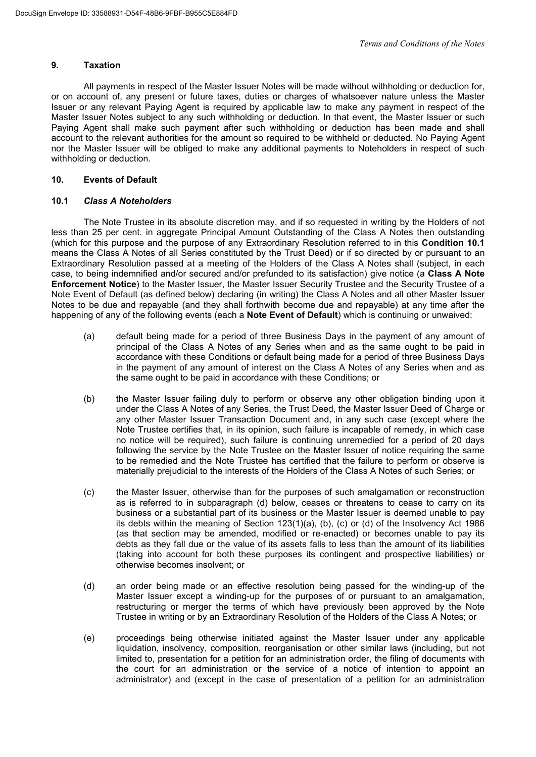## 9. Taxation

All payments in respect of the Master Issuer Notes will be made without withholding or deduction for, or on account of, any present or future taxes, duties or charges of whatsoever nature unless the Master Issuer or any relevant Paying Agent is required by applicable law to make any payment in respect of the Master Issuer Notes subject to any such withholding or deduction. In that event, the Master Issuer or such Paying Agent shall make such payment after such withholding or deduction has been made and shall account to the relevant authorities for the amount so required to be withheld or deducted. No Paying Agent nor the Master Issuer will be obliged to make any additional payments to Noteholders in respect of such withholding or deduction.

## 10. Events of Default

### 10.1 *Class A Noteholders*

The Note Trustee in its absolute discretion may, and if so requested in writing by the Holders of not less than 25 per cent. in aggregate Principal Amount Outstanding of the Class A Notes then outstanding (which for this purpose and the purpose of any Extraordinary Resolution referred to in this **Condition 10.1** means the Class A Notes of all Series constituted by the Trust Deed) or if so directed by or pursuant to an Extraordinary Resolution passed at a meeting of the Holders of the Class A Notes shall (subject, in each case, to being indemnified and/or secured and/or prefunded to its satisfaction) give notice (a **Class A Note Enforcement Notice**) to the Master Issuer, the Master Issuer Security Trustee and the Security Trustee of a Note Event of Default (as defined below) declaring (in writing) the Class A Notes and all other Master Issuer Notes to be due and repayable (and they shall forthwith become due and repayable) at any time after the happening of any of the following events (each a **Note Event of Default**) which is continuing or unwaived:

(a) default being made for a period of three Business Days in the payment of any amount of principal of the Class A Notes of any Series when and as the same ought to be paid in accordance with these Conditions or default being made for a period of three Business Days in the payment of any amount of interest on the Class A Notes of any Series when and as the same ought to be paid in accordance with these Conditions; or

(b) the Master Issuer failing duly to perform or observe any other obligation binding upon it under the Class A Notes of any Series, the Trust Deed, the Master Issuer Deed of Charge or any other Master Issuer Transaction Document and, in any such case (except where the Note Trustee certifies that, in its opinion, such failure is incapable of remedy, in which case no notice will be required), such failure is continuing unremedied for a period of 20 days following the service by the Note Trustee on the Master Issuer of notice requiring the same to be remedied and the Note Trustee has certified that the failure to perform or observe is materially prejudicial to the interests of the Holders of the Class A Notes of such Series; or

(c) the Master Issuer, otherwise than for the purposes of such amalgamation or reconstruction as is referred to in subparagraph (d) below, ceases or threatens to cease to carry on its business or a substantial part of its business or the Master Issuer is deemed unable to pay its debts within the meaning of Section 123(1)(a), (b), (c) or (d) of the Insolvency Act 1986 (as that section may be amended, modified or re-enacted) or becomes unable to pay its debts as they fall due or the value of its assets falls to less than the amount of its liabilities (taking into account for both these purposes its contingent and prospective liabilities) or otherwise becomes insolvent; or

(d) an order being made or an effective resolution being passed for the winding-up of the Master Issuer except a winding-up for the purposes of or pursuant to an amalgamation, restructuring or merger the terms of which have previously been approved by the Note Trustee in writing or by an Extraordinary Resolution of the Holders of the Class A Notes; or

(e) proceedings being otherwise initiated against the Master Issuer under any applicable liquidation, insolvency, composition, reorganisation or other similar laws (including, but not limited to, presentation for a petition for an administration order, the filing of documents with the court for an administration or the service of a notice of intention to appoint an administrator) and (except in the case of presentation of a petition for an administration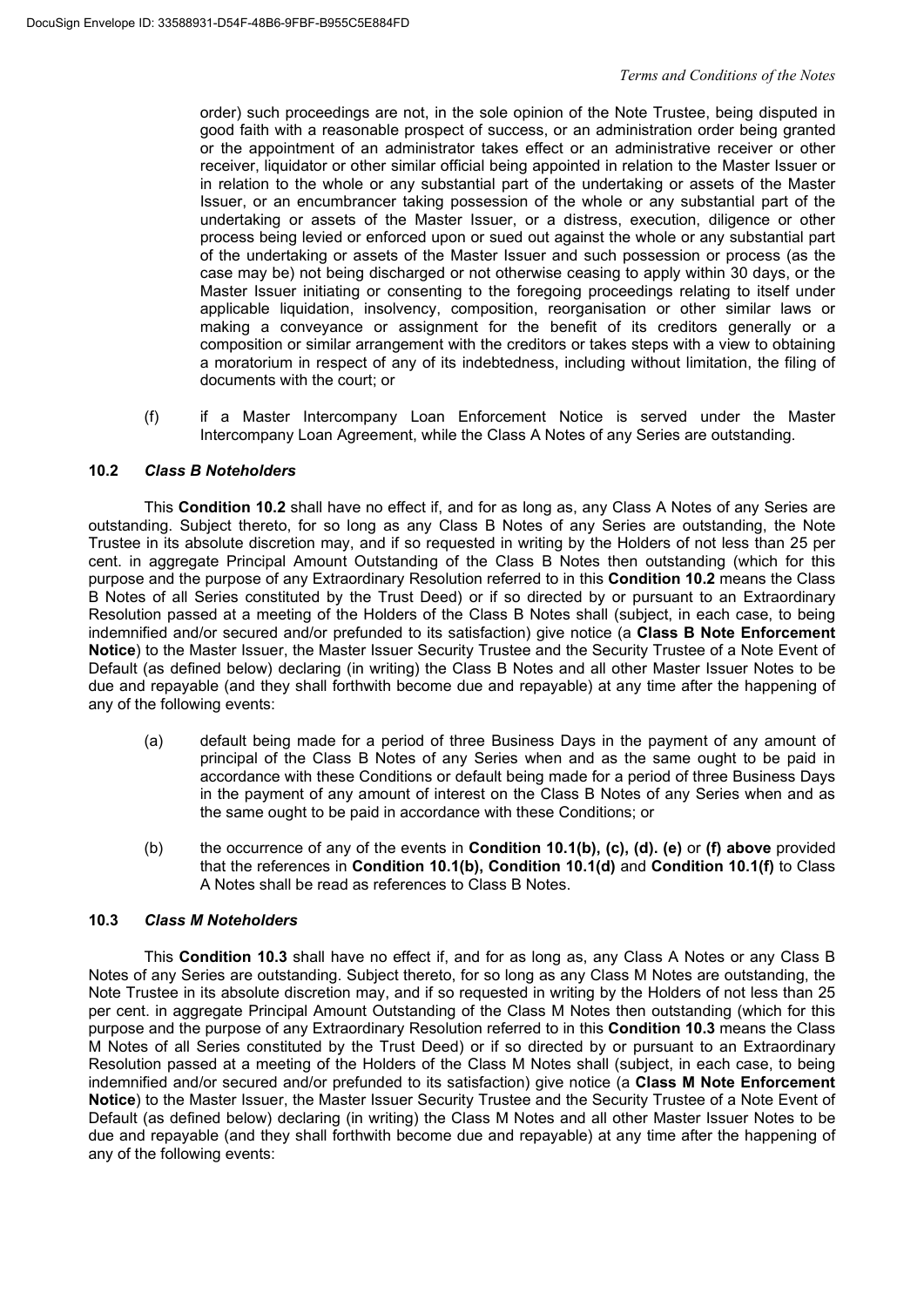order) such proceedings are not, in the sole opinion of the Note Trustee, being disputed in good faith with a reasonable prospect of success, or an administration order being granted or the appointment of an administrator takes effect or an administrative receiver or other receiver, liquidator or other similar official being appointed in relation to the Master Issuer or in relation to the whole or any substantial part of the undertaking or assets of the Master Issuer, or an encumbrancer taking possession of the whole or any substantial part of the undertaking or assets of the Master Issuer, or a distress, execution, diligence or other process being levied or enforced upon or sued out against the whole or any substantial part of the undertaking or assets of the Master Issuer and such possession or process (as the case may be) not being discharged or not otherwise ceasing to apply within 30 days, or the Master Issuer initiating or consenting to the foregoing proceedings relating to itself under applicable liquidation, insolvency, composition, reorganisation or other similar laws or making a conveyance or assignment for the benefit of its creditors generally or a composition or similar arrangement with the creditors or takes steps with a view to obtaining a moratorium in respect of any of its indebtedness, including without limitation, the filing of documents with the court; or

(f) if a Master Intercompany Loan Enforcement Notice is served under the Master Intercompany Loan Agreement, while the Class A Notes of any Series are outstanding.

### 10.2 *Class B Noteholders*

This **Condition 10.2** shall have no effect if, and for as long as, any Class A Notes of any Series are outstanding. Subject thereto, for so long as any Class B Notes of any Series are outstanding, the Note Trustee in its absolute discretion may, and if so requested in writing by the Holders of not less than 25 per cent. in aggregate Principal Amount Outstanding of the Class B Notes then outstanding (which for this purpose and the purpose of any Extraordinary Resolution referred to in this **Condition 10.2** means the Class B Notes of all Series constituted by the Trust Deed) or if so directed by or pursuant to an Extraordinary Resolution passed at a meeting of the Holders of the Class B Notes shall (subject, in each case, to being indemnified and/or secured and/or prefunded to its satisfaction) give notice (a **Class B Note Enforcement Notice**) to the Master Issuer, the Master Issuer Security Trustee and the Security Trustee of a Note Event of Default (as defined below) declaring (in writing) the Class B Notes and all other Master Issuer Notes to be due and repayable (and they shall forthwith become due and repayable) at any time after the happening of any of the following events:

(a) default being made for a period of three Business Days in the payment of any amount of principal of the Class B Notes of any Series when and as the same ought to be paid in accordance with these Conditions or default being made for a period of three Business Days in the payment of any amount of interest on the Class B Notes of any Series when and as the same ought to be paid in accordance with these Conditions; or

(b) the occurrence of any of the events in **Condition 10.1(b), (c), (d). (e)** or **(f) above** provided that the references in **Condition 10.1(b), Condition 10.1(d)** and **Condition 10.1(f)** to Class A Notes shall be read as references to Class B Notes.

### 10.3 *Class M Noteholders*

This **Condition 10.3** shall have no effect if, and for as long as, any Class A Notes or any Class B Notes of any Series are outstanding. Subject thereto, for so long as any Class M Notes are outstanding, the Note Trustee in its absolute discretion may, and if so requested in writing by the Holders of not less than 25 per cent. in aggregate Principal Amount Outstanding of the Class M Notes then outstanding (which for this purpose and the purpose of any Extraordinary Resolution referred to in this **Condition 10.3** means the Class M Notes of all Series constituted by the Trust Deed) or if so directed by or pursuant to an Extraordinary Resolution passed at a meeting of the Holders of the Class M Notes shall (subject, in each case, to being indemnified and/or secured and/or prefunded to its satisfaction) give notice (a **Class M Note Enforcement Notice**) to the Master Issuer, the Master Issuer Security Trustee and the Security Trustee of a Note Event of Default (as defined below) declaring (in writing) the Class M Notes and all other Master Issuer Notes to be due and repayable (and they shall forthwith become due and repayable) at any time after the happening of any of the following events: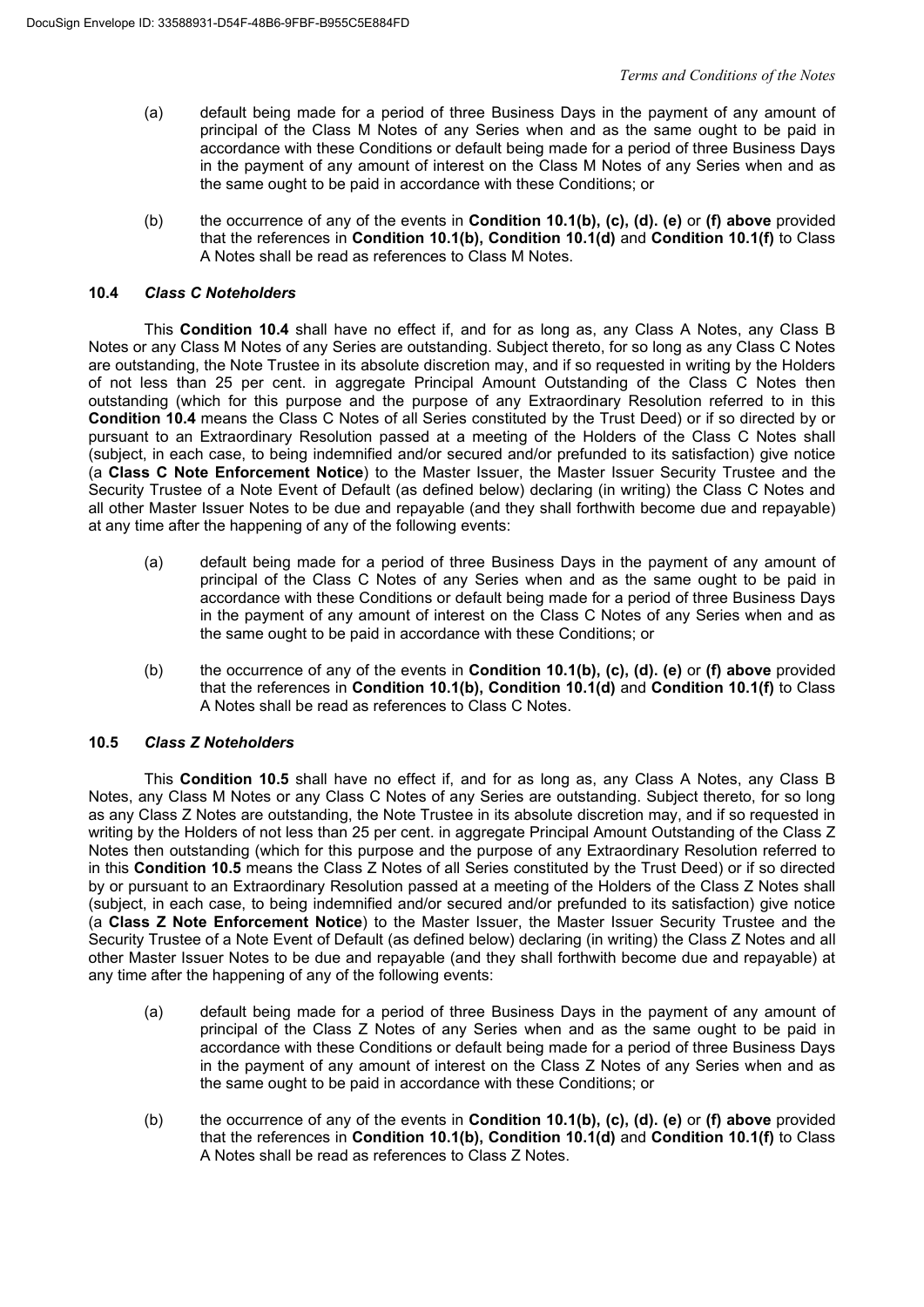(a) default being made for a period of three Business Days in the payment of any amount of principal of the Class M Notes of any Series when and as the same ought to be paid in accordance with these Conditions or default being made for a period of three Business Days in the payment of any amount of interest on the Class M Notes of any Series when and as the same ought to be paid in accordance with these Conditions; or

(b) the occurrence of any of the events in **Condition 10.1(b), (c), (d). (e)** or **(f) above** provided that the references in **Condition 10.1(b), Condition 10.1(d)** and **Condition 10.1(f)** to Class A Notes shall be read as references to Class M Notes.

### 10.4 *Class C Noteholders*

This **Condition 10.4** shall have no effect if, and for as long as, any Class A Notes, any Class B Notes or any Class M Notes of any Series are outstanding. Subject thereto, for so long as any Class C Notes are outstanding, the Note Trustee in its absolute discretion may, and if so requested in writing by the Holders of not less than 25 per cent. in aggregate Principal Amount Outstanding of the Class C Notes then outstanding (which for this purpose and the purpose of any Extraordinary Resolution referred to in this **Condition 10.4** means the Class C Notes of all Series constituted by the Trust Deed) or if so directed by or pursuant to an Extraordinary Resolution passed at a meeting of the Holders of the Class C Notes shall (subject, in each case, to being indemnified and/or secured and/or prefunded to its satisfaction) give notice (a **Class C Note Enforcement Notice**) to the Master Issuer, the Master Issuer Security Trustee and the Security Trustee of a Note Event of Default (as defined below) declaring (in writing) the Class C Notes and all other Master Issuer Notes to be due and repayable (and they shall forthwith become due and repayable) at any time after the happening of any of the following events:

(a) default being made for a period of three Business Days in the payment of any amount of principal of the Class C Notes of any Series when and as the same ought to be paid in accordance with these Conditions or default being made for a period of three Business Days in the payment of any amount of interest on the Class C Notes of any Series when and as the same ought to be paid in accordance with these Conditions; or

(b) the occurrence of any of the events in **Condition 10.1(b), (c), (d). (e)** or **(f) above** provided that the references in **Condition 10.1(b), Condition 10.1(d)** and **Condition 10.1(f)** to Class A Notes shall be read as references to Class C Notes.

### 10.5 *Class Z Noteholders*

This **Condition 10.5** shall have no effect if, and for as long as, any Class A Notes, any Class B Notes, any Class M Notes or any Class C Notes of any Series are outstanding. Subject thereto, for so long as any Class Z Notes are outstanding, the Note Trustee in its absolute discretion may, and if so requested in writing by the Holders of not less than 25 per cent. in aggregate Principal Amount Outstanding of the Class Z Notes then outstanding (which for this purpose and the purpose of any Extraordinary Resolution referred to in this **Condition 10.5** means the Class Z Notes of all Series constituted by the Trust Deed) or if so directed by or pursuant to an Extraordinary Resolution passed at a meeting of the Holders of the Class Z Notes shall (subject, in each case, to being indemnified and/or secured and/or prefunded to its satisfaction) give notice (a **Class Z Note Enforcement Notice**) to the Master Issuer, the Master Issuer Security Trustee and the Security Trustee of a Note Event of Default (as defined below) declaring (in writing) the Class Z Notes and all other Master Issuer Notes to be due and repayable (and they shall forthwith become due and repayable) at any time after the happening of any of the following events:

(a) default being made for a period of three Business Days in the payment of any amount of principal of the Class Z Notes of any Series when and as the same ought to be paid in accordance with these Conditions or default being made for a period of three Business Days in the payment of any amount of interest on the Class Z Notes of any Series when and as the same ought to be paid in accordance with these Conditions; or

(b) the occurrence of any of the events in **Condition 10.1(b), (c), (d). (e)** or **(f) above** provided that the references in **Condition 10.1(b), Condition 10.1(d)** and **Condition 10.1(f)** to Class A Notes shall be read as references to Class Z Notes.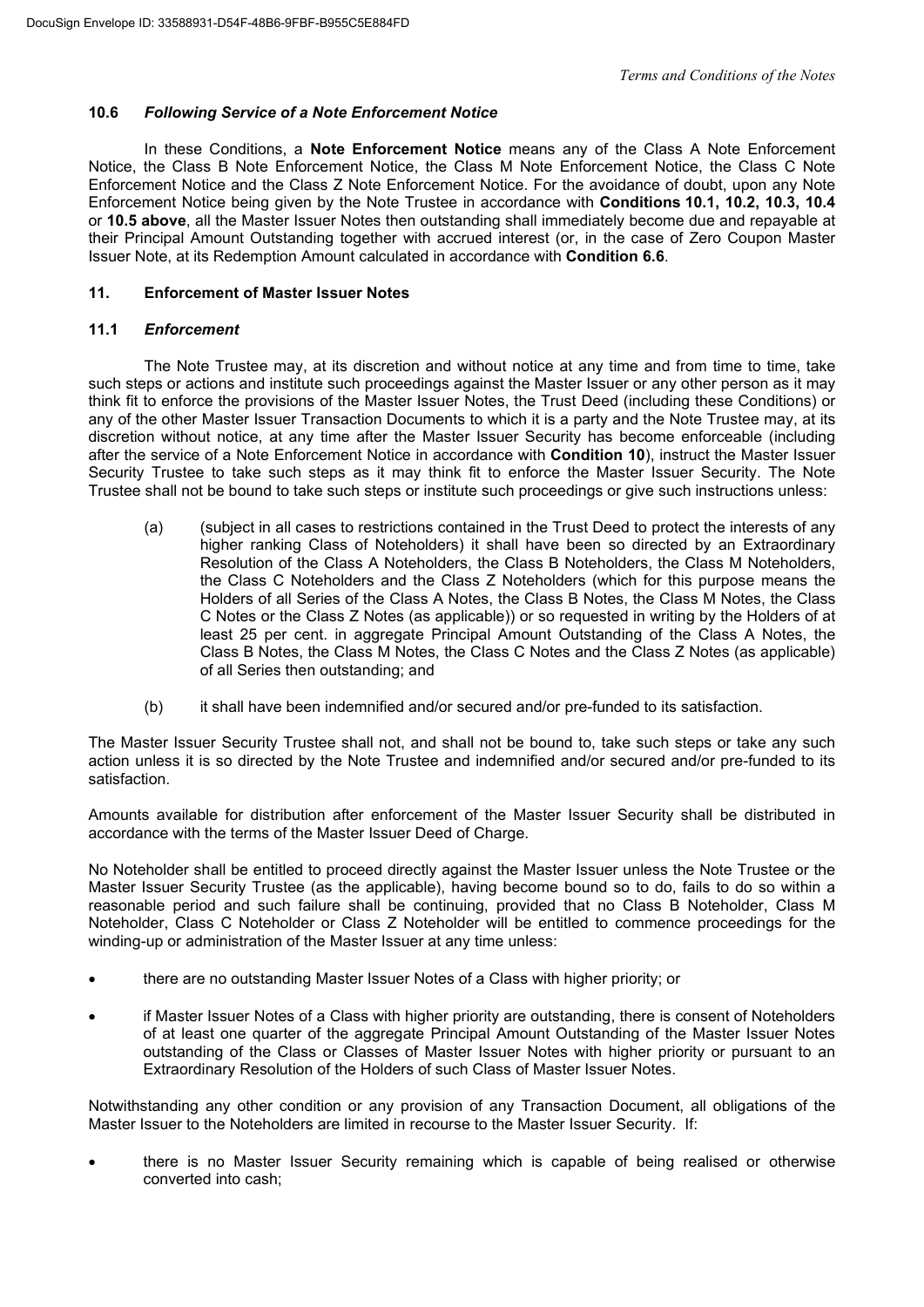### 10.6 *Following Service of a Note Enforcement Notice*

In these Conditions, a **Note Enforcement Notice** means any of the Class A Note Enforcement Notice, the Class B Note Enforcement Notice, the Class M Note Enforcement Notice, the Class C Note Enforcement Notice and the Class Z Note Enforcement Notice. For the avoidance of doubt, upon any Note Enforcement Notice being given by the Note Trustee in accordance with **Conditions 10.1, 10.2, 10.3, 10.4** or **10.5 above**, all the Master Issuer Notes then outstanding shall immediately become due and repayable at their Principal Amount Outstanding together with accrued interest (or, in the case of Zero Coupon Master Issuer Note, at its Redemption Amount calculated in accordance with **Condition 6.6**.

## 11. Enforcement of Master Issuer Notes

### 11.1 *Enforcement*

The Note Trustee may, at its discretion and without notice at any time and from time to time, take such steps or actions and institute such proceedings against the Master Issuer or any other person as it may think fit to enforce the provisions of the Master Issuer Notes, the Trust Deed (including these Conditions) or any of the other Master Issuer Transaction Documents to which it is a party and the Note Trustee may, at its discretion without notice, at any time after the Master Issuer Security has become enforceable (including after the service of a Note Enforcement Notice in accordance with **Condition 10**), instruct the Master Issuer Security Trustee to take such steps as it may think fit to enforce the Master Issuer Security. The Note Trustee shall not be bound to take such steps or institute such proceedings or give such instructions unless:

(a) (subject in all cases to restrictions contained in the Trust Deed to protect the interests of any higher ranking Class of Noteholders) it shall have been so directed by an Extraordinary Resolution of the Class A Noteholders, the Class B Noteholders, the Class M Noteholders, the Class C Noteholders and the Class Z Noteholders (which for this purpose means the Holders of all Series of the Class A Notes, the Class B Notes, the Class M Notes, the Class C Notes or the Class Z Notes (as applicable)) or so requested in writing by the Holders of at least 25 per cent. in aggregate Principal Amount Outstanding of the Class A Notes, the Class B Notes, the Class M Notes, the Class C Notes and the Class Z Notes (as applicable) of all Series then outstanding; and

(b) it shall have been indemnified and/or secured and/or pre-funded to its satisfaction.

The Master Issuer Security Trustee shall not, and shall not be bound to, take such steps or take any such action unless it is so directed by the Note Trustee and indemnified and/or secured and/or pre-funded to its satisfaction.

Amounts available for distribution after enforcement of the Master Issuer Security shall be distributed in accordance with the terms of the Master Issuer Deed of Charge.

No Noteholder shall be entitled to proceed directly against the Master Issuer unless the Note Trustee or the Master Issuer Security Trustee (as the applicable), having become bound so to do, fails to do so within a reasonable period and such failure shall be continuing, provided that no Class B Noteholder, Class M Noteholder, Class C Noteholder or Class Z Noteholder will be entitled to commence proceedings for the winding-up or administration of the Master Issuer at any time unless:

- there are no outstanding Master Issuer Notes of a Class with higher priority; or
- if Master Issuer Notes of a Class with higher priority are outstanding, there is consent of Noteholders of at least one quarter of the aggregate Principal Amount Outstanding of the Master Issuer Notes outstanding of the Class or Classes of Master Issuer Notes with higher priority or pursuant to an Extraordinary Resolution of the Holders of such Class of Master Issuer Notes.

Notwithstanding any other condition or any provision of any Transaction Document, all obligations of the Master Issuer to the Noteholders are limited in recourse to the Master Issuer Security. If:

- there is no Master Issuer Security remaining which is capable of being realised or otherwise converted into cash;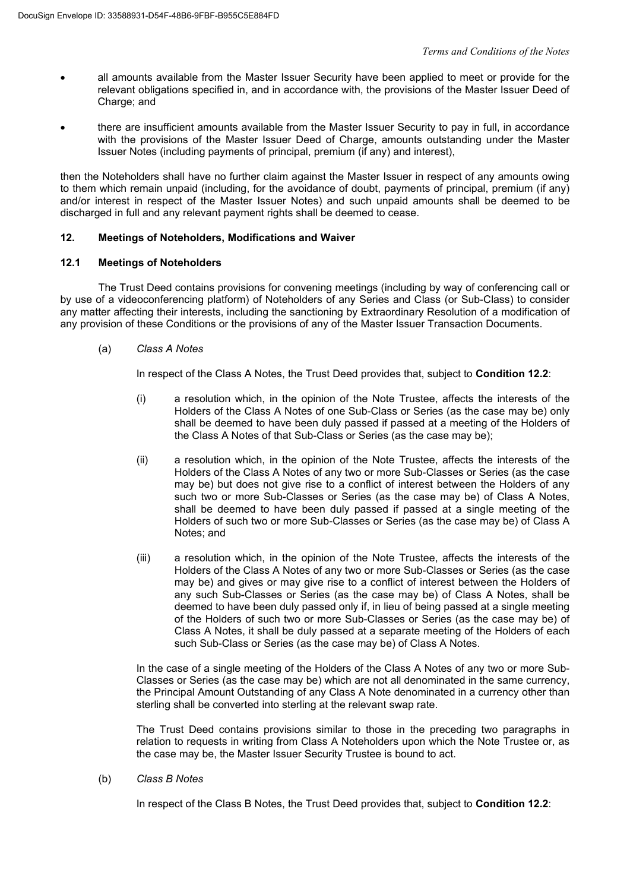- all amounts available from the Master Issuer Security have been applied to meet or provide for the relevant obligations specified in, and in accordance with, the provisions of the Master Issuer Deed of Charge; and
- there are insufficient amounts available from the Master Issuer Security to pay in full, in accordance with the provisions of the Master Issuer Deed of Charge, amounts outstanding under the Master Issuer Notes (including payments of principal, premium (if any) and interest),

then the Noteholders shall have no further claim against the Master Issuer in respect of any amounts owing to them which remain unpaid (including, for the avoidance of doubt, payments of principal, premium (if any) and/or interest in respect of the Master Issuer Notes) and such unpaid amounts shall be deemed to be discharged in full and any relevant payment rights shall be deemed to cease.

## 12. Meetings of Noteholders, Modifications and Waiver

### 12.1 Meetings of Noteholders

The Trust Deed contains provisions for convening meetings (including by way of conferencing call or by use of a videoconferencing platform) of Noteholders of any Series and Class (or Sub-Class) to consider any matter affecting their interests, including the sanctioning by Extraordinary Resolution of a modification of any provision of these Conditions or the provisions of any of the Master Issuer Transaction Documents.

(a) *Class A Notes*

In respect of the Class A Notes, the Trust Deed provides that, subject to **Condition 12.2**:

(i) a resolution which, in the opinion of the Note Trustee, affects the interests of the Holders of the Class A Notes of one Sub-Class or Series (as the case may be) only shall be deemed to have been duly passed if passed at a meeting of the Holders of the Class A Notes of that Sub-Class or Series (as the case may be);

(ii) a resolution which, in the opinion of the Note Trustee, affects the interests of the Holders of the Class A Notes of any two or more Sub-Classes or Series (as the case may be) but does not give rise to a conflict of interest between the Holders of any such two or more Sub-Classes or Series (as the case may be) of Class A Notes, shall be deemed to have been duly passed if passed at a single meeting of the Holders of such two or more Sub-Classes or Series (as the case may be) of Class A Notes; and

(iii) a resolution which, in the opinion of the Note Trustee, affects the interests of the Holders of the Class A Notes of any two or more Sub-Classes or Series (as the case may be) and gives or may give rise to a conflict of interest between the Holders of any such Sub-Classes or Series (as the case may be) of Class A Notes, shall be deemed to have been duly passed only if, in lieu of being passed at a single meeting of the Holders of such two or more Sub-Classes or Series (as the case may be) of Class A Notes, it shall be duly passed at a separate meeting of the Holders of each such Sub-Class or Series (as the case may be) of Class A Notes.

In the case of a single meeting of the Holders of the Class A Notes of any two or more Sub-Classes or Series (as the case may be) which are not all denominated in the same currency, the Principal Amount Outstanding of any Class A Note denominated in a currency other than sterling shall be converted into sterling at the relevant swap rate.

The Trust Deed contains provisions similar to those in the preceding two paragraphs in relation to requests in writing from Class A Noteholders upon which the Note Trustee or, as the case may be, the Master Issuer Security Trustee is bound to act.

(b) *Class B Notes*

In respect of the Class B Notes, the Trust Deed provides that, subject to **Condition 12.2**: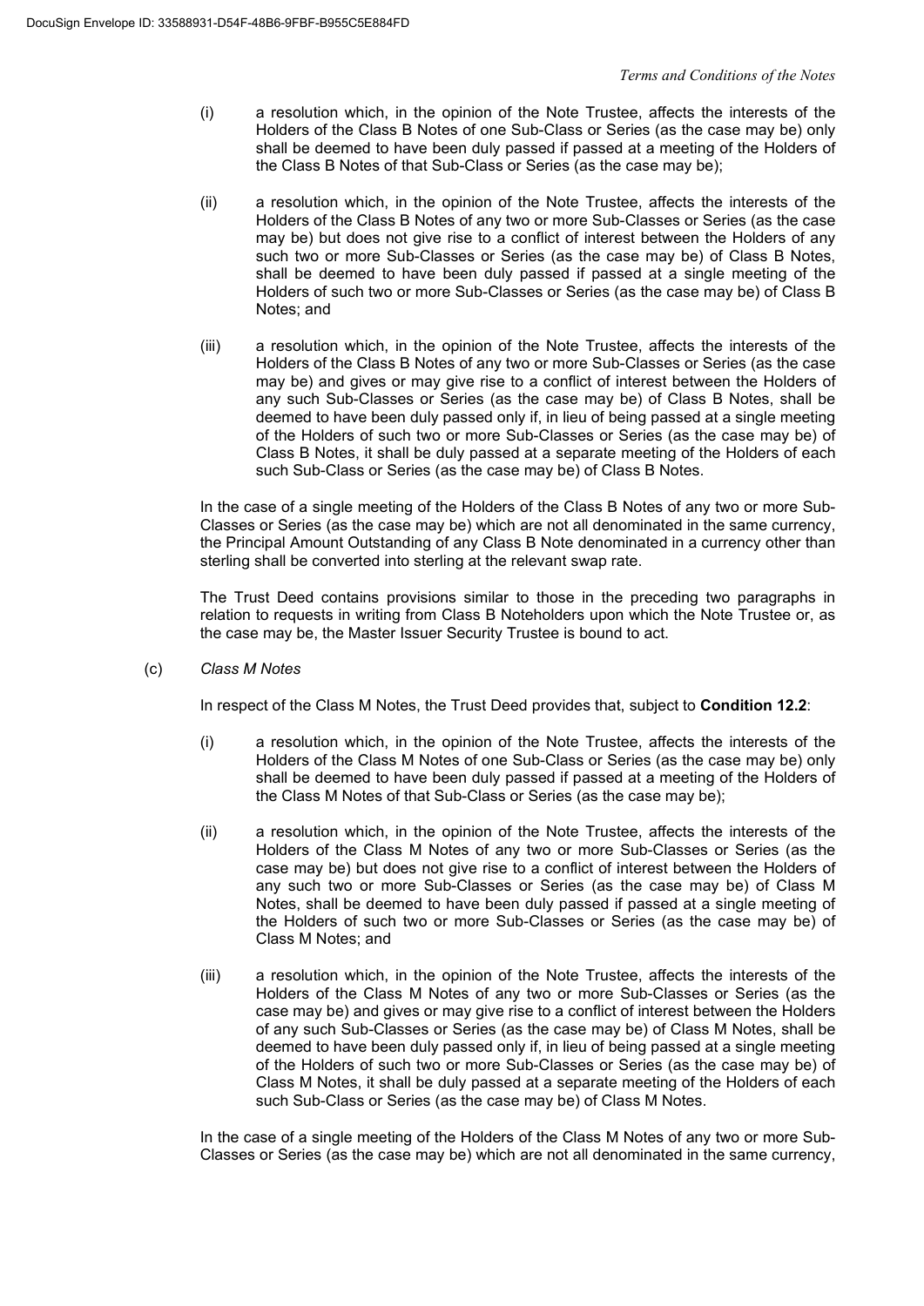(i) a resolution which, in the opinion of the Note Trustee, affects the interests of the Holders of the Class B Notes of one Sub-Class or Series (as the case may be) only shall be deemed to have been duly passed if passed at a meeting of the Holders of the Class B Notes of that Sub-Class or Series (as the case may be);

(ii) a resolution which, in the opinion of the Note Trustee, affects the interests of the Holders of the Class B Notes of any two or more Sub-Classes or Series (as the case may be) but does not give rise to a conflict of interest between the Holders of any such two or more Sub-Classes or Series (as the case may be) of Class B Notes, shall be deemed to have been duly passed if passed at a single meeting of the Holders of such two or more Sub-Classes or Series (as the case may be) of Class B Notes; and

(iii) a resolution which, in the opinion of the Note Trustee, affects the interests of the Holders of the Class B Notes of any two or more Sub-Classes or Series (as the case may be) and gives or may give rise to a conflict of interest between the Holders of any such Sub-Classes or Series (as the case may be) of Class B Notes, shall be deemed to have been duly passed only if, in lieu of being passed at a single meeting of the Holders of such two or more Sub-Classes or Series (as the case may be) of Class B Notes, it shall be duly passed at a separate meeting of the Holders of each such Sub-Class or Series (as the case may be) of Class B Notes.

In the case of a single meeting of the Holders of the Class B Notes of any two or more Sub-Classes or Series (as the case may be) which are not all denominated in the same currency, the Principal Amount Outstanding of any Class B Note denominated in a currency other than sterling shall be converted into sterling at the relevant swap rate.

The Trust Deed contains provisions similar to those in the preceding two paragraphs in relation to requests in writing from Class B Noteholders upon which the Note Trustee or, as the case may be, the Master Issuer Security Trustee is bound to act.

(c) *Class M Notes*

In respect of the Class M Notes, the Trust Deed provides that, subject to **Condition 12.2**:

(i) a resolution which, in the opinion of the Note Trustee, affects the interests of the Holders of the Class M Notes of one Sub-Class or Series (as the case may be) only shall be deemed to have been duly passed if passed at a meeting of the Holders of the Class M Notes of that Sub-Class or Series (as the case may be);

(ii) a resolution which, in the opinion of the Note Trustee, affects the interests of the Holders of the Class M Notes of any two or more Sub-Classes or Series (as the case may be) but does not give rise to a conflict of interest between the Holders of any such two or more Sub-Classes or Series (as the case may be) of Class M Notes, shall be deemed to have been duly passed if passed at a single meeting of the Holders of such two or more Sub-Classes or Series (as the case may be) of Class M Notes; and

(iii) a resolution which, in the opinion of the Note Trustee, affects the interests of the Holders of the Class M Notes of any two or more Sub-Classes or Series (as the case may be) and gives or may give rise to a conflict of interest between the Holders of any such Sub-Classes or Series (as the case may be) of Class M Notes, shall be deemed to have been duly passed only if, in lieu of being passed at a single meeting of the Holders of such two or more Sub-Classes or Series (as the case may be) of Class M Notes, it shall be duly passed at a separate meeting of the Holders of each such Sub-Class or Series (as the case may be) of Class M Notes.

In the case of a single meeting of the Holders of the Class M Notes of any two or more Sub-Classes or Series (as the case may be) which are not all denominated in the same currency,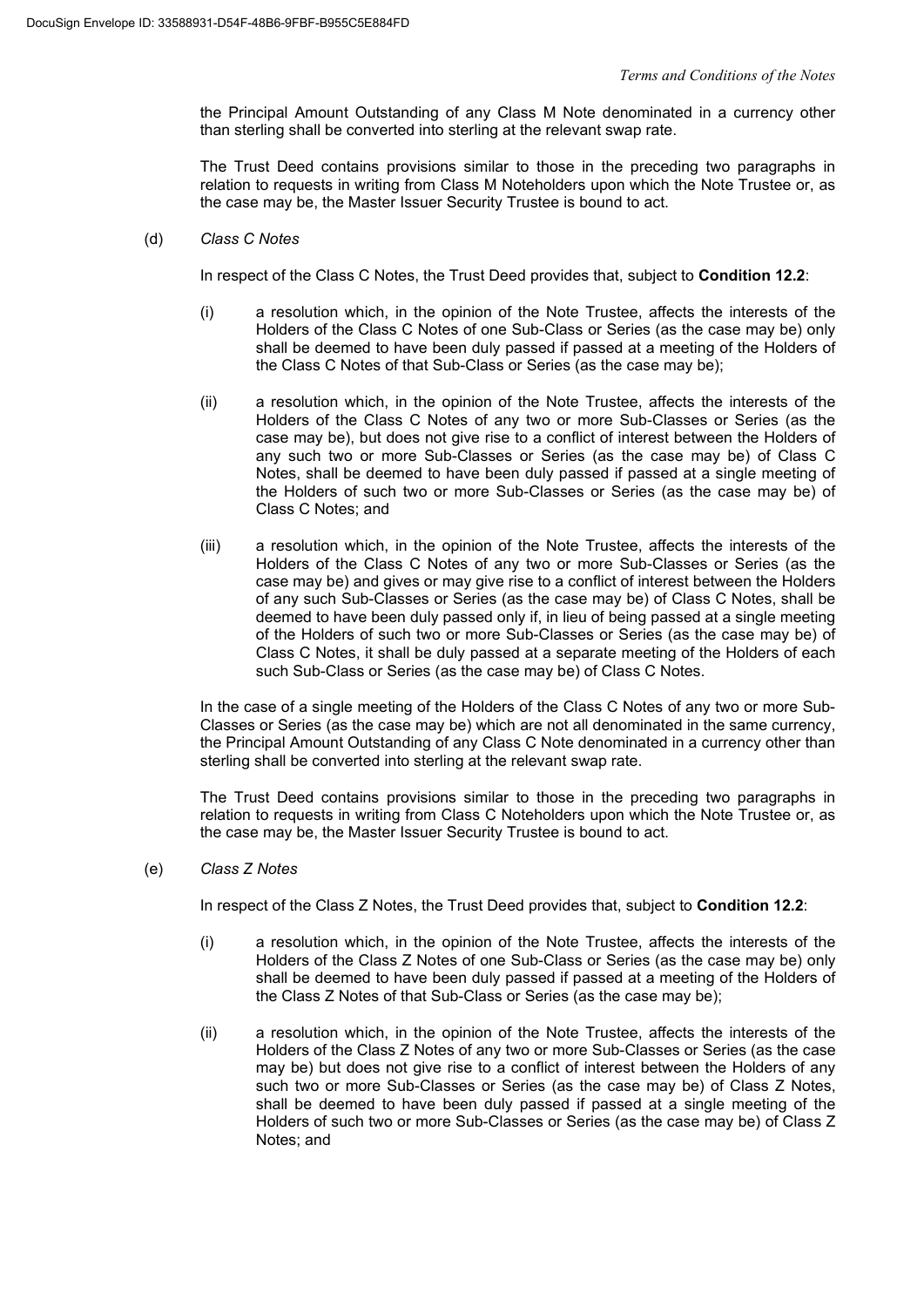the Principal Amount Outstanding of any Class M Note denominated in a currency other than sterling shall be converted into sterling at the relevant swap rate.

The Trust Deed contains provisions similar to those in the preceding two paragraphs in relation to requests in writing from Class M Noteholders upon which the Note Trustee or, as the case may be, the Master Issuer Security Trustee is bound to act.

(d) *Class C Notes*

In respect of the Class C Notes, the Trust Deed provides that, subject to **Condition 12.2**:

(i) a resolution which, in the opinion of the Note Trustee, affects the interests of the Holders of the Class C Notes of one Sub-Class or Series (as the case may be) only shall be deemed to have been duly passed if passed at a meeting of the Holders of the Class C Notes of that Sub-Class or Series (as the case may be);

(ii) a resolution which, in the opinion of the Note Trustee, affects the interests of the Holders of the Class C Notes of any two or more Sub-Classes or Series (as the case may be), but does not give rise to a conflict of interest between the Holders of any such two or more Sub-Classes or Series (as the case may be) of Class C Notes, shall be deemed to have been duly passed if passed at a single meeting of the Holders of such two or more Sub-Classes or Series (as the case may be) of Class C Notes; and

(iii) a resolution which, in the opinion of the Note Trustee, affects the interests of the Holders of the Class C Notes of any two or more Sub-Classes or Series (as the case may be) and gives or may give rise to a conflict of interest between the Holders of any such Sub-Classes or Series (as the case may be) of Class C Notes, shall be deemed to have been duly passed only if, in lieu of being passed at a single meeting of the Holders of such two or more Sub-Classes or Series (as the case may be) of Class C Notes, it shall be duly passed at a separate meeting of the Holders of each such Sub-Class or Series (as the case may be) of Class C Notes.

In the case of a single meeting of the Holders of the Class C Notes of any two or more Sub-Classes or Series (as the case may be) which are not all denominated in the same currency, the Principal Amount Outstanding of any Class C Note denominated in a currency other than sterling shall be converted into sterling at the relevant swap rate.

The Trust Deed contains provisions similar to those in the preceding two paragraphs in relation to requests in writing from Class C Noteholders upon which the Note Trustee or, as the case may be, the Master Issuer Security Trustee is bound to act.

(e) *Class Z Notes*

In respect of the Class Z Notes, the Trust Deed provides that, subject to **Condition 12.2**:

(i) a resolution which, in the opinion of the Note Trustee, affects the interests of the Holders of the Class Z Notes of one Sub-Class or Series (as the case may be) only shall be deemed to have been duly passed if passed at a meeting of the Holders of the Class Z Notes of that Sub-Class or Series (as the case may be);

(ii) a resolution which, in the opinion of the Note Trustee, affects the interests of the Holders of the Class Z Notes of any two or more Sub-Classes or Series (as the case may be) but does not give rise to a conflict of interest between the Holders of any such two or more Sub-Classes or Series (as the case may be) of Class Z Notes, shall be deemed to have been duly passed if passed at a single meeting of the Holders of such two or more Sub-Classes or Series (as the case may be) of Class Z Notes; and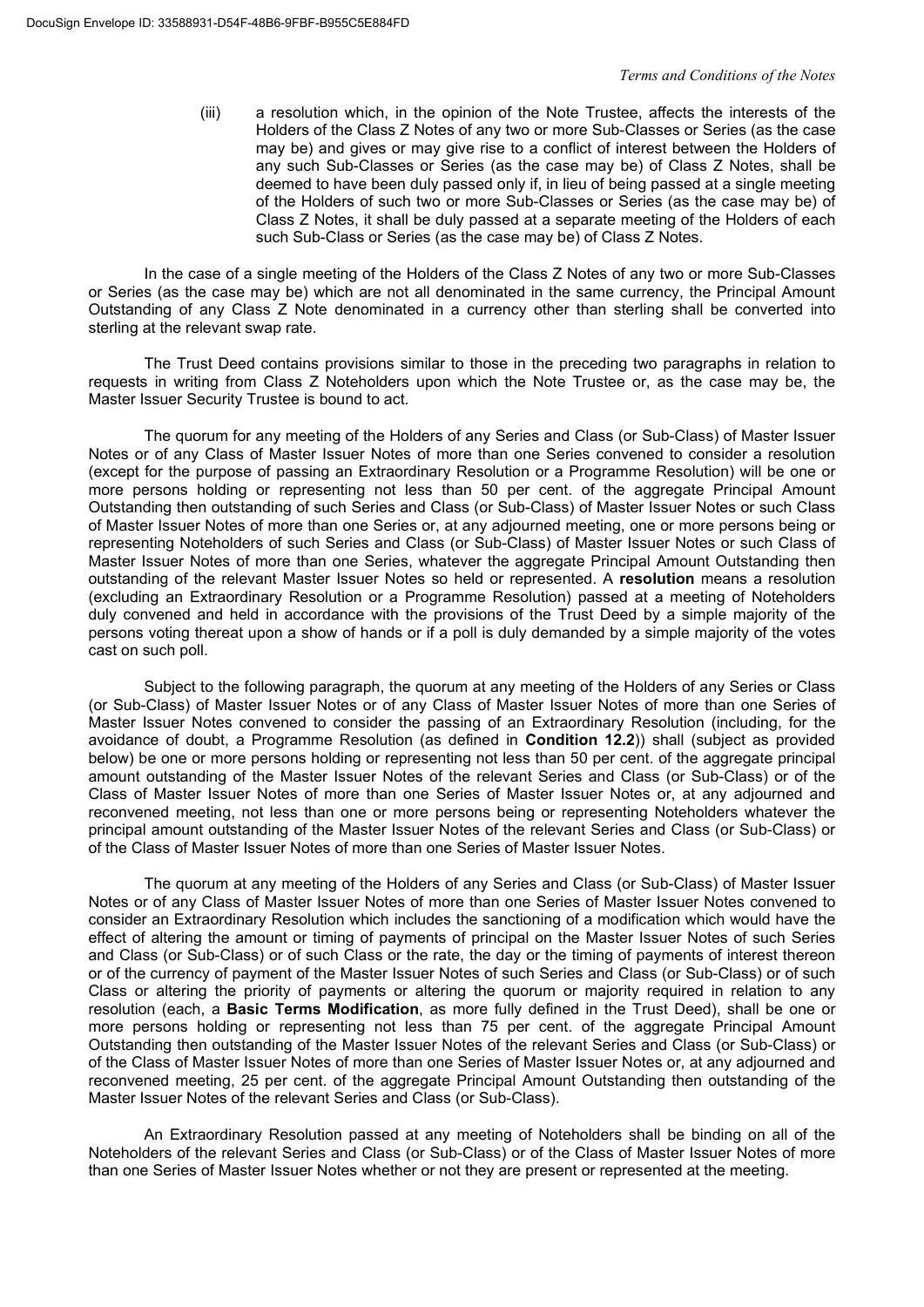(iii) a resolution which, in the opinion of the Note Trustee, affects the interests of the Holders of the Class Z Notes of any two or more Sub-Classes or Series (as the case may be) and gives or may give rise to a conflict of interest between the Holders of any such Sub-Classes or Series (as the case may be) of Class Z Notes, shall be deemed to have been duly passed only if, in lieu of being passed at a single meeting of the Holders of such two or more Sub-Classes or Series (as the case may be) of Class Z Notes, it shall be duly passed at a separate meeting of the Holders of each such Sub-Class or Series (as the case may be) of Class Z Notes.

In the case of a single meeting of the Holders of the Class Z Notes of any two or more Sub-Classes or Series (as the case may be) which are not all denominated in the same currency, the Principal Amount Outstanding of any Class Z Note denominated in a currency other than sterling shall be converted into sterling at the relevant swap rate.

The Trust Deed contains provisions similar to those in the preceding two paragraphs in relation to requests in writing from Class Z Noteholders upon which the Note Trustee or, as the case may be, the Master Issuer Security Trustee is bound to act.

The quorum for any meeting of the Holders of any Series and Class (or Sub-Class) of Master Issuer Notes or of any Class of Master Issuer Notes of more than one Series convened to consider a resolution (except for the purpose of passing an Extraordinary Resolution or a Programme Resolution) will be one or more persons holding or representing not less than 50 per cent. of the aggregate Principal Amount Outstanding then outstanding of such Series and Class (or Sub-Class) of Master Issuer Notes or such Class of Master Issuer Notes of more than one Series or, at any adjourned meeting, one or more persons being or representing Noteholders of such Series and Class (or Sub-Class) of Master Issuer Notes or such Class of Master Issuer Notes of more than one Series, whatever the aggregate Principal Amount Outstanding then outstanding of the relevant Master Issuer Notes so held or represented. A **resolution** means a resolution (excluding an Extraordinary Resolution or a Programme Resolution) passed at a meeting of Noteholders duly convened and held in accordance with the provisions of the Trust Deed by a simple majority of the persons voting thereat upon a show of hands or if a poll is duly demanded by a simple majority of the votes cast on such poll.

Subject to the following paragraph, the quorum at any meeting of the Holders of any Series or Class (or Sub-Class) of Master Issuer Notes or of any Class of Master Issuer Notes of more than one Series of Master Issuer Notes convened to consider the passing of an Extraordinary Resolution (including, for the avoidance of doubt, a Programme Resolution (as defined in **Condition 12.2**)) shall (subject as provided below) be one or more persons holding or representing not less than 50 per cent. of the aggregate principal amount outstanding of the Master Issuer Notes of the relevant Series and Class (or Sub-Class) or of the Class of Master Issuer Notes of more than one Series of Master Issuer Notes or, at any adjourned and reconvened meeting, not less than one or more persons being or representing Noteholders whatever the principal amount outstanding of the Master Issuer Notes of the relevant Series and Class (or Sub-Class) or of the Class of Master Issuer Notes of more than one Series of Master Issuer Notes.

The quorum at any meeting of the Holders of any Series and Class (or Sub-Class) of Master Issuer Notes or of any Class of Master Issuer Notes of more than one Series of Master Issuer Notes convened to consider an Extraordinary Resolution which includes the sanctioning of a modification which would have the effect of altering the amount or timing of payments of principal on the Master Issuer Notes of such Series and Class (or Sub-Class) or of such Class or the rate, the day or the timing of payments of interest thereon or of the currency of payment of the Master Issuer Notes of such Series and Class (or Sub-Class) or of such Class or altering the priority of payments or altering the quorum or majority required in relation to any resolution (each, a **Basic Terms Modification**, as more fully defined in the Trust Deed), shall be one or more persons holding or representing not less than 75 per cent. of the aggregate Principal Amount Outstanding then outstanding of the Master Issuer Notes of the relevant Series and Class (or Sub-Class) or of the Class of Master Issuer Notes of more than one Series of Master Issuer Notes or, at any adjourned and reconvened meeting, 25 per cent. of the aggregate Principal Amount Outstanding then outstanding of the Master Issuer Notes of the relevant Series and Class (or Sub-Class).

An Extraordinary Resolution passed at any meeting of Noteholders shall be binding on all of the Noteholders of the relevant Series and Class (or Sub-Class) or of the Class of Master Issuer Notes of more than one Series of Master Issuer Notes whether or not they are present or represented at the meeting.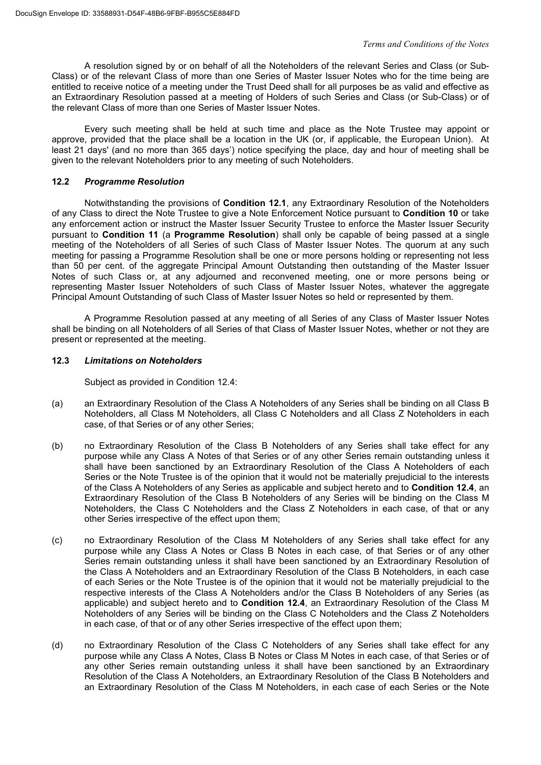A resolution signed by or on behalf of all the Noteholders of the relevant Series and Class (or Sub-Class) or of the relevant Class of more than one Series of Master Issuer Notes who for the time being are entitled to receive notice of a meeting under the Trust Deed shall for all purposes be as valid and effective as an Extraordinary Resolution passed at a meeting of Holders of such Series and Class (or Sub-Class) or of the relevant Class of more than one Series of Master Issuer Notes.

Every such meeting shall be held at such time and place as the Note Trustee may appoint or approve, provided that the place shall be a location in the UK (or, if applicable, the European Union). At least 21 days' (and no more than 365 days') notice specifying the place, day and hour of meeting shall be given to the relevant Noteholders prior to any meeting of such Noteholders.

### 12.2 *Programme Resolution*

Notwithstanding the provisions of **Condition 12.1**, any Extraordinary Resolution of the Noteholders of any Class to direct the Note Trustee to give a Note Enforcement Notice pursuant to **Condition 10** or take any enforcement action or instruct the Master Issuer Security Trustee to enforce the Master Issuer Security pursuant to **Condition 11** (a **Programme Resolution**) shall only be capable of being passed at a single meeting of the Noteholders of all Series of such Class of Master Issuer Notes. The quorum at any such meeting for passing a Programme Resolution shall be one or more persons holding or representing not less than 50 per cent. of the aggregate Principal Amount Outstanding then outstanding of the Master Issuer Notes of such Class or, at any adjourned and reconvened meeting, one or more persons being or representing Master Issuer Noteholders of such Class of Master Issuer Notes, whatever the aggregate Principal Amount Outstanding of such Class of Master Issuer Notes so held or represented by them.

A Programme Resolution passed at any meeting of all Series of any Class of Master Issuer Notes shall be binding on all Noteholders of all Series of that Class of Master Issuer Notes, whether or not they are present or represented at the meeting.

### 12.3 *Limitations on Noteholders*

Subject as provided in Condition 12.4:

(a) an Extraordinary Resolution of the Class A Noteholders of any Series shall be binding on all Class B Noteholders, all Class M Noteholders, all Class C Noteholders and all Class Z Noteholders in each case, of that Series or of any other Series;

(b) no Extraordinary Resolution of the Class B Noteholders of any Series shall take effect for any purpose while any Class A Notes of that Series or of any other Series remain outstanding unless it shall have been sanctioned by an Extraordinary Resolution of the Class A Noteholders of each Series or the Note Trustee is of the opinion that it would not be materially prejudicial to the interests of the Class A Noteholders of any Series as applicable and subject hereto and to **Condition 12.4**, an Extraordinary Resolution of the Class B Noteholders of any Series will be binding on the Class M Noteholders, the Class C Noteholders and the Class Z Noteholders in each case, of that or any other Series irrespective of the effect upon them;

(c) no Extraordinary Resolution of the Class M Noteholders of any Series shall take effect for any purpose while any Class A Notes or Class B Notes in each case, of that Series or of any other Series remain outstanding unless it shall have been sanctioned by an Extraordinary Resolution of the Class A Noteholders and an Extraordinary Resolution of the Class B Noteholders, in each case of each Series or the Note Trustee is of the opinion that it would not be materially prejudicial to the respective interests of the Class A Noteholders and/or the Class B Noteholders of any Series (as applicable) and subject hereto and to **Condition 12.4**, an Extraordinary Resolution of the Class M Noteholders of any Series will be binding on the Class C Noteholders and the Class Z Noteholders in each case, of that or of any other Series irrespective of the effect upon them;

(d) no Extraordinary Resolution of the Class C Noteholders of any Series shall take effect for any purpose while any Class A Notes, Class B Notes or Class M Notes in each case, of that Series or of any other Series remain outstanding unless it shall have been sanctioned by an Extraordinary Resolution of the Class A Noteholders, an Extraordinary Resolution of the Class B Noteholders and an Extraordinary Resolution of the Class M Noteholders, in each case of each Series or the Note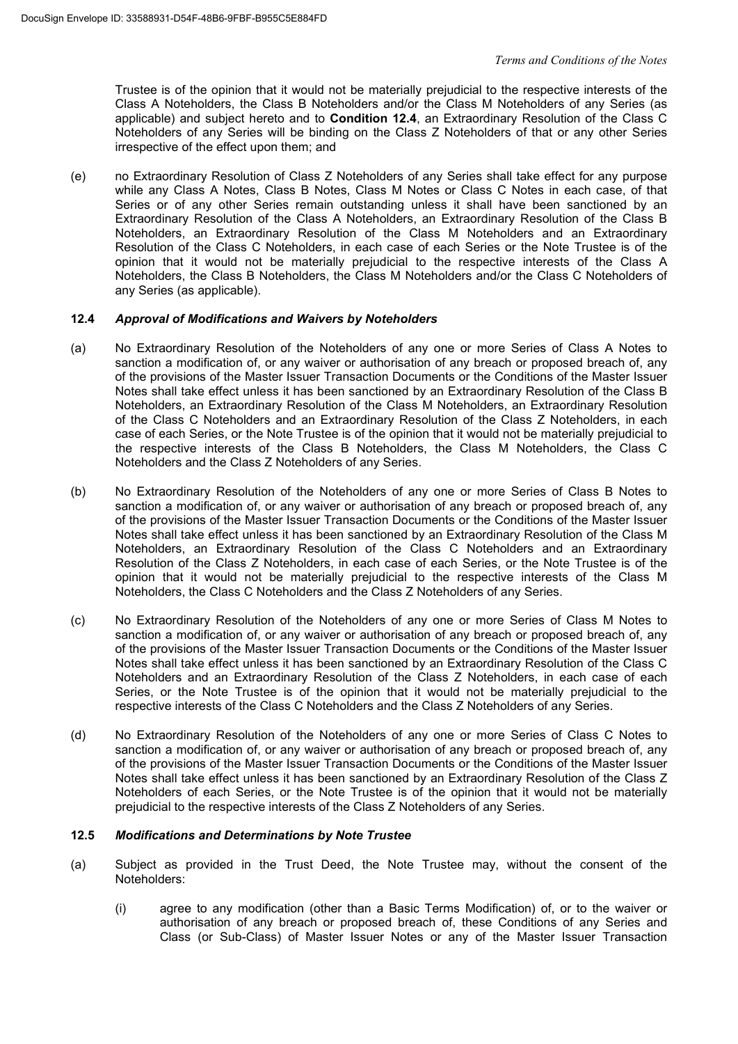Trustee is of the opinion that it would not be materially prejudicial to the respective interests of the Class A Noteholders, the Class B Noteholders and/or the Class M Noteholders of any Series (as applicable) and subject hereto and to **Condition 12.4**, an Extraordinary Resolution of the Class C Noteholders of any Series will be binding on the Class Z Noteholders of that or any other Series irrespective of the effect upon them; and

(e) no Extraordinary Resolution of Class Z Noteholders of any Series shall take effect for any purpose while any Class A Notes, Class B Notes, Class M Notes or Class C Notes in each case, of that Series or of any other Series remain outstanding unless it shall have been sanctioned by an Extraordinary Resolution of the Class A Noteholders, an Extraordinary Resolution of the Class B Noteholders, an Extraordinary Resolution of the Class M Noteholders and an Extraordinary Resolution of the Class C Noteholders, in each case of each Series or the Note Trustee is of the opinion that it would not be materially prejudicial to the respective interests of the Class A Noteholders, the Class B Noteholders, the Class M Noteholders and/or the Class C Noteholders of any Series (as applicable).

### 12.4 *Approval of Modifications and Waivers by Noteholders*

(a) No Extraordinary Resolution of the Noteholders of any one or more Series of Class A Notes to sanction a modification of, or any waiver or authorisation of any breach or proposed breach of, any of the provisions of the Master Issuer Transaction Documents or the Conditions of the Master Issuer Notes shall take effect unless it has been sanctioned by an Extraordinary Resolution of the Class B Noteholders, an Extraordinary Resolution of the Class M Noteholders, an Extraordinary Resolution of the Class C Noteholders and an Extraordinary Resolution of the Class Z Noteholders, in each case of each Series, or the Note Trustee is of the opinion that it would not be materially prejudicial to the respective interests of the Class B Noteholders, the Class M Noteholders, the Class C Noteholders and the Class Z Noteholders of any Series.

(b) No Extraordinary Resolution of the Noteholders of any one or more Series of Class B Notes to sanction a modification of, or any waiver or authorisation of any breach or proposed breach of, any of the provisions of the Master Issuer Transaction Documents or the Conditions of the Master Issuer Notes shall take effect unless it has been sanctioned by an Extraordinary Resolution of the Class M Noteholders, an Extraordinary Resolution of the Class C Noteholders and an Extraordinary Resolution of the Class Z Noteholders, in each case of each Series, or the Note Trustee is of the opinion that it would not be materially prejudicial to the respective interests of the Class M Noteholders, the Class C Noteholders and the Class Z Noteholders of any Series.

(c) No Extraordinary Resolution of the Noteholders of any one or more Series of Class M Notes to sanction a modification of, or any waiver or authorisation of any breach or proposed breach of, any of the provisions of the Master Issuer Transaction Documents or the Conditions of the Master Issuer Notes shall take effect unless it has been sanctioned by an Extraordinary Resolution of the Class C Noteholders and an Extraordinary Resolution of the Class Z Noteholders, in each case of each Series, or the Note Trustee is of the opinion that it would not be materially prejudicial to the respective interests of the Class C Noteholders and the Class Z Noteholders of any Series.

(d) No Extraordinary Resolution of the Noteholders of any one or more Series of Class C Notes to sanction a modification of, or any waiver or authorisation of any breach or proposed breach of, any of the provisions of the Master Issuer Transaction Documents or the Conditions of the Master Issuer Notes shall take effect unless it has been sanctioned by an Extraordinary Resolution of the Class Z Noteholders of each Series, or the Note Trustee is of the opinion that it would not be materially prejudicial to the respective interests of the Class Z Noteholders of any Series.

### 12.5 *Modifications and Determinations by Note Trustee*

(a) Subject as provided in the Trust Deed, the Note Trustee may, without the consent of the Noteholders:

(i) agree to any modification (other than a Basic Terms Modification) of, or to the waiver or authorisation of any breach or proposed breach of, these Conditions of any Series and Class (or Sub-Class) of Master Issuer Notes or any of the Master Issuer Transaction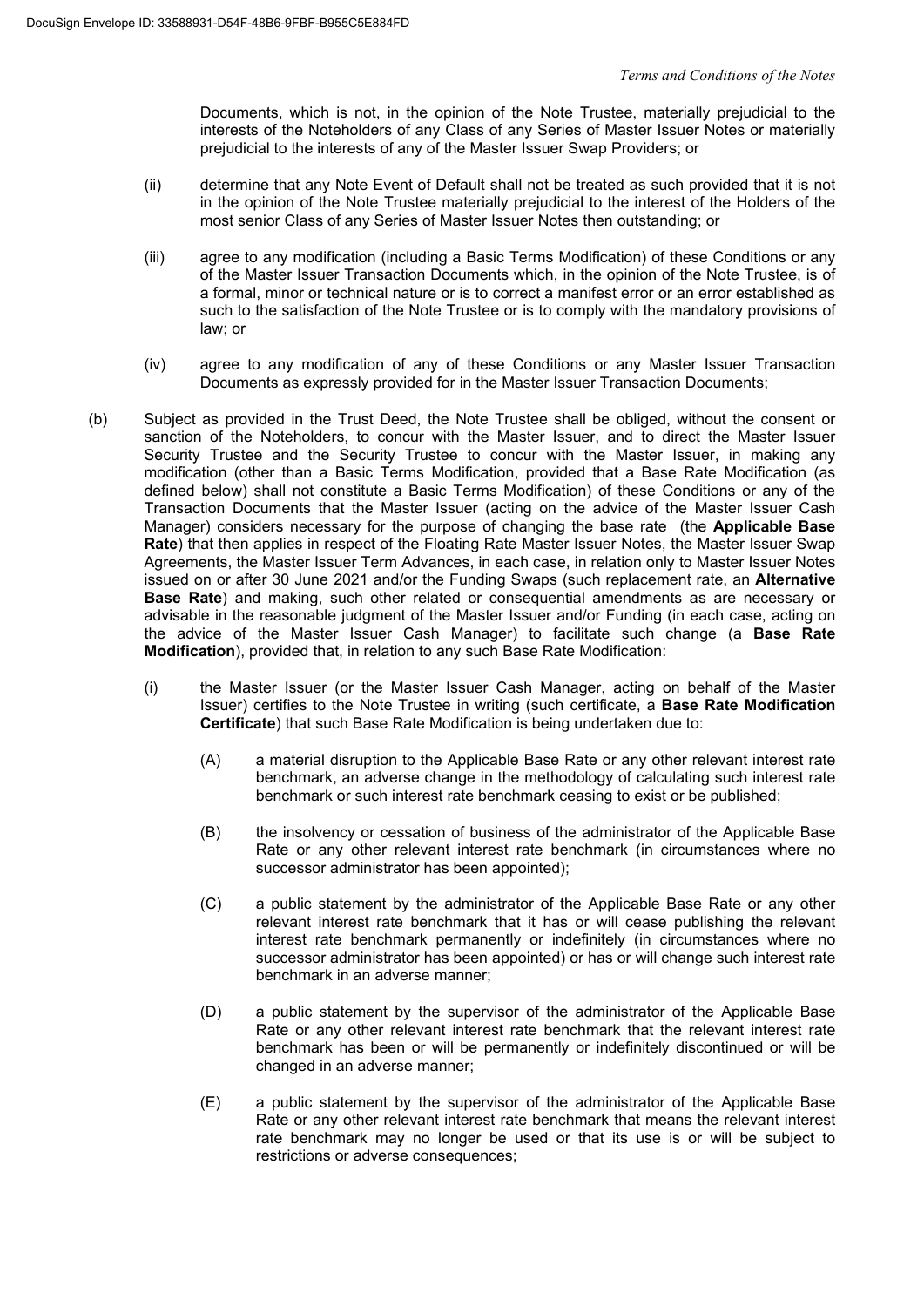Documents, which is not, in the opinion of the Note Trustee, materially prejudicial to the interests of the Noteholders of any Class of any Series of Master Issuer Notes or materially prejudicial to the interests of any of the Master Issuer Swap Providers; or

(ii) determine that any Note Event of Default shall not be treated as such provided that it is not in the opinion of the Note Trustee materially prejudicial to the interest of the Holders of the most senior Class of any Series of Master Issuer Notes then outstanding; or

(iii) agree to any modification (including a Basic Terms Modification) of these Conditions or any of the Master Issuer Transaction Documents which, in the opinion of the Note Trustee, is of a formal, minor or technical nature or is to correct a manifest error or an error established as such to the satisfaction of the Note Trustee or is to comply with the mandatory provisions of law; or

(iv) agree to any modification of any of these Conditions or any Master Issuer Transaction Documents as expressly provided for in the Master Issuer Transaction Documents;

(b) Subject as provided in the Trust Deed, the Note Trustee shall be obliged, without the consent or sanction of the Noteholders, to concur with the Master Issuer, and to direct the Master Issuer Security Trustee and the Security Trustee to concur with the Master Issuer, in making any modification (other than a Basic Terms Modification, provided that a Base Rate Modification (as defined below) shall not constitute a Basic Terms Modification) of these Conditions or any of the Transaction Documents that the Master Issuer (acting on the advice of the Master Issuer Cash Manager) considers necessary for the purpose of changing the base rate (the **Applicable Base Rate**) that then applies in respect of the Floating Rate Master Issuer Notes, the Master Issuer Swap Agreements, the Master Issuer Term Advances, in each case, in relation only to Master Issuer Notes issued on or after 30 June 2021 and/or the Funding Swaps (such replacement rate, an **Alternative Base Rate**) and making, such other related or consequential amendments as are necessary or advisable in the reasonable judgment of the Master Issuer and/or Funding (in each case, acting on the advice of the Master Issuer Cash Manager) to facilitate such change (a **Base Rate Modification**), provided that, in relation to any such Base Rate Modification:

(i) the Master Issuer (or the Master Issuer Cash Manager, acting on behalf of the Master Issuer) certifies to the Note Trustee in writing (such certificate, a **Base Rate Modification Certificate**) that such Base Rate Modification is being undertaken due to:

(A) a material disruption to the Applicable Base Rate or any other relevant interest rate benchmark, an adverse change in the methodology of calculating such interest rate benchmark or such interest rate benchmark ceasing to exist or be published;

(B) the insolvency or cessation of business of the administrator of the Applicable Base Rate or any other relevant interest rate benchmark (in circumstances where no successor administrator has been appointed);

(C) a public statement by the administrator of the Applicable Base Rate or any other relevant interest rate benchmark that it has or will cease publishing the relevant interest rate benchmark permanently or indefinitely (in circumstances where no successor administrator has been appointed) or has or will change such interest rate benchmark in an adverse manner;

(D) a public statement by the supervisor of the administrator of the Applicable Base Rate or any other relevant interest rate benchmark that the relevant interest rate benchmark has been or will be permanently or indefinitely discontinued or will be changed in an adverse manner;

(E) a public statement by the supervisor of the administrator of the Applicable Base Rate or any other relevant interest rate benchmark that means the relevant interest rate benchmark may no longer be used or that its use is or will be subject to restrictions or adverse consequences;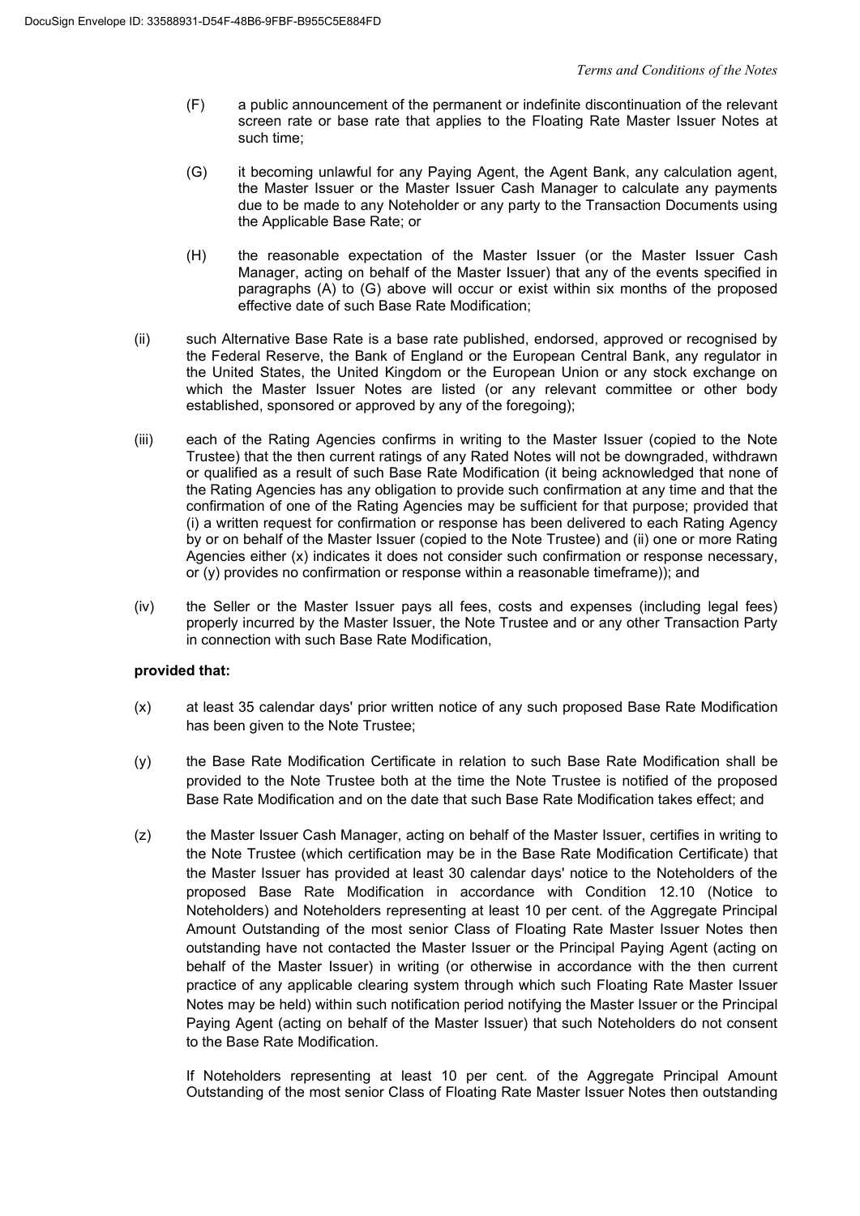(F) a public announcement of the permanent or indefinite discontinuation of the relevant screen rate or base rate that applies to the Floating Rate Master Issuer Notes at such time;

(G) it becoming unlawful for any Paying Agent, the Agent Bank, any calculation agent, the Master Issuer or the Master Issuer Cash Manager to calculate any payments due to be made to any Noteholder or any party to the Transaction Documents using the Applicable Base Rate; or

(H) the reasonable expectation of the Master Issuer (or the Master Issuer Cash Manager, acting on behalf of the Master Issuer) that any of the events specified in paragraphs (A) to (G) above will occur or exist within six months of the proposed effective date of such Base Rate Modification;

(ii) such Alternative Base Rate is a base rate published, endorsed, approved or recognised by the Federal Reserve, the Bank of England or the European Central Bank, any regulator in the United States, the United Kingdom or the European Union or any stock exchange on which the Master Issuer Notes are listed (or any relevant committee or other body established, sponsored or approved by any of the foregoing);

(iii) each of the Rating Agencies confirms in writing to the Master Issuer (copied to the Note Trustee) that the then current ratings of any Rated Notes will not be downgraded, withdrawn or qualified as a result of such Base Rate Modification (it being acknowledged that none of the Rating Agencies has any obligation to provide such confirmation at any time and that the confirmation of one of the Rating Agencies may be sufficient for that purpose; provided that (i) a written request for confirmation or response has been delivered to each Rating Agency by or on behalf of the Master Issuer (copied to the Note Trustee) and (ii) one or more Rating Agencies either (x) indicates it does not consider such confirmation or response necessary, or (y) provides no confirmation or response within a reasonable timeframe)); and

(iv) the Seller or the Master Issuer pays all fees, costs and expenses (including legal fees) properly incurred by the Master Issuer, the Note Trustee and or any other Transaction Party in connection with such Base Rate Modification,

**provided that:**

(x) at least 35 calendar days' prior written notice of any such proposed Base Rate Modification has been given to the Note Trustee;

(y) the Base Rate Modification Certificate in relation to such Base Rate Modification shall be provided to the Note Trustee both at the time the Note Trustee is notified of the proposed Base Rate Modification and on the date that such Base Rate Modification takes effect; and

(z) the Master Issuer Cash Manager, acting on behalf of the Master Issuer, certifies in writing to the Note Trustee (which certification may be in the Base Rate Modification Certificate) that the Master Issuer has provided at least 30 calendar days' notice to the Noteholders of the proposed Base Rate Modification in accordance with Condition 12.10 (Notice to Noteholders) and Noteholders representing at least 10 per cent. of the Aggregate Principal Amount Outstanding of the most senior Class of Floating Rate Master Issuer Notes then outstanding have not contacted the Master Issuer or the Principal Paying Agent (acting on behalf of the Master Issuer) in writing (or otherwise in accordance with the then current practice of any applicable clearing system through which such Floating Rate Master Issuer Notes may be held) within such notification period notifying the Master Issuer or the Principal Paying Agent (acting on behalf of the Master Issuer) that such Noteholders do not consent to the Base Rate Modification.

If Noteholders representing at least 10 per cent. of the Aggregate Principal Amount Outstanding of the most senior Class of Floating Rate Master Issuer Notes then outstanding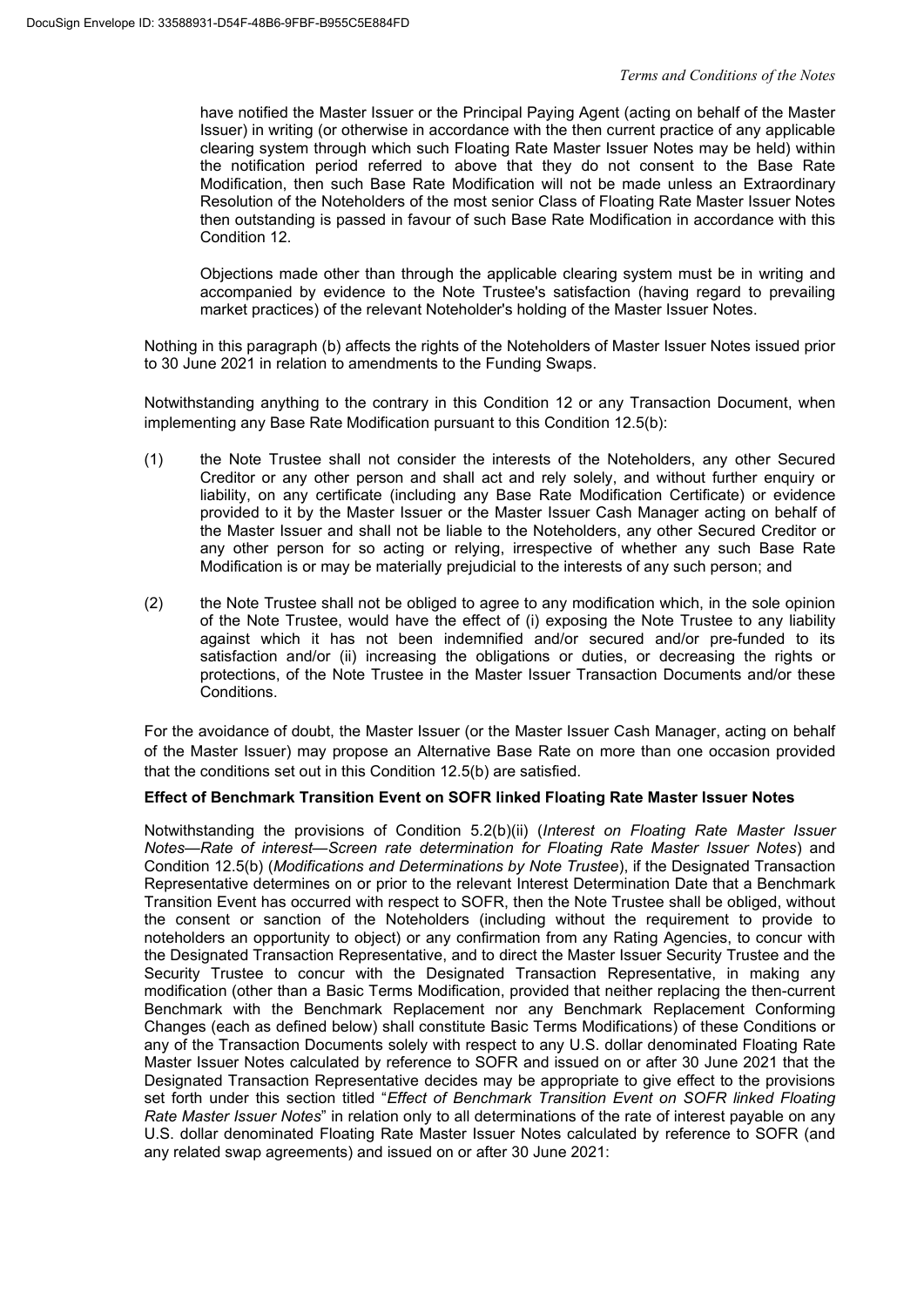have notified the Master Issuer or the Principal Paying Agent (acting on behalf of the Master Issuer) in writing (or otherwise in accordance with the then current practice of any applicable clearing system through which such Floating Rate Master Issuer Notes may be held) within the notification period referred to above that they do not consent to the Base Rate Modification, then such Base Rate Modification will not be made unless an Extraordinary Resolution of the Noteholders of the most senior Class of Floating Rate Master Issuer Notes then outstanding is passed in favour of such Base Rate Modification in accordance with this Condition 12.

Objections made other than through the applicable clearing system must be in writing and accompanied by evidence to the Note Trustee's satisfaction (having regard to prevailing market practices) of the relevant Noteholder's holding of the Master Issuer Notes.

Nothing in this paragraph (b) affects the rights of the Noteholders of Master Issuer Notes issued prior to 30 June 2021 in relation to amendments to the Funding Swaps.

Notwithstanding anything to the contrary in this Condition 12 or any Transaction Document, when implementing any Base Rate Modification pursuant to this Condition 12.5(b):

(1) the Note Trustee shall not consider the interests of the Noteholders, any other Secured Creditor or any other person and shall act and rely solely, and without further enquiry or liability, on any certificate (including any Base Rate Modification Certificate) or evidence provided to it by the Master Issuer or the Master Issuer Cash Manager acting on behalf of the Master Issuer and shall not be liable to the Noteholders, any other Secured Creditor or any other person for so acting or relying, irrespective of whether any such Base Rate Modification is or may be materially prejudicial to the interests of any such person; and

(2) the Note Trustee shall not be obliged to agree to any modification which, in the sole opinion of the Note Trustee, would have the effect of (i) exposing the Note Trustee to any liability against which it has not been indemnified and/or secured and/or pre-funded to its satisfaction and/or (ii) increasing the obligations or duties, or decreasing the rights or protections, of the Note Trustee in the Master Issuer Transaction Documents and/or these Conditions.

For the avoidance of doubt, the Master Issuer (or the Master Issuer Cash Manager, acting on behalf of the Master Issuer) may propose an Alternative Base Rate on more than one occasion provided that the conditions set out in this Condition 12.5(b) are satisfied.

**Effect of Benchmark Transition Event on SOFR linked Floating Rate Master Issuer Notes**

Notwithstanding the provisions of Condition 5.2(b)(ii) (*Interest on Floating Rate Master Issuer Notes—Rate of interest—Screen rate determination for Floating Rate Master Issuer Notes*) and Condition 12.5(b) (*Modifications and Determinations by Note Trustee*), if the Designated Transaction Representative determines on or prior to the relevant Interest Determination Date that a Benchmark Transition Event has occurred with respect to SOFR, then the Note Trustee shall be obliged, without the consent or sanction of the Noteholders (including without the requirement to provide to noteholders an opportunity to object) or any confirmation from any Rating Agencies, to concur with the Designated Transaction Representative, and to direct the Master Issuer Security Trustee and the Security Trustee to concur with the Designated Transaction Representative, in making any modification (other than a Basic Terms Modification, provided that neither replacing the then-current Benchmark with the Benchmark Replacement nor any Benchmark Replacement Conforming Changes (each as defined below) shall constitute Basic Terms Modifications) of these Conditions or any of the Transaction Documents solely with respect to any U.S. dollar denominated Floating Rate Master Issuer Notes calculated by reference to SOFR and issued on or after 30 June 2021 that the Designated Transaction Representative decides may be appropriate to give effect to the provisions set forth under this section titled "*Effect of Benchmark Transition Event on SOFR linked Floating Rate Master Issuer Notes*" in relation only to all determinations of the rate of interest payable on any U.S. dollar denominated Floating Rate Master Issuer Notes calculated by reference to SOFR (and any related swap agreements) and issued on or after 30 June 2021: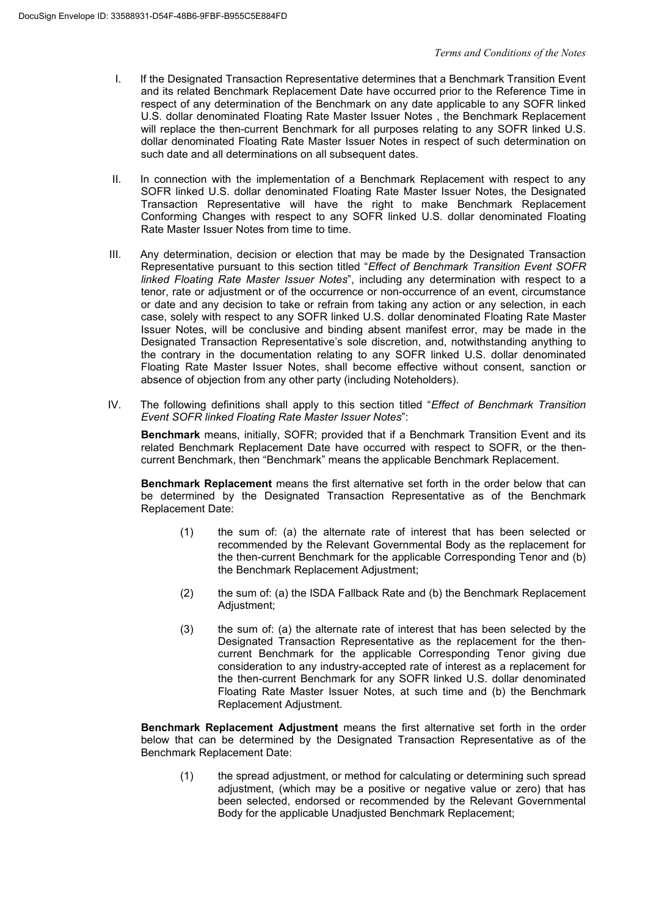I. If the Designated Transaction Representative determines that a Benchmark Transition Event and its related Benchmark Replacement Date have occurred prior to the Reference Time in respect of any determination of the Benchmark on any date applicable to any SOFR linked U.S. dollar denominated Floating Rate Master Issuer Notes , the Benchmark Replacement will replace the then-current Benchmark for all purposes relating to any SOFR linked U.S. dollar denominated Floating Rate Master Issuer Notes in respect of such determination on such date and all determinations on all subsequent dates.

II. In connection with the implementation of a Benchmark Replacement with respect to any SOFR linked U.S. dollar denominated Floating Rate Master Issuer Notes, the Designated Transaction Representative will have the right to make Benchmark Replacement Conforming Changes with respect to any SOFR linked U.S. dollar denominated Floating Rate Master Issuer Notes from time to time.

III. Any determination, decision or election that may be made by the Designated Transaction Representative pursuant to this section titled "*Effect of Benchmark Transition Event SOFR linked Floating Rate Master Issuer Notes*", including any determination with respect to a tenor, rate or adjustment or of the occurrence or non-occurrence of an event, circumstance or date and any decision to take or refrain from taking any action or any selection, in each case, solely with respect to any SOFR linked U.S. dollar denominated Floating Rate Master Issuer Notes, will be conclusive and binding absent manifest error, may be made in the Designated Transaction Representative's sole discretion, and, notwithstanding anything to the contrary in the documentation relating to any SOFR linked U.S. dollar denominated Floating Rate Master Issuer Notes, shall become effective without consent, sanction or absence of objection from any other party (including Noteholders).

IV. The following definitions shall apply to this section titled "*Effect of Benchmark Transition Event SOFR linked Floating Rate Master Issuer Notes*":

**Benchmark** means, initially, SOFR; provided that if a Benchmark Transition Event and its related Benchmark Replacement Date have occurred with respect to SOFR, or the then-current Benchmark, then "Benchmark" means the applicable Benchmark Replacement.

**Benchmark Replacement** means the first alternative set forth in the order below that can be determined by the Designated Transaction Representative as of the Benchmark Replacement Date:

(1) the sum of: (a) the alternate rate of interest that has been selected or recommended by the Relevant Governmental Body as the replacement for the then-current Benchmark for the applicable Corresponding Tenor and (b) the Benchmark Replacement Adjustment;

(2) the sum of: (a) the ISDA Fallback Rate and (b) the Benchmark Replacement Adjustment;

(3) the sum of: (a) the alternate rate of interest that has been selected by the Designated Transaction Representative as the replacement for the then-current Benchmark for the applicable Corresponding Tenor giving due consideration to any industry-accepted rate of interest as a replacement for the then-current Benchmark for any SOFR linked U.S. dollar denominated Floating Rate Master Issuer Notes, at such time and (b) the Benchmark Replacement Adjustment.

**Benchmark Replacement Adjustment** means the first alternative set forth in the order below that can be determined by the Designated Transaction Representative as of the Benchmark Replacement Date:

(1) the spread adjustment, or method for calculating or determining such spread adjustment, (which may be a positive or negative value or zero) that has been selected, endorsed or recommended by the Relevant Governmental Body for the applicable Unadjusted Benchmark Replacement;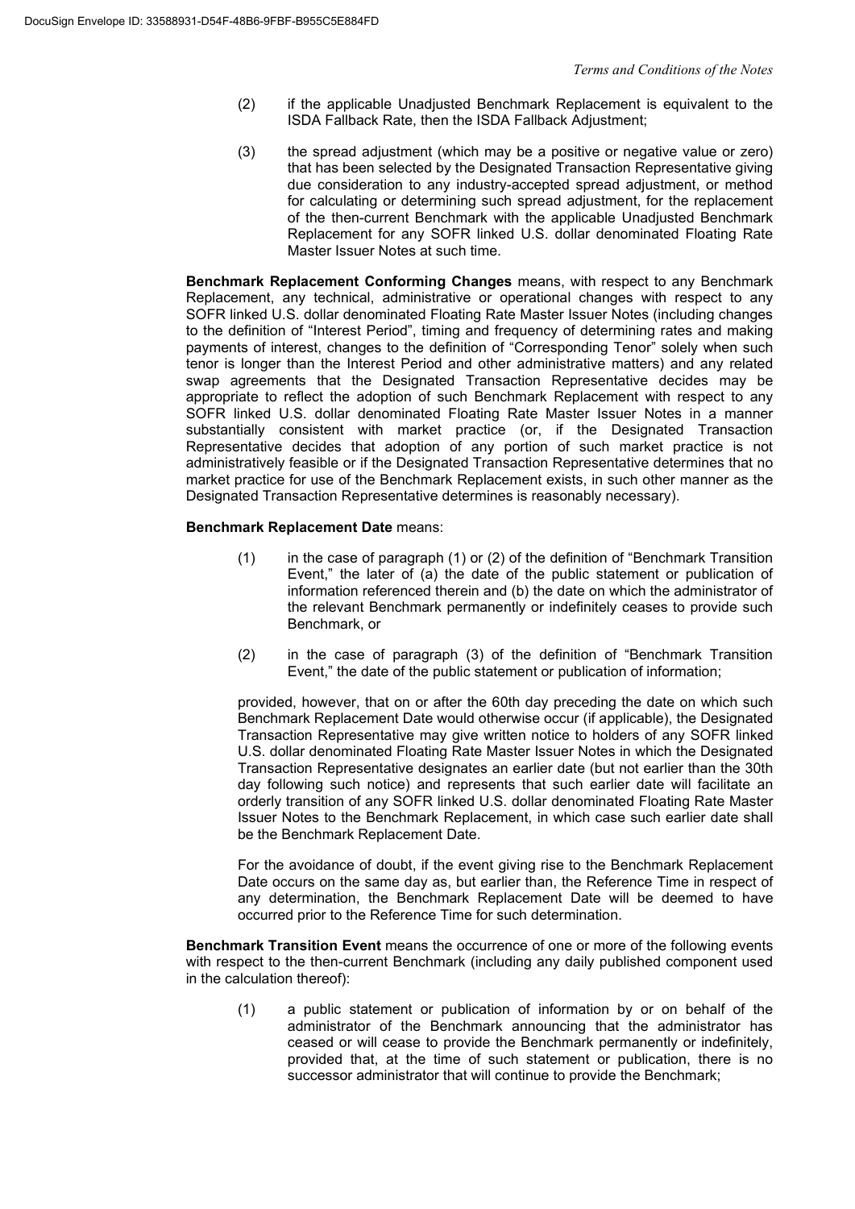(2) if the applicable Unadjusted Benchmark Replacement is equivalent to the ISDA Fallback Rate, then the ISDA Fallback Adjustment;

(3) the spread adjustment (which may be a positive or negative value or zero) that has been selected by the Designated Transaction Representative giving due consideration to any industry-accepted spread adjustment, or method for calculating or determining such spread adjustment, for the replacement of the then-current Benchmark with the applicable Unadjusted Benchmark Replacement for any SOFR linked U.S. dollar denominated Floating Rate Master Issuer Notes at such time.

**Benchmark Replacement Conforming Changes** means, with respect to any Benchmark Replacement, any technical, administrative or operational changes with respect to any SOFR linked U.S. dollar denominated Floating Rate Master Issuer Notes (including changes to the definition of "Interest Period", timing and frequency of determining rates and making payments of interest, changes to the definition of "Corresponding Tenor" solely when such tenor is longer than the Interest Period and other administrative matters) and any related swap agreements that the Designated Transaction Representative decides may be appropriate to reflect the adoption of such Benchmark Replacement with respect to any SOFR linked U.S. dollar denominated Floating Rate Master Issuer Notes in a manner substantially consistent with market practice (or, if the Designated Transaction Representative decides that adoption of any portion of such market practice is not administratively feasible or if the Designated Transaction Representative determines that no market practice for use of the Benchmark Replacement exists, in such other manner as the Designated Transaction Representative determines is reasonably necessary).

**Benchmark Replacement Date** means:

(1) in the case of paragraph (1) or (2) of the definition of "Benchmark Transition Event," the later of (a) the date of the public statement or publication of information referenced therein and (b) the date on which the administrator of the relevant Benchmark permanently or indefinitely ceases to provide such Benchmark, or

(2) in the case of paragraph (3) of the definition of "Benchmark Transition Event," the date of the public statement or publication of information;

provided, however, that on or after the 60th day preceding the date on which such Benchmark Replacement Date would otherwise occur (if applicable), the Designated Transaction Representative may give written notice to holders of any SOFR linked U.S. dollar denominated Floating Rate Master Issuer Notes in which the Designated Transaction Representative designates an earlier date (but not earlier than the 30th day following such notice) and represents that such earlier date will facilitate an orderly transition of any SOFR linked U.S. dollar denominated Floating Rate Master Issuer Notes to the Benchmark Replacement, in which case such earlier date shall be the Benchmark Replacement Date.

For the avoidance of doubt, if the event giving rise to the Benchmark Replacement Date occurs on the same day as, but earlier than, the Reference Time in respect of any determination, the Benchmark Replacement Date will be deemed to have occurred prior to the Reference Time for such determination.

**Benchmark Transition Event** means the occurrence of one or more of the following events with respect to the then-current Benchmark (including any daily published component used in the calculation thereof):

(1) a public statement or publication of information by or on behalf of the administrator of the Benchmark announcing that the administrator has ceased or will cease to provide the Benchmark permanently or indefinitely, provided that, at the time of such statement or publication, there is no successor administrator that will continue to provide the Benchmark;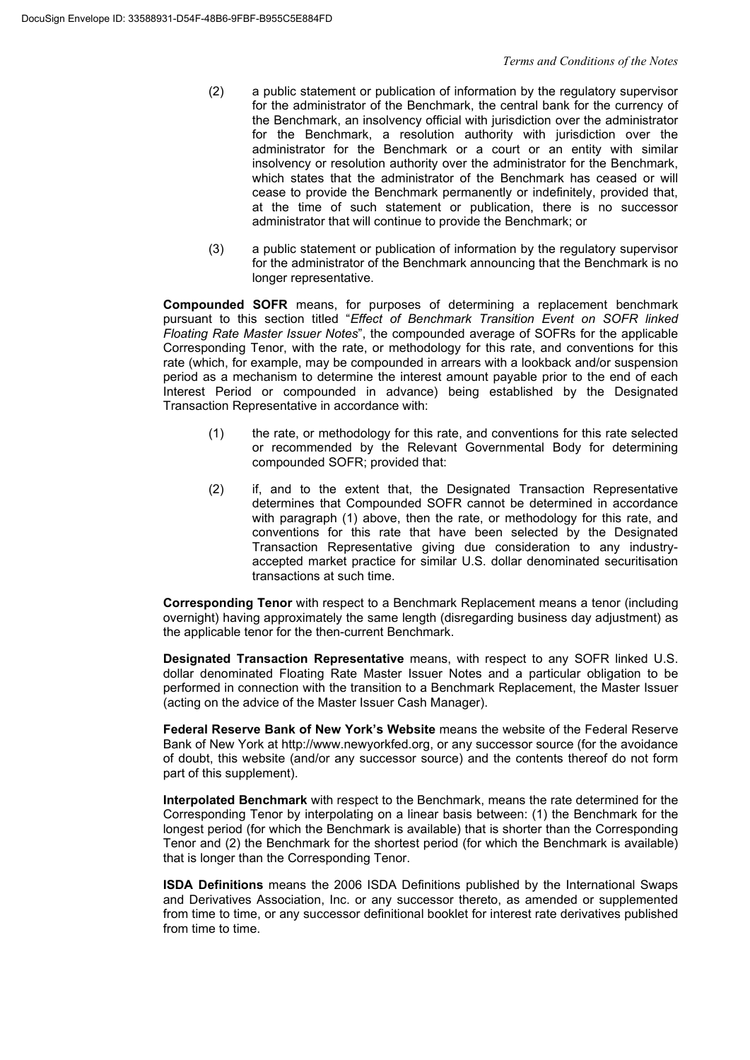(2) a public statement or publication of information by the regulatory supervisor for the administrator of the Benchmark, the central bank for the currency of the Benchmark, an insolvency official with jurisdiction over the administrator for the Benchmark, a resolution authority with jurisdiction over the administrator for the Benchmark or a court or an entity with similar insolvency or resolution authority over the administrator for the Benchmark, which states that the administrator of the Benchmark has ceased or will cease to provide the Benchmark permanently or indefinitely, provided that, at the time of such statement or publication, there is no successor administrator that will continue to provide the Benchmark; or

(3) a public statement or publication of information by the regulatory supervisor for the administrator of the Benchmark announcing that the Benchmark is no longer representative.

**Compounded SOFR** means, for purposes of determining a replacement benchmark pursuant to this section titled "*Effect of Benchmark Transition Event on SOFR linked Floating Rate Master Issuer Notes*", the compounded average of SOFRs for the applicable Corresponding Tenor, with the rate, or methodology for this rate, and conventions for this rate (which, for example, may be compounded in arrears with a lookback and/or suspension period as a mechanism to determine the interest amount payable prior to the end of each Interest Period or compounded in advance) being established by the Designated Transaction Representative in accordance with:

(1) the rate, or methodology for this rate, and conventions for this rate selected or recommended by the Relevant Governmental Body for determining compounded SOFR; provided that:

(2) if, and to the extent that, the Designated Transaction Representative determines that Compounded SOFR cannot be determined in accordance with paragraph (1) above, then the rate, or methodology for this rate, and conventions for this rate that have been selected by the Designated Transaction Representative giving due consideration to any industry-accepted market practice for similar U.S. dollar denominated securitisation transactions at such time.

**Corresponding Tenor** with respect to a Benchmark Replacement means a tenor (including overnight) having approximately the same length (disregarding business day adjustment) as the applicable tenor for the then-current Benchmark.

**Designated Transaction Representative** means, with respect to any SOFR linked U.S. dollar denominated Floating Rate Master Issuer Notes and a particular obligation to be performed in connection with the transition to a Benchmark Replacement, the Master Issuer (acting on the advice of the Master Issuer Cash Manager).

**Federal Reserve Bank of New York's Website** means the website of the Federal Reserve Bank of New York at http://www.newyorkfed.org, or any successor source (for the avoidance of doubt, this website (and/or any successor source) and the contents thereof do not form part of this supplement).

**Interpolated Benchmark** with respect to the Benchmark, means the rate determined for the Corresponding Tenor by interpolating on a linear basis between: (1) the Benchmark for the longest period (for which the Benchmark is available) that is shorter than the Corresponding Tenor and (2) the Benchmark for the shortest period (for which the Benchmark is available) that is longer than the Corresponding Tenor.

**ISDA Definitions** means the 2006 ISDA Definitions published by the International Swaps and Derivatives Association, Inc. or any successor thereto, as amended or supplemented from time to time, or any successor definitional booklet for interest rate derivatives published from time to time.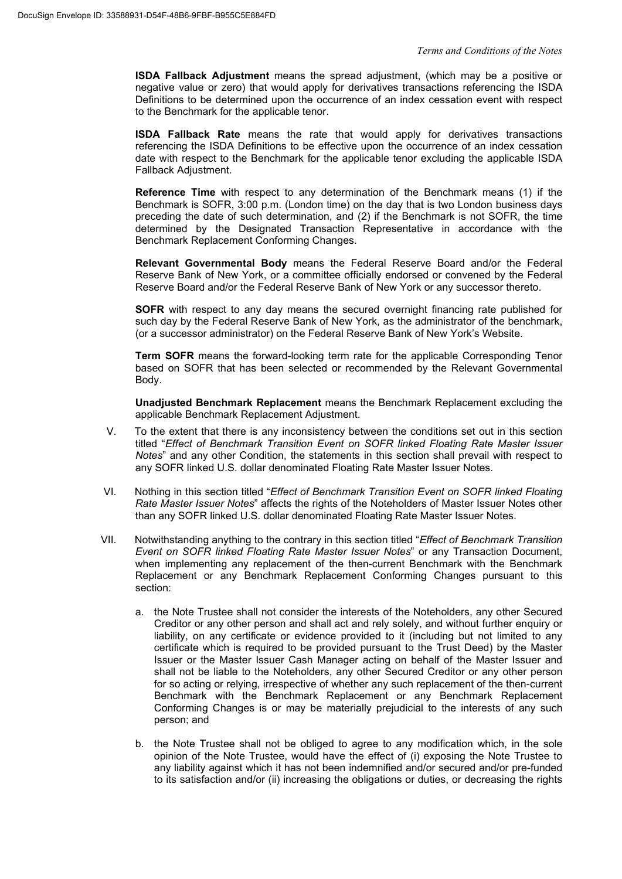**ISDA Fallback Adjustment** means the spread adjustment, (which may be a positive or negative value or zero) that would apply for derivatives transactions referencing the ISDA Definitions to be determined upon the occurrence of an index cessation event with respect to the Benchmark for the applicable tenor.

**ISDA Fallback Rate** means the rate that would apply for derivatives transactions referencing the ISDA Definitions to be effective upon the occurrence of an index cessation date with respect to the Benchmark for the applicable tenor excluding the applicable ISDA Fallback Adjustment.

**Reference Time** with respect to any determination of the Benchmark means (1) if the Benchmark is SOFR, 3:00 p.m. (London time) on the day that is two London business days preceding the date of such determination, and (2) if the Benchmark is not SOFR, the time determined by the Designated Transaction Representative in accordance with the Benchmark Replacement Conforming Changes.

**Relevant Governmental Body** means the Federal Reserve Board and/or the Federal Reserve Bank of New York, or a committee officially endorsed or convened by the Federal Reserve Board and/or the Federal Reserve Bank of New York or any successor thereto.

**SOFR** with respect to any day means the secured overnight financing rate published for such day by the Federal Reserve Bank of New York, as the administrator of the benchmark, (or a successor administrator) on the Federal Reserve Bank of New York's Website.

**Term SOFR** means the forward-looking term rate for the applicable Corresponding Tenor based on SOFR that has been selected or recommended by the Relevant Governmental Body.

**Unadjusted Benchmark Replacement** means the Benchmark Replacement excluding the applicable Benchmark Replacement Adjustment.

V. To the extent that there is any inconsistency between the conditions set out in this section titled "*Effect of Benchmark Transition Event on SOFR linked Floating Rate Master Issuer Notes*" and any other Condition, the statements in this section shall prevail with respect to any SOFR linked U.S. dollar denominated Floating Rate Master Issuer Notes.

VI. Nothing in this section titled "*Effect of Benchmark Transition Event on SOFR linked Floating Rate Master Issuer Notes*" affects the rights of the Noteholders of Master Issuer Notes other than any SOFR linked U.S. dollar denominated Floating Rate Master Issuer Notes.

VII. Notwithstanding anything to the contrary in this section titled "*Effect of Benchmark Transition Event on SOFR linked Floating Rate Master Issuer Notes*" or any Transaction Document, when implementing any replacement of the then-current Benchmark with the Benchmark Replacement or any Benchmark Replacement Conforming Changes pursuant to this section:

a. the Note Trustee shall not consider the interests of the Noteholders, any other Secured Creditor or any other person and shall act and rely solely, and without further enquiry or liability, on any certificate or evidence provided to it (including but not limited to any certificate which is required to be provided pursuant to the Trust Deed) by the Master Issuer or the Master Issuer Cash Manager acting on behalf of the Master Issuer and shall not be liable to the Noteholders, any other Secured Creditor or any other person for so acting or relying, irrespective of whether any such replacement of the then-current Benchmark with the Benchmark Replacement or any Benchmark Replacement Conforming Changes is or may be materially prejudicial to the interests of any such person; and

b. the Note Trustee shall not be obliged to agree to any modification which, in the sole opinion of the Note Trustee, would have the effect of (i) exposing the Note Trustee to any liability against which it has not been indemnified and/or secured and/or pre-funded to its satisfaction and/or (ii) increasing the obligations or duties, or decreasing the rights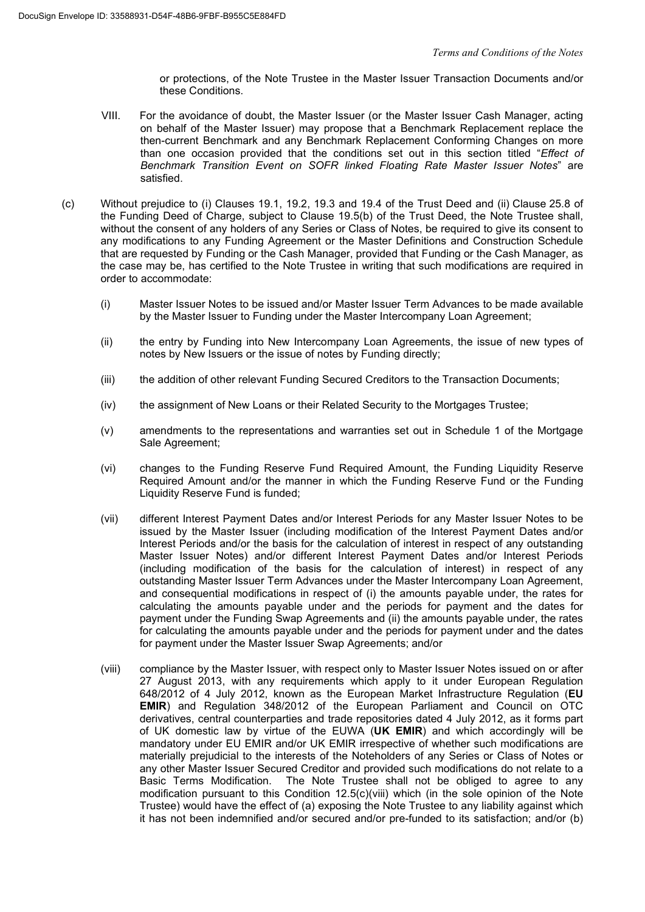or protections, of the Note Trustee in the Master Issuer Transaction Documents and/or these Conditions.

VIII. For the avoidance of doubt, the Master Issuer (or the Master Issuer Cash Manager, acting on behalf of the Master Issuer) may propose that a Benchmark Replacement replace the then-current Benchmark and any Benchmark Replacement Conforming Changes on more than one occasion provided that the conditions set out in this section titled "*Effect of Benchmark Transition Event on SOFR linked Floating Rate Master Issuer Notes*" are satisfied.

(c) Without prejudice to (i) Clauses 19.1, 19.2, 19.3 and 19.4 of the Trust Deed and (ii) Clause 25.8 of the Funding Deed of Charge, subject to Clause 19.5(b) of the Trust Deed, the Note Trustee shall, without the consent of any holders of any Series or Class of Notes, be required to give its consent to any modifications to any Funding Agreement or the Master Definitions and Construction Schedule that are requested by Funding or the Cash Manager, provided that Funding or the Cash Manager, as the case may be, has certified to the Note Trustee in writing that such modifications are required in order to accommodate:

(i) Master Issuer Notes to be issued and/or Master Issuer Term Advances to be made available by the Master Issuer to Funding under the Master Intercompany Loan Agreement;

(ii) the entry by Funding into New Intercompany Loan Agreements, the issue of new types of notes by New Issuers or the issue of notes by Funding directly;

(iii) the addition of other relevant Funding Secured Creditors to the Transaction Documents;

(iv) the assignment of New Loans or their Related Security to the Mortgages Trustee;

(v) amendments to the representations and warranties set out in Schedule 1 of the Mortgage Sale Agreement;

(vi) changes to the Funding Reserve Fund Required Amount, the Funding Liquidity Reserve Required Amount and/or the manner in which the Funding Reserve Fund or the Funding Liquidity Reserve Fund is funded;

(vii) different Interest Payment Dates and/or Interest Periods for any Master Issuer Notes to be issued by the Master Issuer (including modification of the Interest Payment Dates and/or Interest Periods and/or the basis for the calculation of interest in respect of any outstanding Master Issuer Notes) and/or different Interest Payment Dates and/or Interest Periods (including modification of the basis for the calculation of interest) in respect of any outstanding Master Issuer Term Advances under the Master Intercompany Loan Agreement, and consequential modifications in respect of (i) the amounts payable under, the rates for calculating the amounts payable under and the periods for payment and the dates for payment under the Funding Swap Agreements and (ii) the amounts payable under, the rates for calculating the amounts payable under and the periods for payment under and the dates for payment under the Master Issuer Swap Agreements; and/or

(viii) compliance by the Master Issuer, with respect only to Master Issuer Notes issued on or after 27 August 2013, with any requirements which apply to it under European Regulation 648/2012 of 4 July 2012, known as the European Market Infrastructure Regulation (**EU EMIR**) and Regulation 348/2012 of the European Parliament and Council on OTC derivatives, central counterparties and trade repositories dated 4 July 2012, as it forms part of UK domestic law by virtue of the EUWA (**UK EMIR**) and which accordingly will be mandatory under EU EMIR and/or UK EMIR irrespective of whether such modifications are materially prejudicial to the interests of the Noteholders of any Series or Class of Notes or any other Master Issuer Secured Creditor and provided such modifications do not relate to a Basic Terms Modification. The Note Trustee shall not be obliged to agree to any modification pursuant to this Condition 12.5(c)(viii) which (in the sole opinion of the Note Trustee) would have the effect of (a) exposing the Note Trustee to any liability against which it has not been indemnified and/or secured and/or pre-funded to its satisfaction; and/or (b)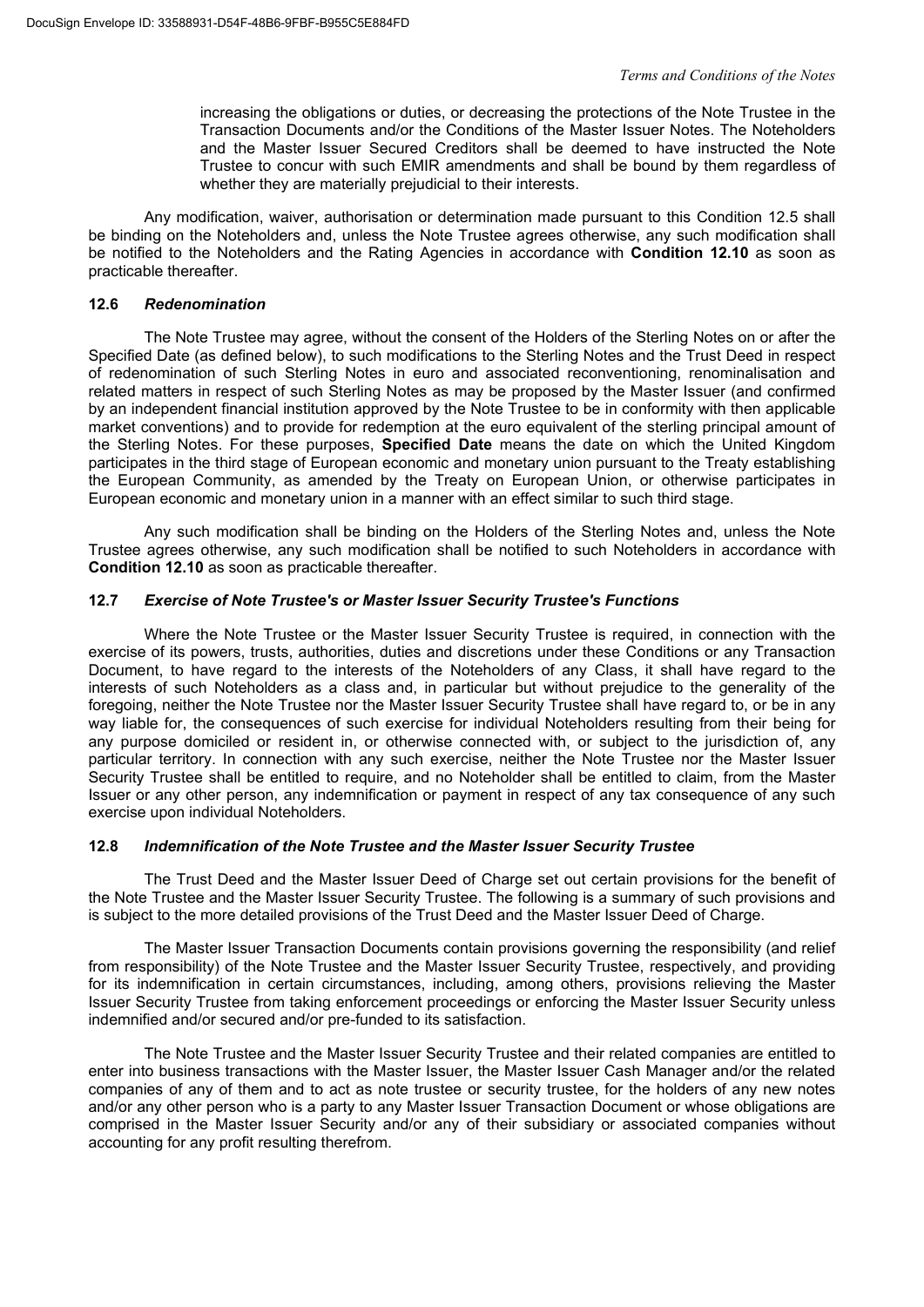increasing the obligations or duties, or decreasing the protections of the Note Trustee in the Transaction Documents and/or the Conditions of the Master Issuer Notes. The Noteholders and the Master Issuer Secured Creditors shall be deemed to have instructed the Note Trustee to concur with such EMIR amendments and shall be bound by them regardless of whether they are materially prejudicial to their interests.

Any modification, waiver, authorisation or determination made pursuant to this Condition 12.5 shall be binding on the Noteholders and, unless the Note Trustee agrees otherwise, any such modification shall be notified to the Noteholders and the Rating Agencies in accordance with **Condition 12.10** as soon as practicable thereafter.

### 12.6 *Redenomination*

The Note Trustee may agree, without the consent of the Holders of the Sterling Notes on or after the Specified Date (as defined below), to such modifications to the Sterling Notes and the Trust Deed in respect of redenomination of such Sterling Notes in euro and associated reconventioning, renominalisation and related matters in respect of such Sterling Notes as may be proposed by the Master Issuer (and confirmed by an independent financial institution approved by the Note Trustee to be in conformity with then applicable market conventions) and to provide for redemption at the euro equivalent of the sterling principal amount of the Sterling Notes. For these purposes, **Specified Date** means the date on which the United Kingdom participates in the third stage of European economic and monetary union pursuant to the Treaty establishing the European Community, as amended by the Treaty on European Union, or otherwise participates in European economic and monetary union in a manner with an effect similar to such third stage.

Any such modification shall be binding on the Holders of the Sterling Notes and, unless the Note Trustee agrees otherwise, any such modification shall be notified to such Noteholders in accordance with **Condition 12.10** as soon as practicable thereafter.

### 12.7 *Exercise of Note Trustee's or Master Issuer Security Trustee's Functions*

Where the Note Trustee or the Master Issuer Security Trustee is required, in connection with the exercise of its powers, trusts, authorities, duties and discretions under these Conditions or any Transaction Document, to have regard to the interests of the Noteholders of any Class, it shall have regard to the interests of such Noteholders as a class and, in particular but without prejudice to the generality of the foregoing, neither the Note Trustee nor the Master Issuer Security Trustee shall have regard to, or be in any way liable for, the consequences of such exercise for individual Noteholders resulting from their being for any purpose domiciled or resident in, or otherwise connected with, or subject to the jurisdiction of, any particular territory. In connection with any such exercise, neither the Note Trustee nor the Master Issuer Security Trustee shall be entitled to require, and no Noteholder shall be entitled to claim, from the Master Issuer or any other person, any indemnification or payment in respect of any tax consequence of any such exercise upon individual Noteholders.

### 12.8 *Indemnification of the Note Trustee and the Master Issuer Security Trustee*

The Trust Deed and the Master Issuer Deed of Charge set out certain provisions for the benefit of the Note Trustee and the Master Issuer Security Trustee. The following is a summary of such provisions and is subject to the more detailed provisions of the Trust Deed and the Master Issuer Deed of Charge.

The Master Issuer Transaction Documents contain provisions governing the responsibility (and relief from responsibility) of the Note Trustee and the Master Issuer Security Trustee, respectively, and providing for its indemnification in certain circumstances, including, among others, provisions relieving the Master Issuer Security Trustee from taking enforcement proceedings or enforcing the Master Issuer Security unless indemnified and/or secured and/or pre-funded to its satisfaction.

The Note Trustee and the Master Issuer Security Trustee and their related companies are entitled to enter into business transactions with the Master Issuer, the Master Issuer Cash Manager and/or the related companies of any of them and to act as note trustee or security trustee, for the holders of any new notes and/or any other person who is a party to any Master Issuer Transaction Document or whose obligations are comprised in the Master Issuer Security and/or any of their subsidiary or associated companies without accounting for any profit resulting therefrom.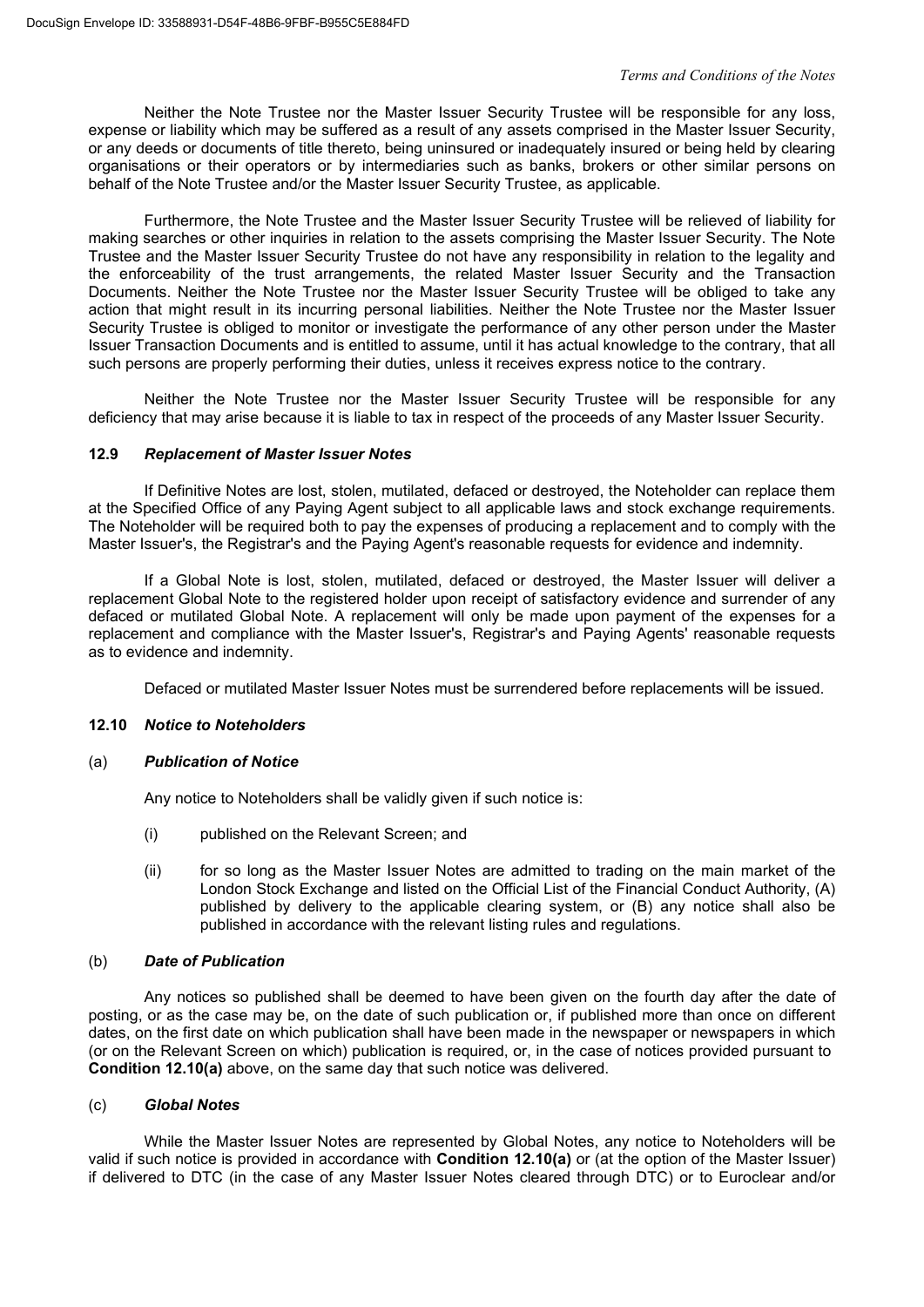Neither the Note Trustee nor the Master Issuer Security Trustee will be responsible for any loss, expense or liability which may be suffered as a result of any assets comprised in the Master Issuer Security, or any deeds or documents of title thereto, being uninsured or inadequately insured or being held by clearing organisations or their operators or by intermediaries such as banks, brokers or other similar persons on behalf of the Note Trustee and/or the Master Issuer Security Trustee, as applicable.

Furthermore, the Note Trustee and the Master Issuer Security Trustee will be relieved of liability for making searches or other inquiries in relation to the assets comprising the Master Issuer Security. The Note Trustee and the Master Issuer Security Trustee do not have any responsibility in relation to the legality and the enforceability of the trust arrangements, the related Master Issuer Security and the Transaction Documents. Neither the Note Trustee nor the Master Issuer Security Trustee will be obliged to take any action that might result in its incurring personal liabilities. Neither the Note Trustee nor the Master Issuer Security Trustee is obliged to monitor or investigate the performance of any other person under the Master Issuer Transaction Documents and is entitled to assume, until it has actual knowledge to the contrary, that all such persons are properly performing their duties, unless it receives express notice to the contrary.

Neither the Note Trustee nor the Master Issuer Security Trustee will be responsible for any deficiency that may arise because it is liable to tax in respect of the proceeds of any Master Issuer Security.

### 12.9 *Replacement of Master Issuer Notes*

If Definitive Notes are lost, stolen, mutilated, defaced or destroyed, the Noteholder can replace them at the Specified Office of any Paying Agent subject to all applicable laws and stock exchange requirements. The Noteholder will be required both to pay the expenses of producing a replacement and to comply with the Master Issuer's, the Registrar's and the Paying Agent's reasonable requests for evidence and indemnity.

If a Global Note is lost, stolen, mutilated, defaced or destroyed, the Master Issuer will deliver a replacement Global Note to the registered holder upon receipt of satisfactory evidence and surrender of any defaced or mutilated Global Note. A replacement will only be made upon payment of the expenses for a replacement and compliance with the Master Issuer's, Registrar's and Paying Agents' reasonable requests as to evidence and indemnity.

Defaced or mutilated Master Issuer Notes must be surrendered before replacements will be issued.

### 12.10 *Notice to Noteholders*

#### (a) *Publication of Notice*

Any notice to Noteholders shall be validly given if such notice is:

(i) published on the Relevant Screen; and

(ii) for so long as the Master Issuer Notes are admitted to trading on the main market of the London Stock Exchange and listed on the Official List of the Financial Conduct Authority, (A) published by delivery to the applicable clearing system, or (B) any notice shall also be published in accordance with the relevant listing rules and regulations.

#### (b) *Date of Publication*

Any notices so published shall be deemed to have been given on the fourth day after the date of posting, or as the case may be, on the date of such publication or, if published more than once on different dates, on the first date on which publication shall have been made in the newspaper or newspapers in which (or on the Relevant Screen on which) publication is required, or, in the case of notices provided pursuant to **Condition 12.10(a)** above, on the same day that such notice was delivered.

#### (c) *Global Notes*

While the Master Issuer Notes are represented by Global Notes, any notice to Noteholders will be valid if such notice is provided in accordance with **Condition 12.10(a)** or (at the option of the Master Issuer) if delivered to DTC (in the case of any Master Issuer Notes cleared through DTC) or to Euroclear and/or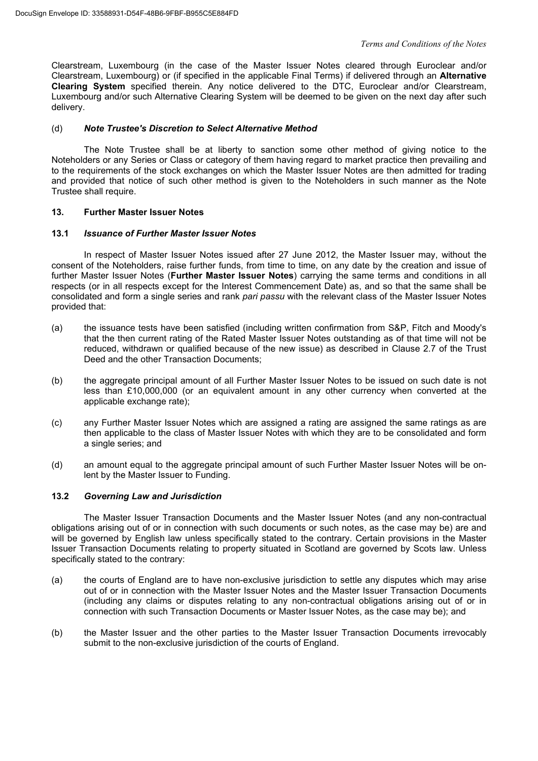Clearstream, Luxembourg (in the case of the Master Issuer Notes cleared through Euroclear and/or Clearstream, Luxembourg) or (if specified in the applicable Final Terms) if delivered through an **Alternative Clearing System** specified therein. Any notice delivered to the DTC, Euroclear and/or Clearstream, Luxembourg and/or such Alternative Clearing System will be deemed to be given on the next day after such delivery.

(d) ***Note Trustee's Discretion to Select Alternative Method***

The Note Trustee shall be at liberty to sanction some other method of giving notice to the Noteholders or any Series or Class or category of them having regard to market practice then prevailing and to the requirements of the stock exchanges on which the Master Issuer Notes are then admitted for trading and provided that notice of such other method is given to the Noteholders in such manner as the Note Trustee shall require.

## 13. Further Master Issuer Notes

### 13.1 *Issuance of Further Master Issuer Notes*

In respect of Master Issuer Notes issued after 27 June 2012, the Master Issuer may, without the consent of the Noteholders, raise further funds, from time to time, on any date by the creation and issue of further Master Issuer Notes (**Further Master Issuer Notes**) carrying the same terms and conditions in all respects (or in all respects except for the Interest Commencement Date) as, and so that the same shall be consolidated and form a single series and rank *pari passu* with the relevant class of the Master Issuer Notes provided that:

(a) the issuance tests have been satisfied (including written confirmation from S&P, Fitch and Moody's that the then current rating of the Rated Master Issuer Notes outstanding as of that time will not be reduced, withdrawn or qualified because of the new issue) as described in Clause 2.7 of the Trust Deed and the other Transaction Documents;

(b) the aggregate principal amount of all Further Master Issuer Notes to be issued on such date is not less than £10,000,000 (or an equivalent amount in any other currency when converted at the applicable exchange rate);

(c) any Further Master Issuer Notes which are assigned a rating are assigned the same ratings as are then applicable to the class of Master Issuer Notes with which they are to be consolidated and form a single series; and

(d) an amount equal to the aggregate principal amount of such Further Master Issuer Notes will be on-lent by the Master Issuer to Funding.

### 13.2 *Governing Law and Jurisdiction*

The Master Issuer Transaction Documents and the Master Issuer Notes (and any non-contractual obligations arising out of or in connection with such documents or such notes, as the case may be) are and will be governed by English law unless specifically stated to the contrary. Certain provisions in the Master Issuer Transaction Documents relating to property situated in Scotland are governed by Scots law. Unless specifically stated to the contrary:

(a) the courts of England are to have non-exclusive jurisdiction to settle any disputes which may arise out of or in connection with the Master Issuer Notes and the Master Issuer Transaction Documents (including any claims or disputes relating to any non-contractual obligations arising out of or in connection with such Transaction Documents or Master Issuer Notes, as the case may be); and

(b) the Master Issuer and the other parties to the Master Issuer Transaction Documents irrevocably submit to the non-exclusive jurisdiction of the courts of England.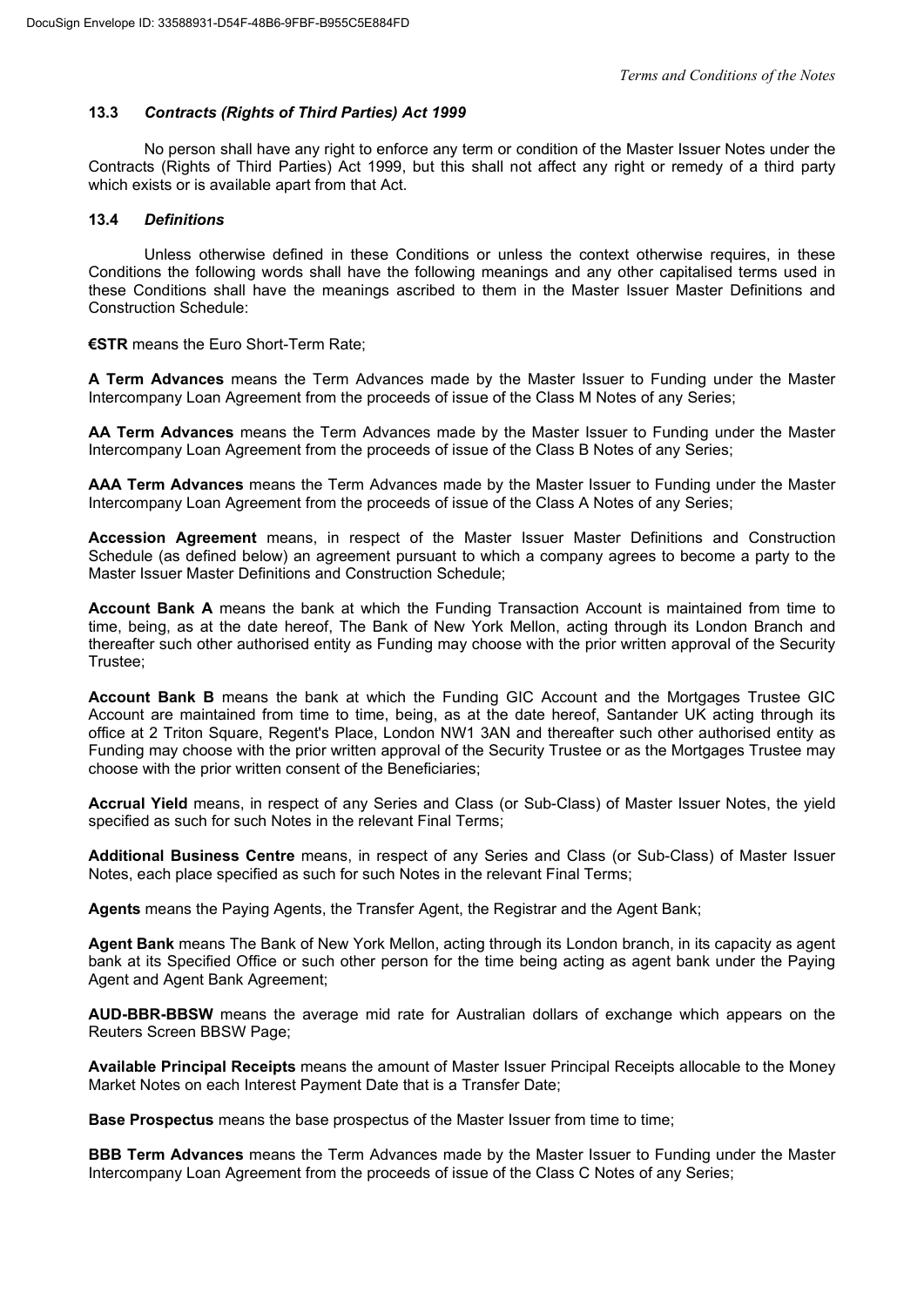### 13.3 *Contracts (Rights of Third Parties) Act 1999*

No person shall have any right to enforce any term or condition of the Master Issuer Notes under the Contracts (Rights of Third Parties) Act 1999, but this shall not affect any right or remedy of a third party which exists or is available apart from that Act.

### 13.4 *Definitions*

Unless otherwise defined in these Conditions or unless the context otherwise requires, in these Conditions the following words shall have the following meanings and any other capitalised terms used in these Conditions shall have the meanings ascribed to them in the Master Issuer Master Definitions and Construction Schedule:

**€STR** means the Euro Short-Term Rate;

**A Term Advances** means the Term Advances made by the Master Issuer to Funding under the Master Intercompany Loan Agreement from the proceeds of issue of the Class M Notes of any Series;

**AA Term Advances** means the Term Advances made by the Master Issuer to Funding under the Master Intercompany Loan Agreement from the proceeds of issue of the Class B Notes of any Series;

**AAA Term Advances** means the Term Advances made by the Master Issuer to Funding under the Master Intercompany Loan Agreement from the proceeds of issue of the Class A Notes of any Series;

**Accession Agreement** means, in respect of the Master Issuer Master Definitions and Construction Schedule (as defined below) an agreement pursuant to which a company agrees to become a party to the Master Issuer Master Definitions and Construction Schedule;

**Account Bank A** means the bank at which the Funding Transaction Account is maintained from time to time, being, as at the date hereof, The Bank of New York Mellon, acting through its London Branch and thereafter such other authorised entity as Funding may choose with the prior written approval of the Security Trustee;

**Account Bank B** means the bank at which the Funding GIC Account and the Mortgages Trustee GIC Account are maintained from time to time, being, as at the date hereof, Santander UK acting through its office at 2 Triton Square, Regent's Place, London NW1 3AN and thereafter such other authorised entity as Funding may choose with the prior written approval of the Security Trustee or as the Mortgages Trustee may choose with the prior written consent of the Beneficiaries;

**Accrual Yield** means, in respect of any Series and Class (or Sub-Class) of Master Issuer Notes, the yield specified as such for such Notes in the relevant Final Terms;

**Additional Business Centre** means, in respect of any Series and Class (or Sub-Class) of Master Issuer Notes, each place specified as such for such Notes in the relevant Final Terms;

**Agents** means the Paying Agents, the Transfer Agent, the Registrar and the Agent Bank;

**Agent Bank** means The Bank of New York Mellon, acting through its London branch, in its capacity as agent bank at its Specified Office or such other person for the time being acting as agent bank under the Paying Agent and Agent Bank Agreement;

**AUD-BBR-BBSW** means the average mid rate for Australian dollars of exchange which appears on the Reuters Screen BBSW Page;

**Available Principal Receipts** means the amount of Master Issuer Principal Receipts allocable to the Money Market Notes on each Interest Payment Date that is a Transfer Date;

**Base Prospectus** means the base prospectus of the Master Issuer from time to time;

**BBB Term Advances** means the Term Advances made by the Master Issuer to Funding under the Master Intercompany Loan Agreement from the proceeds of issue of the Class C Notes of any Series;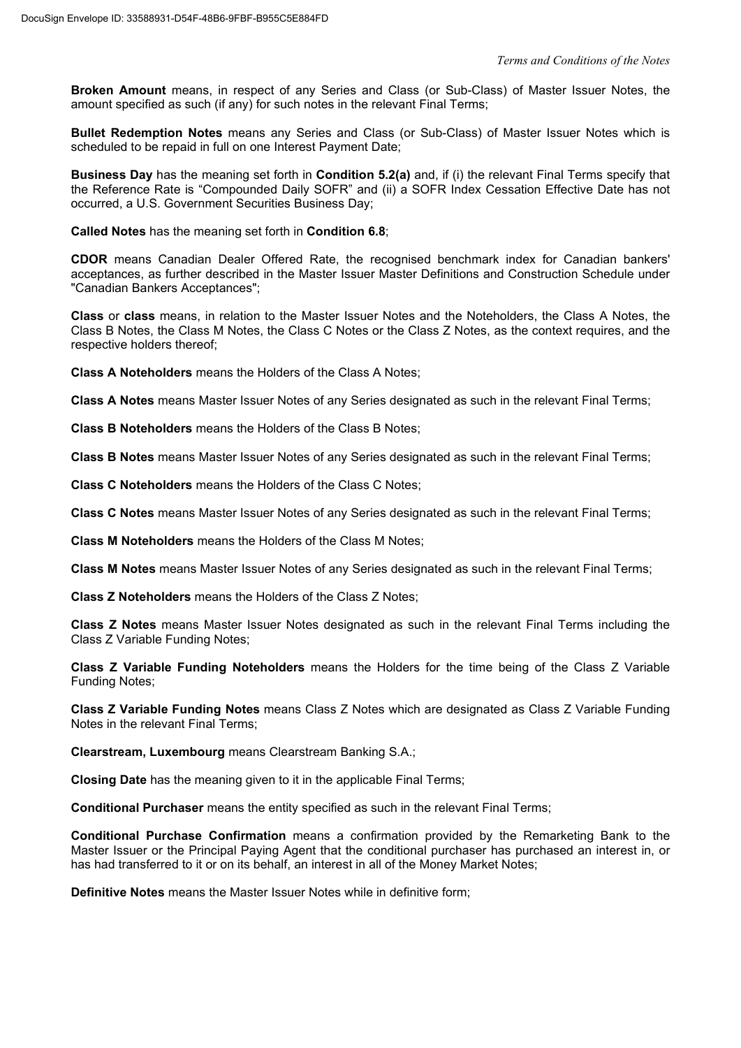**Broken Amount** means, in respect of any Series and Class (or Sub-Class) of Master Issuer Notes, the amount specified as such (if any) for such notes in the relevant Final Terms;

**Bullet Redemption Notes** means any Series and Class (or Sub-Class) of Master Issuer Notes which is scheduled to be repaid in full on one Interest Payment Date;

**Business Day** has the meaning set forth in **Condition 5.2(a)** and, if (i) the relevant Final Terms specify that the Reference Rate is "Compounded Daily SOFR" and (ii) a SOFR Index Cessation Effective Date has not occurred, a U.S. Government Securities Business Day;

**Called Notes** has the meaning set forth in **Condition 6.8**;

**CDOR** means Canadian Dealer Offered Rate, the recognised benchmark index for Canadian bankers' acceptances, as further described in the Master Issuer Master Definitions and Construction Schedule under "Canadian Bankers Acceptances";

**Class** or **class** means, in relation to the Master Issuer Notes and the Noteholders, the Class A Notes, the Class B Notes, the Class M Notes, the Class C Notes or the Class Z Notes, as the context requires, and the respective holders thereof;

**Class A Noteholders** means the Holders of the Class A Notes;

**Class A Notes** means Master Issuer Notes of any Series designated as such in the relevant Final Terms;

**Class B Noteholders** means the Holders of the Class B Notes;

**Class B Notes** means Master Issuer Notes of any Series designated as such in the relevant Final Terms;

**Class C Noteholders** means the Holders of the Class C Notes;

**Class C Notes** means Master Issuer Notes of any Series designated as such in the relevant Final Terms;

**Class M Noteholders** means the Holders of the Class M Notes;

**Class M Notes** means Master Issuer Notes of any Series designated as such in the relevant Final Terms;

**Class Z Noteholders** means the Holders of the Class Z Notes;

**Class Z Notes** means Master Issuer Notes designated as such in the relevant Final Terms including the Class Z Variable Funding Notes;

**Class Z Variable Funding Noteholders** means the Holders for the time being of the Class Z Variable Funding Notes;

**Class Z Variable Funding Notes** means Class Z Notes which are designated as Class Z Variable Funding Notes in the relevant Final Terms;

**Clearstream, Luxembourg** means Clearstream Banking S.A.;

**Closing Date** has the meaning given to it in the applicable Final Terms;

**Conditional Purchaser** means the entity specified as such in the relevant Final Terms;

**Conditional Purchase Confirmation** means a confirmation provided by the Remarketing Bank to the Master Issuer or the Principal Paying Agent that the conditional purchaser has purchased an interest in, or has had transferred to it or on its behalf, an interest in all of the Money Market Notes;

**Definitive Notes** means the Master Issuer Notes while in definitive form;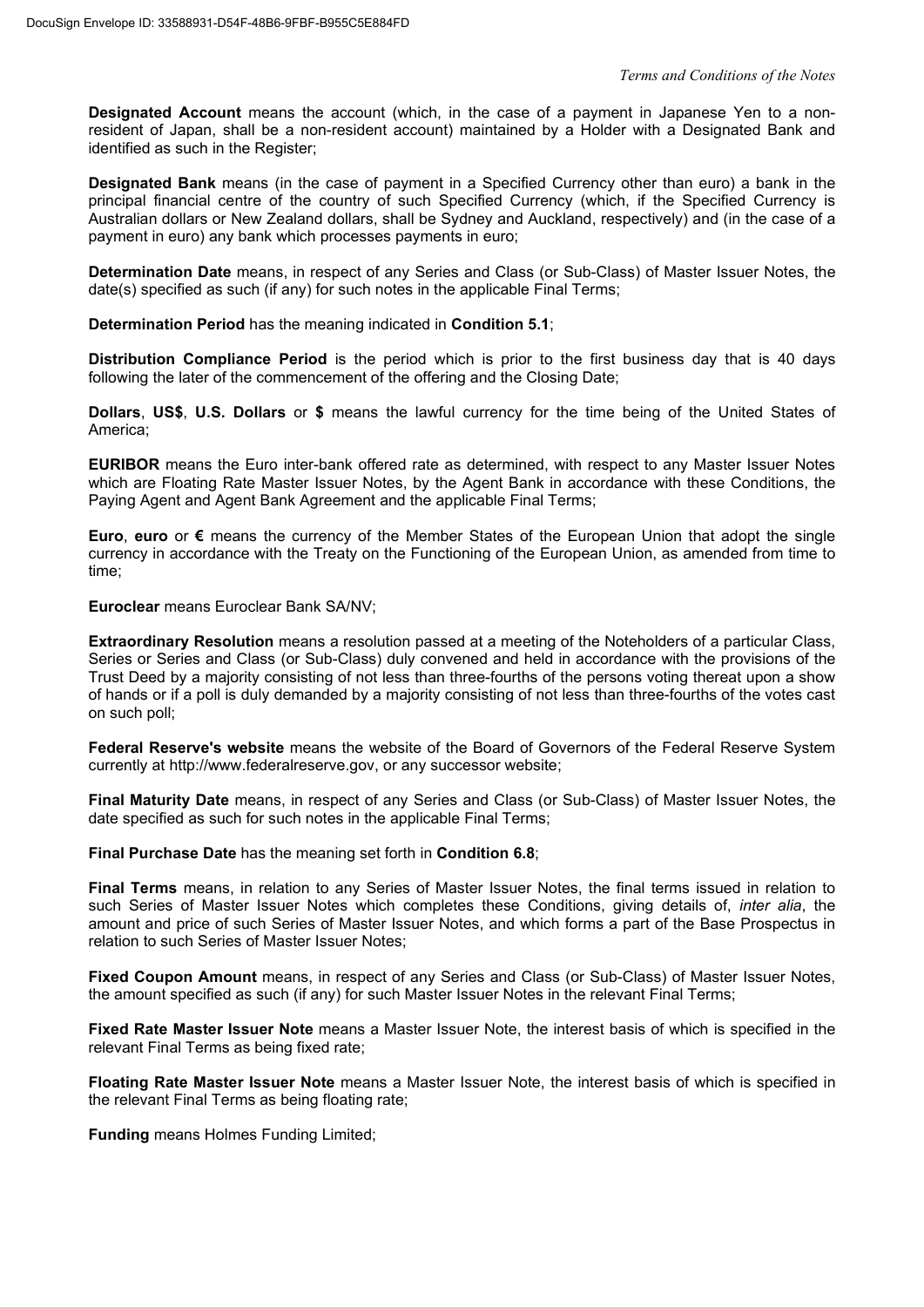**Designated Account** means the account (which, in the case of a payment in Japanese Yen to a non-resident of Japan, shall be a non-resident account) maintained by a Holder with a Designated Bank and identified as such in the Register;

**Designated Bank** means (in the case of payment in a Specified Currency other than euro) a bank in the principal financial centre of the country of such Specified Currency (which, if the Specified Currency is Australian dollars or New Zealand dollars, shall be Sydney and Auckland, respectively) and (in the case of a payment in euro) any bank which processes payments in euro;

**Determination Date** means, in respect of any Series and Class (or Sub-Class) of Master Issuer Notes, the date(s) specified as such (if any) for such notes in the applicable Final Terms;

**Determination Period** has the meaning indicated in **Condition 5.1**;

**Distribution Compliance Period** is the period which is prior to the first business day that is 40 days following the later of the commencement of the offering and the Closing Date;

**Dollars**, **US$**, **U.S. Dollars** or **$** means the lawful currency for the time being of the United States of America;

**EURIBOR** means the Euro inter-bank offered rate as determined, with respect to any Master Issuer Notes which are Floating Rate Master Issuer Notes, by the Agent Bank in accordance with these Conditions, the Paying Agent and Agent Bank Agreement and the applicable Final Terms;

**Euro**, **euro** or **€** means the currency of the Member States of the European Union that adopt the single currency in accordance with the Treaty on the Functioning of the European Union, as amended from time to time;

**Euroclear** means Euroclear Bank SA/NV;

**Extraordinary Resolution** means a resolution passed at a meeting of the Noteholders of a particular Class, Series or Series and Class (or Sub-Class) duly convened and held in accordance with the provisions of the Trust Deed by a majority consisting of not less than three-fourths of the persons voting thereat upon a show of hands or if a poll is duly demanded by a majority consisting of not less than three-fourths of the votes cast on such poll;

**Federal Reserve's website** means the website of the Board of Governors of the Federal Reserve System currently at http://www.federalreserve.gov, or any successor website;

**Final Maturity Date** means, in respect of any Series and Class (or Sub-Class) of Master Issuer Notes, the date specified as such for such notes in the applicable Final Terms;

**Final Purchase Date** has the meaning set forth in **Condition 6.8**;

**Final Terms** means, in relation to any Series of Master Issuer Notes, the final terms issued in relation to such Series of Master Issuer Notes which completes these Conditions, giving details of, *inter alia*, the amount and price of such Series of Master Issuer Notes, and which forms a part of the Base Prospectus in relation to such Series of Master Issuer Notes;

**Fixed Coupon Amount** means, in respect of any Series and Class (or Sub-Class) of Master Issuer Notes, the amount specified as such (if any) for such Master Issuer Notes in the relevant Final Terms;

**Fixed Rate Master Issuer Note** means a Master Issuer Note, the interest basis of which is specified in the relevant Final Terms as being fixed rate;

**Floating Rate Master Issuer Note** means a Master Issuer Note, the interest basis of which is specified in the relevant Final Terms as being floating rate;

**Funding** means Holmes Funding Limited;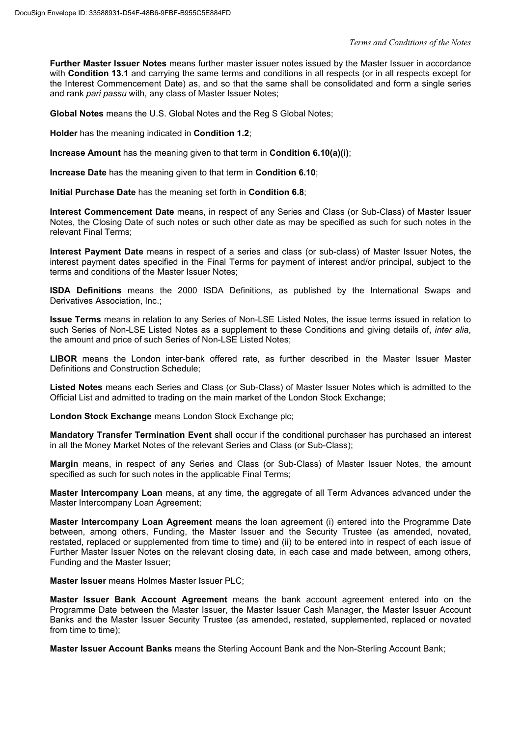**Further Master Issuer Notes** means further master issuer notes issued by the Master Issuer in accordance with **Condition 13.1** and carrying the same terms and conditions in all respects (or in all respects except for the Interest Commencement Date) as, and so that the same shall be consolidated and form a single series and rank *pari passu* with, any class of Master Issuer Notes;

**Global Notes** means the U.S. Global Notes and the Reg S Global Notes;

**Holder** has the meaning indicated in **Condition 1.2**;

**Increase Amount** has the meaning given to that term in **Condition 6.10(a)(i)**;

**Increase Date** has the meaning given to that term in **Condition 6.10**;

**Initial Purchase Date** has the meaning set forth in **Condition 6.8**;

**Interest Commencement Date** means, in respect of any Series and Class (or Sub-Class) of Master Issuer Notes, the Closing Date of such notes or such other date as may be specified as such for such notes in the relevant Final Terms;

**Interest Payment Date** means in respect of a series and class (or sub-class) of Master Issuer Notes, the interest payment dates specified in the Final Terms for payment of interest and/or principal, subject to the terms and conditions of the Master Issuer Notes;

**ISDA Definitions** means the 2000 ISDA Definitions, as published by the International Swaps and Derivatives Association, Inc.;

**Issue Terms** means in relation to any Series of Non-LSE Listed Notes, the issue terms issued in relation to such Series of Non-LSE Listed Notes as a supplement to these Conditions and giving details of, *inter alia*, the amount and price of such Series of Non-LSE Listed Notes;

**LIBOR** means the London inter-bank offered rate, as further described in the Master Issuer Master Definitions and Construction Schedule;

**Listed Notes** means each Series and Class (or Sub-Class) of Master Issuer Notes which is admitted to the Official List and admitted to trading on the main market of the London Stock Exchange;

**London Stock Exchange** means London Stock Exchange plc;

**Mandatory Transfer Termination Event** shall occur if the conditional purchaser has purchased an interest in all the Money Market Notes of the relevant Series and Class (or Sub-Class);

**Margin** means, in respect of any Series and Class (or Sub-Class) of Master Issuer Notes, the amount specified as such for such notes in the applicable Final Terms;

**Master Intercompany Loan** means, at any time, the aggregate of all Term Advances advanced under the Master Intercompany Loan Agreement;

**Master Intercompany Loan Agreement** means the loan agreement (i) entered into the Programme Date between, among others, Funding, the Master Issuer and the Security Trustee (as amended, novated, restated, replaced or supplemented from time to time) and (ii) to be entered into in respect of each issue of Further Master Issuer Notes on the relevant closing date, in each case and made between, among others, Funding and the Master Issuer;

**Master Issuer** means Holmes Master Issuer PLC;

**Master Issuer Bank Account Agreement** means the bank account agreement entered into on the Programme Date between the Master Issuer, the Master Issuer Cash Manager, the Master Issuer Account Banks and the Master Issuer Security Trustee (as amended, restated, supplemented, replaced or novated from time to time);

**Master Issuer Account Banks** means the Sterling Account Bank and the Non-Sterling Account Bank;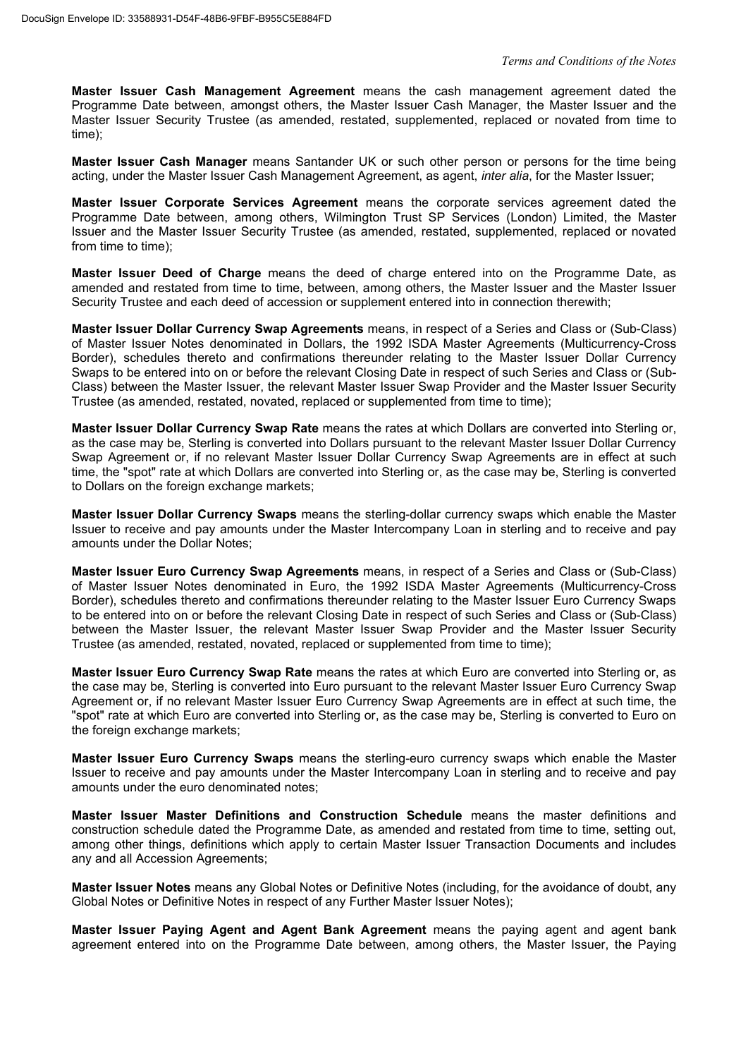**Master Issuer Cash Management Agreement** means the cash management agreement dated the Programme Date between, amongst others, the Master Issuer Cash Manager, the Master Issuer and the Master Issuer Security Trustee (as amended, restated, supplemented, replaced or novated from time to time);

**Master Issuer Cash Manager** means Santander UK or such other person or persons for the time being acting, under the Master Issuer Cash Management Agreement, as agent, *inter alia*, for the Master Issuer;

**Master Issuer Corporate Services Agreement** means the corporate services agreement dated the Programme Date between, among others, Wilmington Trust SP Services (London) Limited, the Master Issuer and the Master Issuer Security Trustee (as amended, restated, supplemented, replaced or novated from time to time);

**Master Issuer Deed of Charge** means the deed of charge entered into on the Programme Date, as amended and restated from time to time, between, among others, the Master Issuer and the Master Issuer Security Trustee and each deed of accession or supplement entered into in connection therewith;

**Master Issuer Dollar Currency Swap Agreements** means, in respect of a Series and Class or (Sub-Class) of Master Issuer Notes denominated in Dollars, the 1992 ISDA Master Agreements (Multicurrency-Cross Border), schedules thereto and confirmations thereunder relating to the Master Issuer Dollar Currency Swaps to be entered into on or before the relevant Closing Date in respect of such Series and Class or (Sub-Class) between the Master Issuer, the relevant Master Issuer Swap Provider and the Master Issuer Security Trustee (as amended, restated, novated, replaced or supplemented from time to time);

**Master Issuer Dollar Currency Swap Rate** means the rates at which Dollars are converted into Sterling or, as the case may be, Sterling is converted into Dollars pursuant to the relevant Master Issuer Dollar Currency Swap Agreement or, if no relevant Master Issuer Dollar Currency Swap Agreements are in effect at such time, the "spot" rate at which Dollars are converted into Sterling or, as the case may be, Sterling is converted to Dollars on the foreign exchange markets;

**Master Issuer Dollar Currency Swaps** means the sterling-dollar currency swaps which enable the Master Issuer to receive and pay amounts under the Master Intercompany Loan in sterling and to receive and pay amounts under the Dollar Notes;

**Master Issuer Euro Currency Swap Agreements** means, in respect of a Series and Class or (Sub-Class) of Master Issuer Notes denominated in Euro, the 1992 ISDA Master Agreements (Multicurrency-Cross Border), schedules thereto and confirmations thereunder relating to the Master Issuer Euro Currency Swaps to be entered into on or before the relevant Closing Date in respect of such Series and Class or (Sub-Class) between the Master Issuer, the relevant Master Issuer Swap Provider and the Master Issuer Security Trustee (as amended, restated, novated, replaced or supplemented from time to time);

**Master Issuer Euro Currency Swap Rate** means the rates at which Euro are converted into Sterling or, as the case may be, Sterling is converted into Euro pursuant to the relevant Master Issuer Euro Currency Swap Agreement or, if no relevant Master Issuer Euro Currency Swap Agreements are in effect at such time, the "spot" rate at which Euro are converted into Sterling or, as the case may be, Sterling is converted to Euro on the foreign exchange markets;

**Master Issuer Euro Currency Swaps** means the sterling-euro currency swaps which enable the Master Issuer to receive and pay amounts under the Master Intercompany Loan in sterling and to receive and pay amounts under the euro denominated notes;

**Master Issuer Master Definitions and Construction Schedule** means the master definitions and construction schedule dated the Programme Date, as amended and restated from time to time, setting out, among other things, definitions which apply to certain Master Issuer Transaction Documents and includes any and all Accession Agreements;

**Master Issuer Notes** means any Global Notes or Definitive Notes (including, for the avoidance of doubt, any Global Notes or Definitive Notes in respect of any Further Master Issuer Notes);

**Master Issuer Paying Agent and Agent Bank Agreement** means the paying agent and agent bank agreement entered into on the Programme Date between, among others, the Master Issuer, the Paying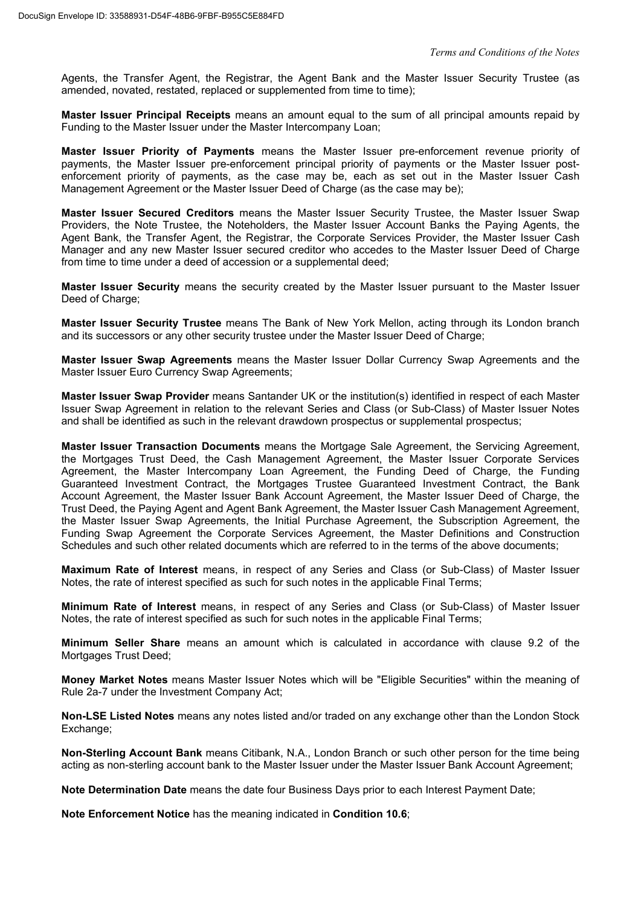Agents, the Transfer Agent, the Registrar, the Agent Bank and the Master Issuer Security Trustee (as amended, novated, restated, replaced or supplemented from time to time);

**Master Issuer Principal Receipts** means an amount equal to the sum of all principal amounts repaid by Funding to the Master Issuer under the Master Intercompany Loan;

**Master Issuer Priority of Payments** means the Master Issuer pre-enforcement revenue priority of payments, the Master Issuer pre-enforcement principal priority of payments or the Master Issuer post-enforcement priority of payments, as the case may be, each as set out in the Master Issuer Cash Management Agreement or the Master Issuer Deed of Charge (as the case may be);

**Master Issuer Secured Creditors** means the Master Issuer Security Trustee, the Master Issuer Swap Providers, the Note Trustee, the Noteholders, the Master Issuer Account Banks the Paying Agents, the Agent Bank, the Transfer Agent, the Registrar, the Corporate Services Provider, the Master Issuer Cash Manager and any new Master Issuer secured creditor who accedes to the Master Issuer Deed of Charge from time to time under a deed of accession or a supplemental deed;

**Master Issuer Security** means the security created by the Master Issuer pursuant to the Master Issuer Deed of Charge;

**Master Issuer Security Trustee** means The Bank of New York Mellon, acting through its London branch and its successors or any other security trustee under the Master Issuer Deed of Charge;

**Master Issuer Swap Agreements** means the Master Issuer Dollar Currency Swap Agreements and the Master Issuer Euro Currency Swap Agreements;

**Master Issuer Swap Provider** means Santander UK or the institution(s) identified in respect of each Master Issuer Swap Agreement in relation to the relevant Series and Class (or Sub-Class) of Master Issuer Notes and shall be identified as such in the relevant drawdown prospectus or supplemental prospectus;

**Master Issuer Transaction Documents** means the Mortgage Sale Agreement, the Servicing Agreement, the Mortgages Trust Deed, the Cash Management Agreement, the Master Issuer Corporate Services Agreement, the Master Intercompany Loan Agreement, the Funding Deed of Charge, the Funding Guaranteed Investment Contract, the Mortgages Trustee Guaranteed Investment Contract, the Bank Account Agreement, the Master Issuer Bank Account Agreement, the Master Issuer Deed of Charge, the Trust Deed, the Paying Agent and Agent Bank Agreement, the Master Issuer Cash Management Agreement, the Master Issuer Swap Agreements, the Initial Purchase Agreement, the Subscription Agreement, the Funding Swap Agreement the Corporate Services Agreement, the Master Definitions and Construction Schedules and such other related documents which are referred to in the terms of the above documents;

**Maximum Rate of Interest** means, in respect of any Series and Class (or Sub-Class) of Master Issuer Notes, the rate of interest specified as such for such notes in the applicable Final Terms;

**Minimum Rate of Interest** means, in respect of any Series and Class (or Sub-Class) of Master Issuer Notes, the rate of interest specified as such for such notes in the applicable Final Terms;

**Minimum Seller Share** means an amount which is calculated in accordance with clause 9.2 of the Mortgages Trust Deed;

**Money Market Notes** means Master Issuer Notes which will be "Eligible Securities" within the meaning of Rule 2a-7 under the Investment Company Act;

**Non-LSE Listed Notes** means any notes listed and/or traded on any exchange other than the London Stock Exchange;

**Non-Sterling Account Bank** means Citibank, N.A., London Branch or such other person for the time being acting as non-sterling account bank to the Master Issuer under the Master Issuer Bank Account Agreement;

**Note Determination Date** means the date four Business Days prior to each Interest Payment Date;

**Note Enforcement Notice** has the meaning indicated in **Condition 10.6**;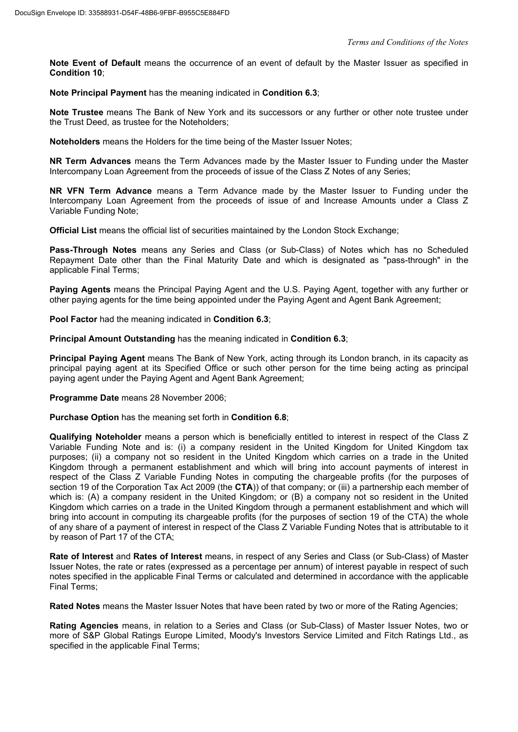**Note Event of Default** means the occurrence of an event of default by the Master Issuer as specified in **Condition 10**;

**Note Principal Payment** has the meaning indicated in **Condition 6.3**;

**Note Trustee** means The Bank of New York and its successors or any further or other note trustee under the Trust Deed, as trustee for the Noteholders;

**Noteholders** means the Holders for the time being of the Master Issuer Notes;

**NR Term Advances** means the Term Advances made by the Master Issuer to Funding under the Master Intercompany Loan Agreement from the proceeds of issue of the Class Z Notes of any Series;

**NR VFN Term Advance** means a Term Advance made by the Master Issuer to Funding under the Intercompany Loan Agreement from the proceeds of issue of and Increase Amounts under a Class Z Variable Funding Note;

**Official List** means the official list of securities maintained by the London Stock Exchange;

**Pass-Through Notes** means any Series and Class (or Sub-Class) of Notes which has no Scheduled Repayment Date other than the Final Maturity Date and which is designated as "pass-through" in the applicable Final Terms;

**Paying Agents** means the Principal Paying Agent and the U.S. Paying Agent, together with any further or other paying agents for the time being appointed under the Paying Agent and Agent Bank Agreement;

**Pool Factor** had the meaning indicated in **Condition 6.3**;

**Principal Amount Outstanding** has the meaning indicated in **Condition 6.3**;

**Principal Paying Agent** means The Bank of New York, acting through its London branch, in its capacity as principal paying agent at its Specified Office or such other person for the time being acting as principal paying agent under the Paying Agent and Agent Bank Agreement;

**Programme Date** means 28 November 2006;

**Purchase Option** has the meaning set forth in **Condition 6.8**;

**Qualifying Noteholder** means a person which is beneficially entitled to interest in respect of the Class Z Variable Funding Note and is: (i) a company resident in the United Kingdom for United Kingdom tax purposes; (ii) a company not so resident in the United Kingdom which carries on a trade in the United Kingdom through a permanent establishment and which will bring into account payments of interest in respect of the Class Z Variable Funding Notes in computing the chargeable profits (for the purposes of section 19 of the Corporation Tax Act 2009 (the **CTA**)) of that company; or (iii) a partnership each member of which is: (A) a company resident in the United Kingdom; or (B) a company not so resident in the United Kingdom which carries on a trade in the United Kingdom through a permanent establishment and which will bring into account in computing its chargeable profits (for the purposes of section 19 of the CTA) the whole of any share of a payment of interest in respect of the Class Z Variable Funding Notes that is attributable to it by reason of Part 17 of the CTA;

**Rate of Interest** and **Rates of Interest** means, in respect of any Series and Class (or Sub-Class) of Master Issuer Notes, the rate or rates (expressed as a percentage per annum) of interest payable in respect of such notes specified in the applicable Final Terms or calculated and determined in accordance with the applicable Final Terms;

**Rated Notes** means the Master Issuer Notes that have been rated by two or more of the Rating Agencies;

**Rating Agencies** means, in relation to a Series and Class (or Sub-Class) of Master Issuer Notes, two or more of S&P Global Ratings Europe Limited, Moody's Investors Service Limited and Fitch Ratings Ltd., as specified in the applicable Final Terms;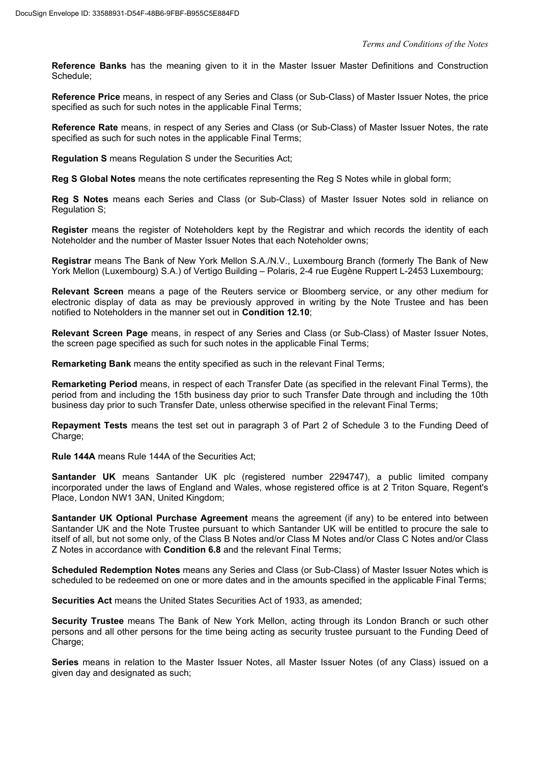**Reference Banks** has the meaning given to it in the Master Issuer Master Definitions and Construction Schedule;

**Reference Price** means, in respect of any Series and Class (or Sub-Class) of Master Issuer Notes, the price specified as such for such notes in the applicable Final Terms;

**Reference Rate** means, in respect of any Series and Class (or Sub-Class) of Master Issuer Notes, the rate specified as such for such notes in the applicable Final Terms;

**Regulation S** means Regulation S under the Securities Act;

**Reg S Global Notes** means the note certificates representing the Reg S Notes while in global form;

**Reg S Notes** means each Series and Class (or Sub-Class) of Master Issuer Notes sold in reliance on Regulation S;

**Register** means the register of Noteholders kept by the Registrar and which records the identity of each Noteholder and the number of Master Issuer Notes that each Noteholder owns;

**Registrar** means The Bank of New York Mellon S.A./N.V., Luxembourg Branch (formerly The Bank of New York Mellon (Luxembourg) S.A.) of Vertigo Building – Polaris, 2-4 rue Eugène Ruppert L-2453 Luxembourg;

**Relevant Screen** means a page of the Reuters service or Bloomberg service, or any other medium for electronic display of data as may be previously approved in writing by the Note Trustee and has been notified to Noteholders in the manner set out in **Condition 12.10**;

**Relevant Screen Page** means, in respect of any Series and Class (or Sub-Class) of Master Issuer Notes, the screen page specified as such for such notes in the applicable Final Terms;

**Remarketing Bank** means the entity specified as such in the relevant Final Terms;

**Remarketing Period** means, in respect of each Transfer Date (as specified in the relevant Final Terms), the period from and including the 15th business day prior to such Transfer Date through and including the 10th business day prior to such Transfer Date, unless otherwise specified in the relevant Final Terms;

**Repayment Tests** means the test set out in paragraph 3 of Part 2 of Schedule 3 to the Funding Deed of Charge;

**Rule 144A** means Rule 144A of the Securities Act;

**Santander UK** means Santander UK plc (registered number 2294747), a public limited company incorporated under the laws of England and Wales, whose registered office is at 2 Triton Square, Regent's Place, London NW1 3AN, United Kingdom;

**Santander UK Optional Purchase Agreement** means the agreement (if any) to be entered into between Santander UK and the Note Trustee pursuant to which Santander UK will be entitled to procure the sale to itself of all, but not some only, of the Class B Notes and/or Class M Notes and/or Class C Notes and/or Class Z Notes in accordance with **Condition 6.8** and the relevant Final Terms;

**Scheduled Redemption Notes** means any Series and Class (or Sub-Class) of Master Issuer Notes which is scheduled to be redeemed on one or more dates and in the amounts specified in the applicable Final Terms;

**Securities Act** means the United States Securities Act of 1933, as amended;

**Security Trustee** means The Bank of New York Mellon, acting through its London Branch or such other persons and all other persons for the time being acting as security trustee pursuant to the Funding Deed of Charge;

**Series** means in relation to the Master Issuer Notes, all Master Issuer Notes (of any Class) issued on a given day and designated as such;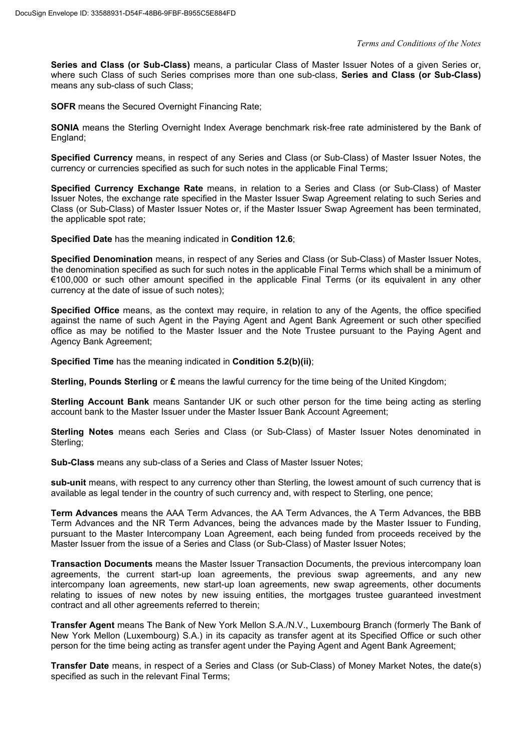**Series and Class (or Sub-Class)** means, a particular Class of Master Issuer Notes of a given Series or, where such Class of such Series comprises more than one sub-class, **Series and Class (or Sub-Class)** means any sub-class of such Class;

**SOFR** means the Secured Overnight Financing Rate;

**SONIA** means the Sterling Overnight Index Average benchmark risk-free rate administered by the Bank of England;

**Specified Currency** means, in respect of any Series and Class (or Sub-Class) of Master Issuer Notes, the currency or currencies specified as such for such notes in the applicable Final Terms;

**Specified Currency Exchange Rate** means, in relation to a Series and Class (or Sub-Class) of Master Issuer Notes, the exchange rate specified in the Master Issuer Swap Agreement relating to such Series and Class (or Sub-Class) of Master Issuer Notes or, if the Master Issuer Swap Agreement has been terminated, the applicable spot rate;

**Specified Date** has the meaning indicated in **Condition 12.6**;

**Specified Denomination** means, in respect of any Series and Class (or Sub-Class) of Master Issuer Notes, the denomination specified as such for such notes in the applicable Final Terms which shall be a minimum of €100,000 or such other amount specified in the applicable Final Terms (or its equivalent in any other currency at the date of issue of such notes);

**Specified Office** means, as the context may require, in relation to any of the Agents, the office specified against the name of such Agent in the Paying Agent and Agent Bank Agreement or such other specified office as may be notified to the Master Issuer and the Note Trustee pursuant to the Paying Agent and Agency Bank Agreement;

**Specified Time** has the meaning indicated in **Condition 5.2(b)(ii)**;

**Sterling, Pounds Sterling** or **£** means the lawful currency for the time being of the United Kingdom;

**Sterling Account Bank** means Santander UK or such other person for the time being acting as sterling account bank to the Master Issuer under the Master Issuer Bank Account Agreement;

**Sterling Notes** means each Series and Class (or Sub-Class) of Master Issuer Notes denominated in Sterling;

**Sub-Class** means any sub-class of a Series and Class of Master Issuer Notes;

**sub-unit** means, with respect to any currency other than Sterling, the lowest amount of such currency that is available as legal tender in the country of such currency and, with respect to Sterling, one pence;

**Term Advances** means the AAA Term Advances, the AA Term Advances, the A Term Advances, the BBB Term Advances and the NR Term Advances, being the advances made by the Master Issuer to Funding, pursuant to the Master Intercompany Loan Agreement, each being funded from proceeds received by the Master Issuer from the issue of a Series and Class (or Sub-Class) of Master Issuer Notes;

**Transaction Documents** means the Master Issuer Transaction Documents, the previous intercompany loan agreements, the current start-up loan agreements, the previous swap agreements, and any new intercompany loan agreements, new start-up loan agreements, new swap agreements, other documents relating to issues of new notes by new issuing entities, the mortgages trustee guaranteed investment contract and all other agreements referred to therein;

**Transfer Agent** means The Bank of New York Mellon S.A./N.V., Luxembourg Branch (formerly The Bank of New York Mellon (Luxembourg) S.A.) in its capacity as transfer agent at its Specified Office or such other person for the time being acting as transfer agent under the Paying Agent and Agent Bank Agreement;

**Transfer Date** means, in respect of a Series and Class (or Sub-Class) of Money Market Notes, the date(s) specified as such in the relevant Final Terms;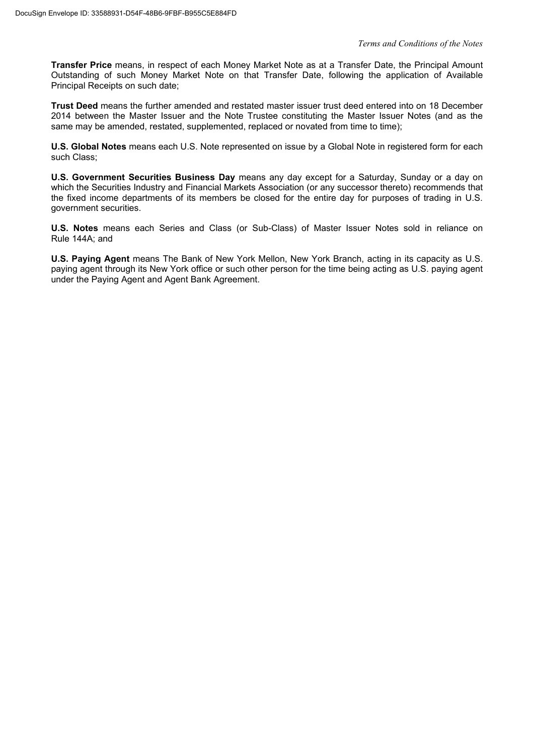**Transfer Price** means, in respect of each Money Market Note as at a Transfer Date, the Principal Amount Outstanding of such Money Market Note on that Transfer Date, following the application of Available Principal Receipts on such date;

**Trust Deed** means the further amended and restated master issuer trust deed entered into on 18 December 2014 between the Master Issuer and the Note Trustee constituting the Master Issuer Notes (and as the same may be amended, restated, supplemented, replaced or novated from time to time);

**U.S. Global Notes** means each U.S. Note represented on issue by a Global Note in registered form for each such Class;

**U.S. Government Securities Business Day** means any day except for a Saturday, Sunday or a day on which the Securities Industry and Financial Markets Association (or any successor thereto) recommends that the fixed income departments of its members be closed for the entire day for purposes of trading in U.S. government securities.

**U.S. Notes** means each Series and Class (or Sub-Class) of Master Issuer Notes sold in reliance on Rule 144A; and

**U.S. Paying Agent** means The Bank of New York Mellon, New York Branch, acting in its capacity as U.S. paying agent through its New York office or such other person for the time being acting as U.S. paying agent under the Paying Agent and Agent Bank Agreement.